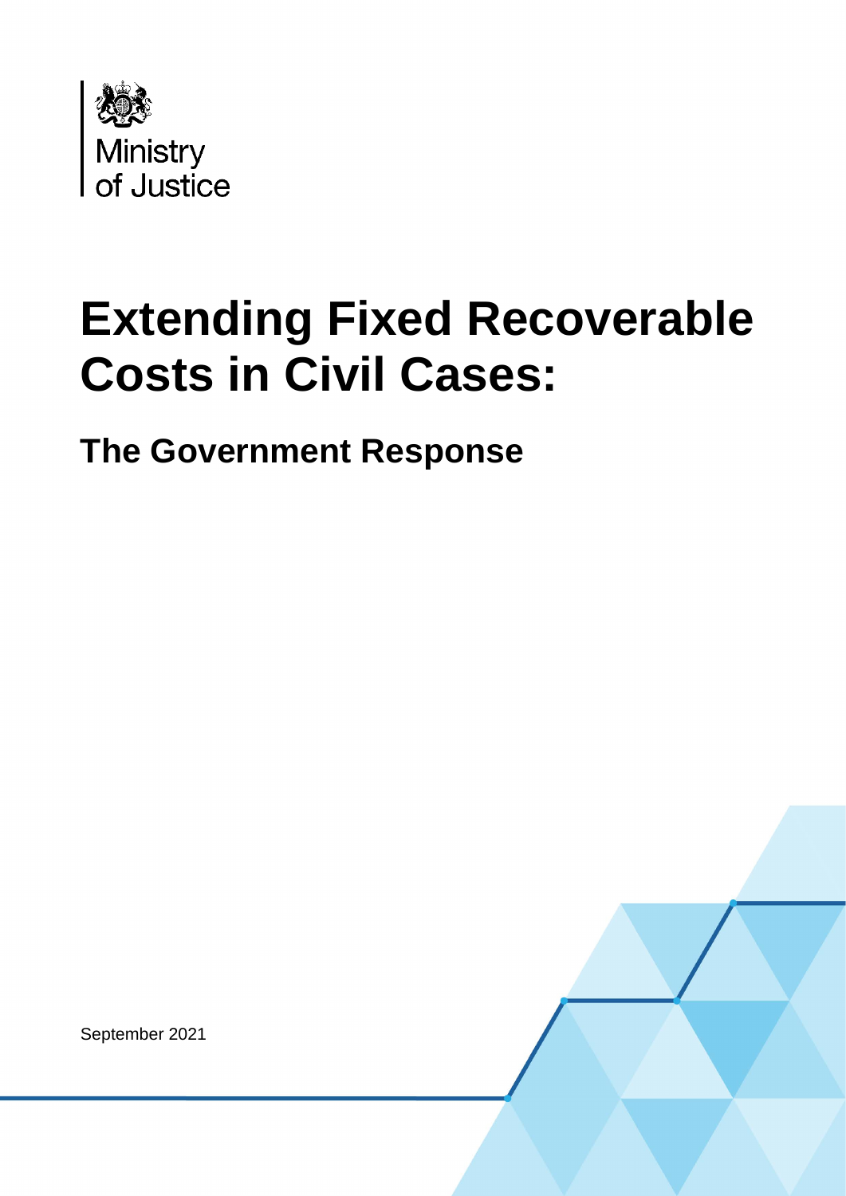Ministry of Justice

# Extending Fixed Recoverable Costs in Civil Cases:

## The Government Response

September 2021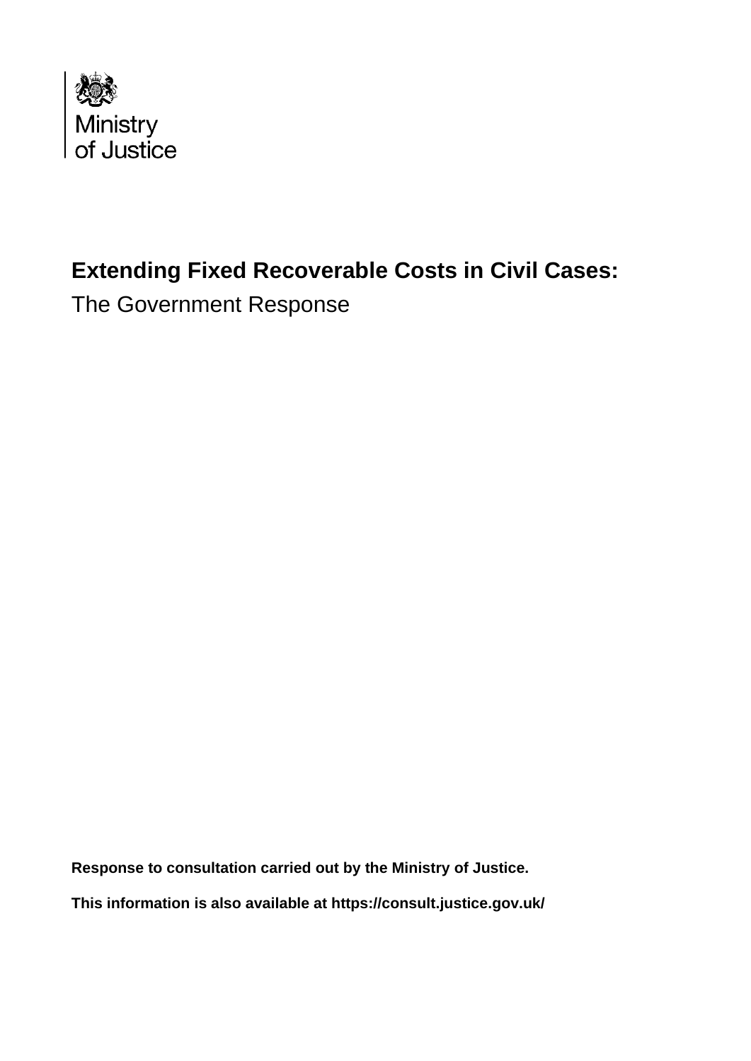Ministry of Justice

# Extending Fixed Recoverable Costs in Civil Cases:

The Government Response

**Response to consultation carried out by the Ministry of Justice.**

**This information is also available at https://consult.justice.gov.uk/**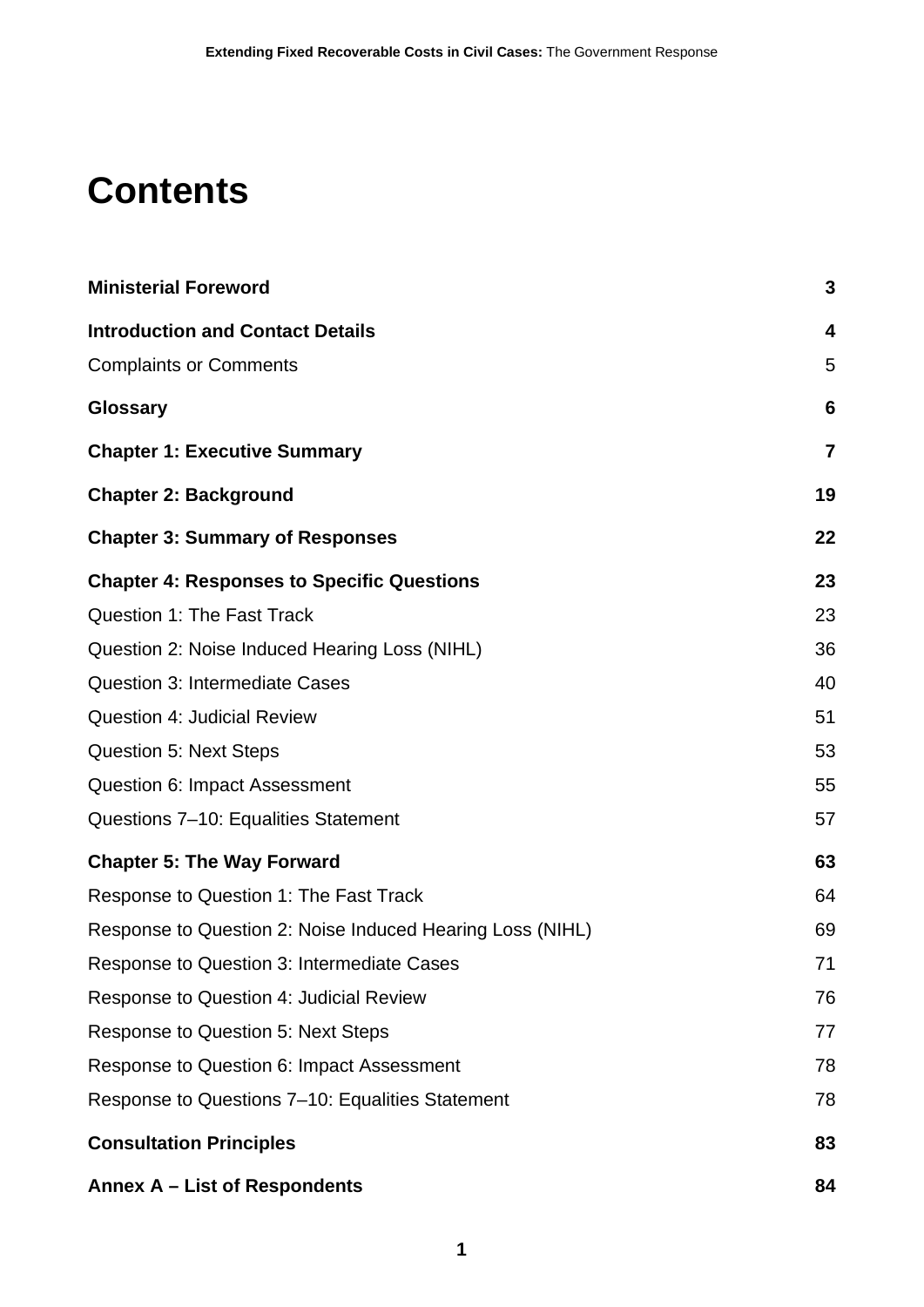# Contents

| | |
|---|---|
| **Ministerial Foreword** | **3** |
| **Introduction and Contact Details** | **4** |
| Complaints or Comments | 5 |
| **Glossary** | **6** |
| **Chapter 1: Executive Summary** | **7** |
| **Chapter 2: Background** | **19** |
| **Chapter 3: Summary of Responses** | **22** |
| **Chapter 4: Responses to Specific Questions** | **23** |
| Question 1: The Fast Track | 23 |
| Question 2: Noise Induced Hearing Loss (NIHL) | 36 |
| Question 3: Intermediate Cases | 40 |
| Question 4: Judicial Review | 51 |
| Question 5: Next Steps | 53 |
| Question 6: Impact Assessment | 55 |
| Questions 7–10: Equalities Statement | 57 |
| **Chapter 5: The Way Forward** | **63** |
| Response to Question 1: The Fast Track | 64 |
| Response to Question 2: Noise Induced Hearing Loss (NIHL) | 69 |
| Response to Question 3: Intermediate Cases | 71 |
| Response to Question 4: Judicial Review | 76 |
| Response to Question 5: Next Steps | 77 |
| Response to Question 6: Impact Assessment | 78 |
| Response to Questions 7–10: Equalities Statement | 78 |
| **Consultation Principles** | **83** |
| **Annex A – List of Respondents** | **84** |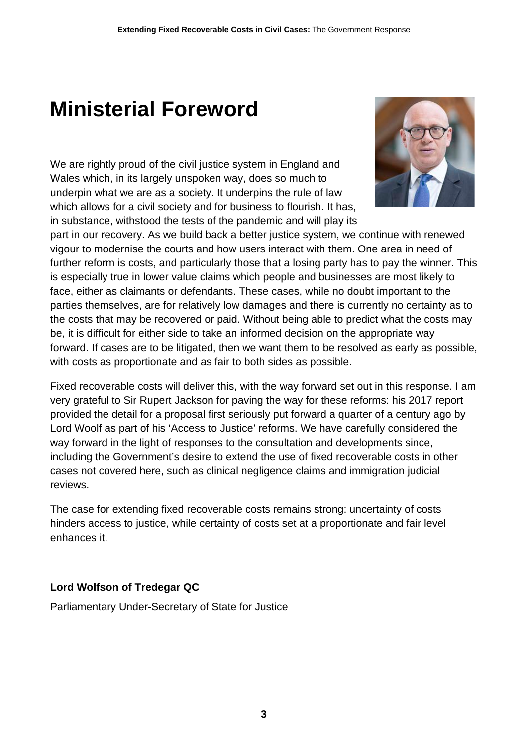# Ministerial Foreword

We are rightly proud of the civil justice system in England and Wales which, in its largely unspoken way, does so much to underpin what we are as a society. It underpins the rule of law which allows for a civil society and for business to flourish. It has, in substance, withstood the tests of the pandemic and will play its part in our recovery. As we build back a better justice system, we continue with renewed vigour to modernise the courts and how users interact with them. One area in need of further reform is costs, and particularly those that a losing party has to pay the winner. This is especially true in lower value claims which people and businesses are most likely to face, either as claimants or defendants. These cases, while no doubt important to the parties themselves, are for relatively low damages and there is currently no certainty as to the costs that may be recovered or paid. Without being able to predict what the costs may be, it is difficult for either side to take an informed decision on the appropriate way forward. If cases are to be litigated, then we want them to be resolved as early as possible, with costs as proportionate and as fair to both sides as possible.

Fixed recoverable costs will deliver this, with the way forward set out in this response. I am very grateful to Sir Rupert Jackson for paving the way for these reforms: his 2017 report provided the detail for a proposal first seriously put forward a quarter of a century ago by Lord Woolf as part of his 'Access to Justice' reforms. We have carefully considered the way forward in the light of responses to the consultation and developments since, including the Government's desire to extend the use of fixed recoverable costs in other cases not covered here, such as clinical negligence claims and immigration judicial reviews.

The case for extending fixed recoverable costs remains strong: uncertainty of costs hinders access to justice, while certainty of costs set at a proportionate and fair level enhances it.

**Lord Wolfson of Tredegar QC**

Parliamentary Under-Secretary of State for Justice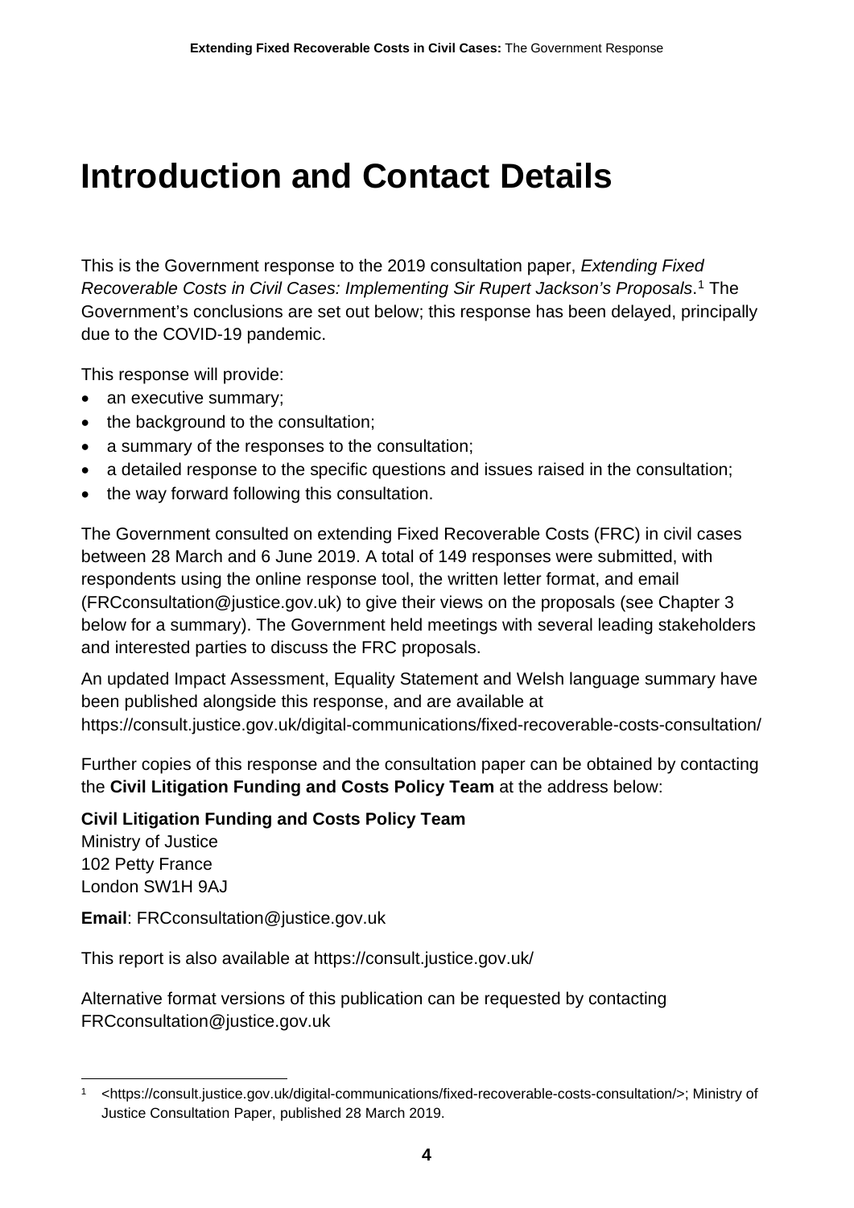# Introduction and Contact Details

This is the Government response to the 2019 consultation paper, *Extending Fixed Recoverable Costs in Civil Cases: Implementing Sir Rupert Jackson's Proposals*.[1] The Government's conclusions are set out below; this response has been delayed, principally due to the COVID-19 pandemic.

This response will provide:

- an executive summary;
- the background to the consultation;
- a summary of the responses to the consultation;
- a detailed response to the specific questions and issues raised in the consultation;
- the way forward following this consultation.

The Government consulted on extending Fixed Recoverable Costs (FRC) in civil cases between 28 March and 6 June 2019. A total of 149 responses were submitted, with respondents using the online response tool, the written letter format, and email (FRCconsultation@justice.gov.uk) to give their views on the proposals (see Chapter 3 below for a summary). The Government held meetings with several leading stakeholders and interested parties to discuss the FRC proposals.

An updated Impact Assessment, Equality Statement and Welsh language summary have been published alongside this response, and are available at https://consult.justice.gov.uk/digital-communications/fixed-recoverable-costs-consultation/

Further copies of this response and the consultation paper can be obtained by contacting the **Civil Litigation Funding and Costs Policy Team** at the address below:

**Civil Litigation Funding and Costs Policy Team**
Ministry of Justice
102 Petty France
London SW1H 9AJ

**Email**: FRCconsultation@justice.gov.uk

This report is also available at https://consult.justice.gov.uk/

Alternative format versions of this publication can be requested by contacting FRCconsultation@justice.gov.uk

---

[1] <https://consult.justice.gov.uk/digital-communications/fixed-recoverable-costs-consultation/>; Ministry of Justice Consultation Paper, published 28 March 2019.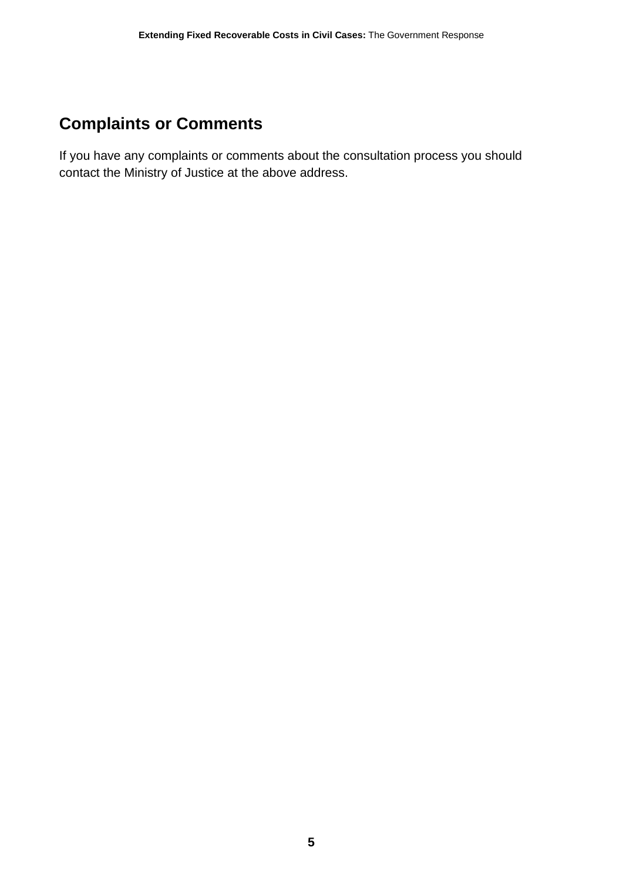## Complaints or Comments

If you have any complaints or comments about the consultation process you should contact the Ministry of Justice at the above address.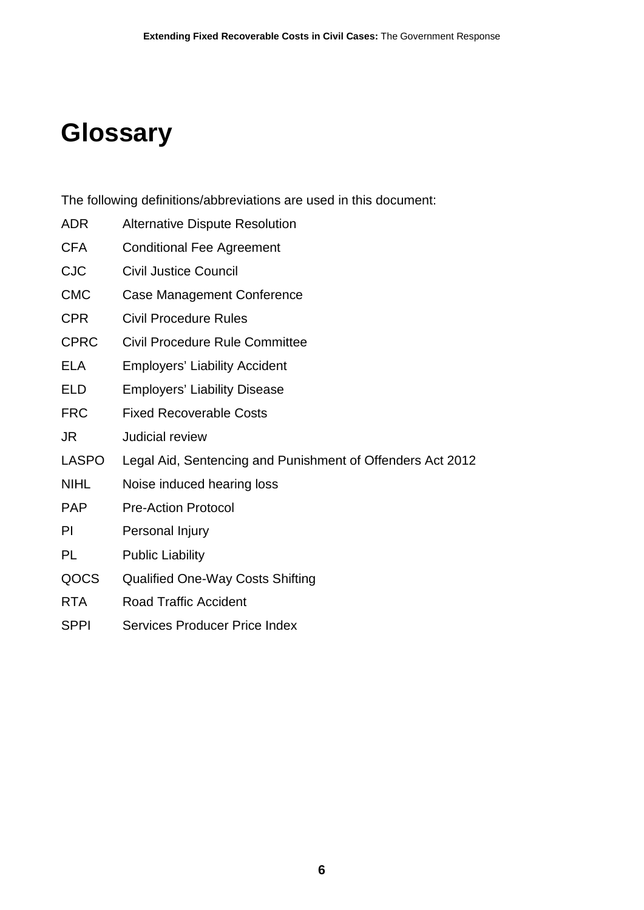# Glossary

The following definitions/abbreviations are used in this document:

| | |
|---|---|
| ADR | Alternative Dispute Resolution |
| CFA | Conditional Fee Agreement |
| CJC | Civil Justice Council |
| CMC | Case Management Conference |
| CPR | Civil Procedure Rules |
| CPRC | Civil Procedure Rule Committee |
| ELA | Employers' Liability Accident |
| ELD | Employers' Liability Disease |
| FRC | Fixed Recoverable Costs |
| JR | Judicial review |
| LASPO | Legal Aid, Sentencing and Punishment of Offenders Act 2012 |
| NIHL | Noise induced hearing loss |
| PAP | Pre-Action Protocol |
| PI | Personal Injury |
| PL | Public Liability |
| QOCS | Qualified One-Way Costs Shifting |
| RTA | Road Traffic Accident |
| SPPI | Services Producer Price Index |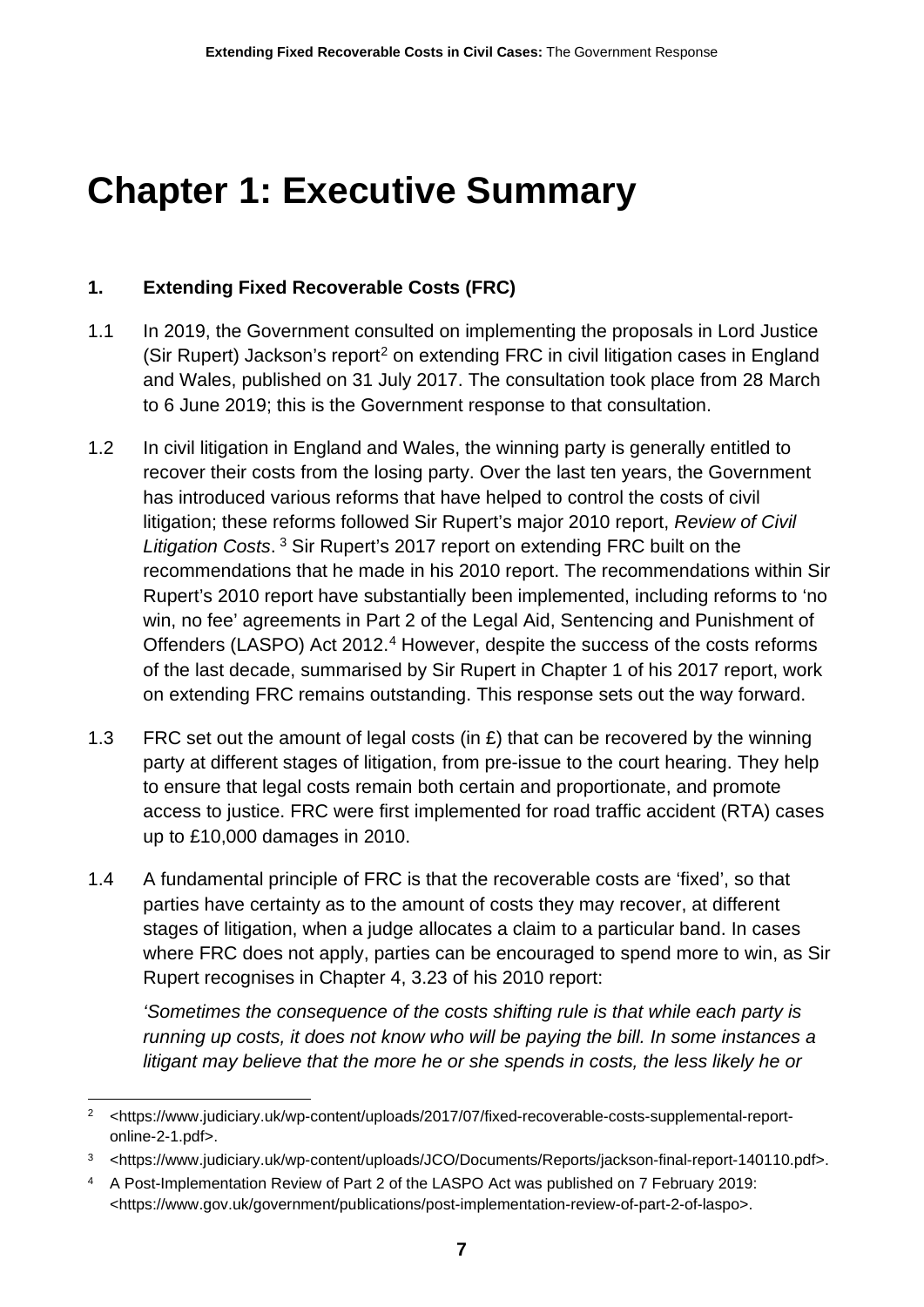# Chapter 1: Executive Summary

## 1. Extending Fixed Recoverable Costs (FRC)

1.1 In 2019, the Government consulted on implementing the proposals in Lord Justice (Sir Rupert) Jackson's report[2] on extending FRC in civil litigation cases in England and Wales, published on 31 July 2017. The consultation took place from 28 March to 6 June 2019; this is the Government response to that consultation.

1.2 In civil litigation in England and Wales, the winning party is generally entitled to recover their costs from the losing party. Over the last ten years, the Government has introduced various reforms that have helped to control the costs of civil litigation; these reforms followed Sir Rupert's major 2010 report, *Review of Civil Litigation Costs*.[3] Sir Rupert's 2017 report on extending FRC built on the recommendations that he made in his 2010 report. The recommendations within Sir Rupert's 2010 report have substantially been implemented, including reforms to 'no win, no fee' agreements in Part 2 of the Legal Aid, Sentencing and Punishment of Offenders (LASPO) Act 2012.[4] However, despite the success of the costs reforms of the last decade, summarised by Sir Rupert in Chapter 1 of his 2017 report, work on extending FRC remains outstanding. This response sets out the way forward.

1.3 FRC set out the amount of legal costs (in £) that can be recovered by the winning party at different stages of litigation, from pre-issue to the court hearing. They help to ensure that legal costs remain both certain and proportionate, and promote access to justice. FRC were first implemented for road traffic accident (RTA) cases up to £10,000 damages in 2010.

1.4 A fundamental principle of FRC is that the recoverable costs are 'fixed', so that parties have certainty as to the amount of costs they may recover, at different stages of litigation, when a judge allocates a claim to a particular band. In cases where FRC does not apply, parties can be encouraged to spend more to win, as Sir Rupert recognises in Chapter 4, 3.23 of his 2010 report:

*'Sometimes the consequence of the costs shifting rule is that while each party is running up costs, it does not know who will be paying the bill. In some instances a litigant may believe that the more he or she spends in costs, the less likely he or*

---

[2] <https://www.judiciary.uk/wp-content/uploads/2017/07/fixed-recoverable-costs-supplemental-report-online-2-1.pdf>.

[3] <https://www.judiciary.uk/wp-content/uploads/JCO/Documents/Reports/jackson-final-report-140110.pdf>.

[4] A Post-Implementation Review of Part 2 of the LASPO Act was published on 7 February 2019: <https://www.gov.uk/government/publications/post-implementation-review-of-part-2-of-laspo>.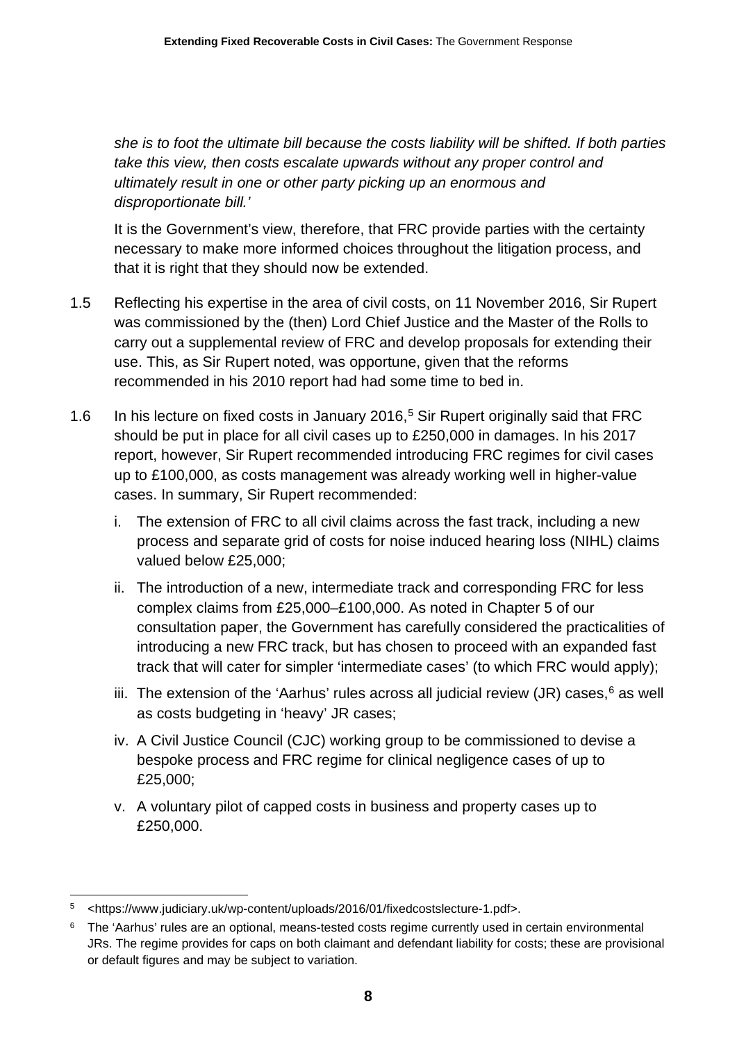*she is to foot the ultimate bill because the costs liability will be shifted. If both parties take this view, then costs escalate upwards without any proper control and ultimately result in one or other party picking up an enormous and disproportionate bill.'*

It is the Government's view, therefore, that FRC provide parties with the certainty necessary to make more informed choices throughout the litigation process, and that it is right that they should now be extended.

1.5 Reflecting his expertise in the area of civil costs, on 11 November 2016, Sir Rupert was commissioned by the (then) Lord Chief Justice and the Master of the Rolls to carry out a supplemental review of FRC and develop proposals for extending their use. This, as Sir Rupert noted, was opportune, given that the reforms recommended in his 2010 report had had some time to bed in.

1.6 In his lecture on fixed costs in January 2016,[5] Sir Rupert originally said that FRC should be put in place for all civil cases up to £250,000 in damages. In his 2017 report, however, Sir Rupert recommended introducing FRC regimes for civil cases up to £100,000, as costs management was already working well in higher-value cases. In summary, Sir Rupert recommended:

i. The extension of FRC to all civil claims across the fast track, including a new process and separate grid of costs for noise induced hearing loss (NIHL) claims valued below £25,000;

ii. The introduction of a new, intermediate track and corresponding FRC for less complex claims from £25,000–£100,000. As noted in Chapter 5 of our consultation paper, the Government has carefully considered the practicalities of introducing a new FRC track, but has chosen to proceed with an expanded fast track that will cater for simpler 'intermediate cases' (to which FRC would apply);

iii. The extension of the 'Aarhus' rules across all judicial review (JR) cases,[6] as well as costs budgeting in 'heavy' JR cases;

iv. A Civil Justice Council (CJC) working group to be commissioned to devise a bespoke process and FRC regime for clinical negligence cases of up to £25,000;

v. A voluntary pilot of capped costs in business and property cases up to £250,000.

---

[5] <https://www.judiciary.uk/wp-content/uploads/2016/01/fixedcostslecture-1.pdf>.

[6] The 'Aarhus' rules are an optional, means-tested costs regime currently used in certain environmental JRs. The regime provides for caps on both claimant and defendant liability for costs; these are provisional or default figures and may be subject to variation.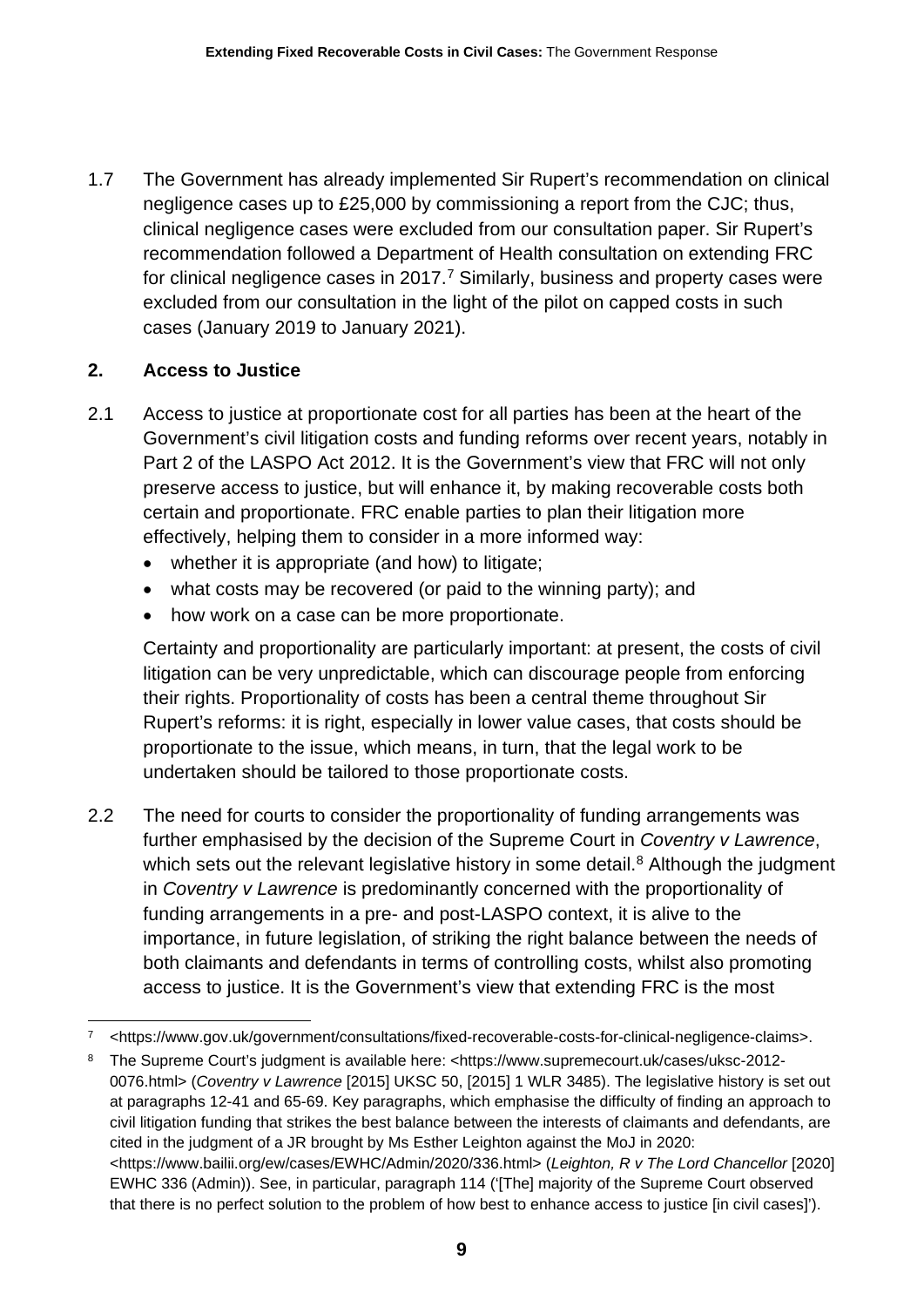1.7 The Government has already implemented Sir Rupert's recommendation on clinical negligence cases up to £25,000 by commissioning a report from the CJC; thus, clinical negligence cases were excluded from our consultation paper. Sir Rupert's recommendation followed a Department of Health consultation on extending FRC for clinical negligence cases in 2017.[7] Similarly, business and property cases were excluded from our consultation in the light of the pilot on capped costs in such cases (January 2019 to January 2021).

## 2. Access to Justice

2.1 Access to justice at proportionate cost for all parties has been at the heart of the Government's civil litigation costs and funding reforms over recent years, notably in Part 2 of the LASPO Act 2012. It is the Government's view that FRC will not only preserve access to justice, but will enhance it, by making recoverable costs both certain and proportionate. FRC enable parties to plan their litigation more effectively, helping them to consider in a more informed way:

- whether it is appropriate (and how) to litigate;
- what costs may be recovered (or paid to the winning party); and
- how work on a case can be more proportionate.

Certainty and proportionality are particularly important: at present, the costs of civil litigation can be very unpredictable, which can discourage people from enforcing their rights. Proportionality of costs has been a central theme throughout Sir Rupert's reforms: it is right, especially in lower value cases, that costs should be proportionate to the issue, which means, in turn, that the legal work to be undertaken should be tailored to those proportionate costs.

2.2 The need for courts to consider the proportionality of funding arrangements was further emphasised by the decision of the Supreme Court in *Coventry v Lawrence*, which sets out the relevant legislative history in some detail.[8] Although the judgment in *Coventry v Lawrence* is predominantly concerned with the proportionality of funding arrangements in a pre- and post-LASPO context, it is alive to the importance, in future legislation, of striking the right balance between the needs of both claimants and defendants in terms of controlling costs, whilst also promoting access to justice. It is the Government's view that extending FRC is the most

---

[7] <https://www.gov.uk/government/consultations/fixed-recoverable-costs-for-clinical-negligence-claims>.

[8] The Supreme Court's judgment is available here: <https://www.supremecourt.uk/cases/uksc-2012-0076.html> (*Coventry v Lawrence* [2015] UKSC 50, [2015] 1 WLR 3485). The legislative history is set out at paragraphs 12-41 and 65-69. Key paragraphs, which emphasise the difficulty of finding an approach to civil litigation funding that strikes the best balance between the interests of claimants and defendants, are cited in the judgment of a JR brought by Ms Esther Leighton against the MoJ in 2020: <https://www.bailii.org/ew/cases/EWHC/Admin/2020/336.html> (*Leighton, R v The Lord Chancellor* [2020] EWHC 336 (Admin)). See, in particular, paragraph 114 ('[The] majority of the Supreme Court observed that there is no perfect solution to the problem of how best to enhance access to justice [in civil cases]').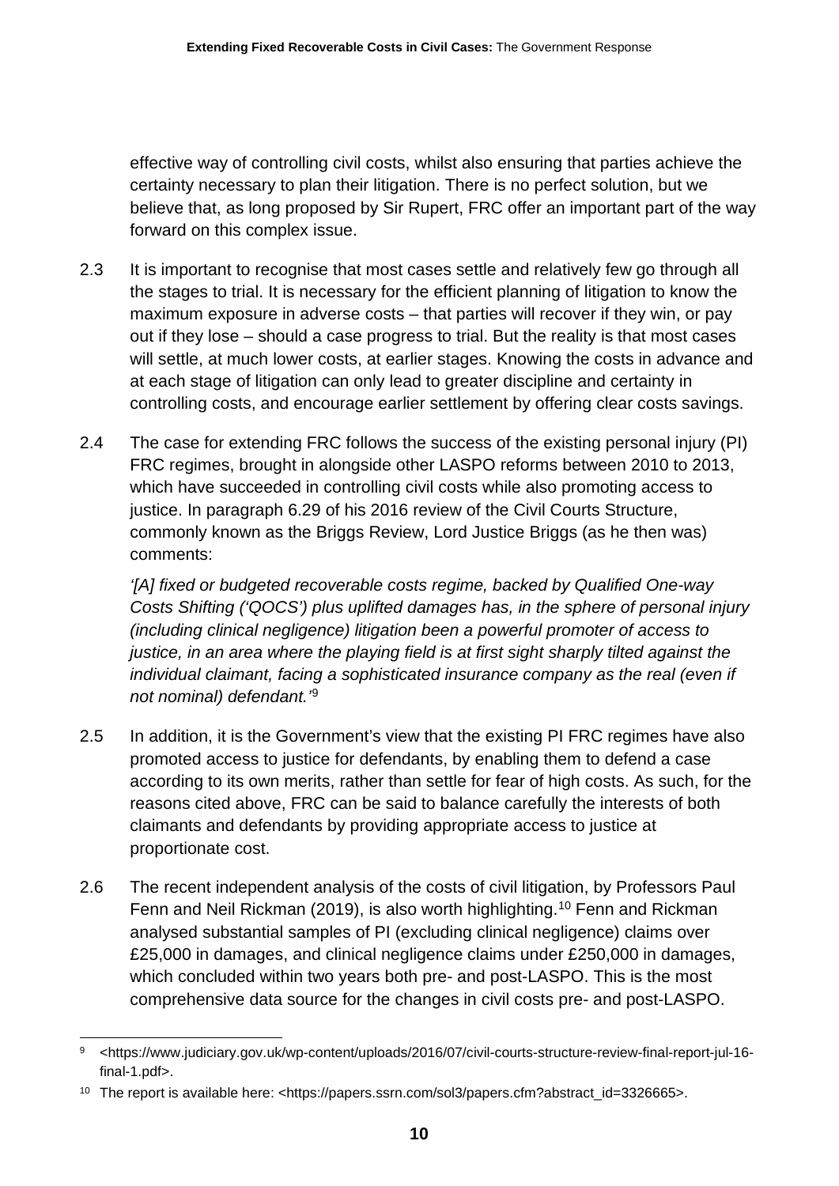effective way of controlling civil costs, whilst also ensuring that parties achieve the certainty necessary to plan their litigation. There is no perfect solution, but we believe that, as long proposed by Sir Rupert, FRC offer an important part of the way forward on this complex issue.

2.3 It is important to recognise that most cases settle and relatively few go through all the stages to trial. It is necessary for the efficient planning of litigation to know the maximum exposure in adverse costs – that parties will recover if they win, or pay out if they lose – should a case progress to trial. But the reality is that most cases will settle, at much lower costs, at earlier stages. Knowing the costs in advance and at each stage of litigation can only lead to greater discipline and certainty in controlling costs, and encourage earlier settlement by offering clear costs savings.

2.4 The case for extending FRC follows the success of the existing personal injury (PI) FRC regimes, brought in alongside other LASPO reforms between 2010 to 2013, which have succeeded in controlling civil costs while also promoting access to justice. In paragraph 6.29 of his 2016 review of the Civil Courts Structure, commonly known as the Briggs Review, Lord Justice Briggs (as he then was) comments:

*'[A] fixed or budgeted recoverable costs regime, backed by Qualified One-way Costs Shifting ('QOCS') plus uplifted damages has, in the sphere of personal injury (including clinical negligence) litigation been a powerful promoter of access to justice, in an area where the playing field is at first sight sharply tilted against the individual claimant, facing a sophisticated insurance company as the real (even if not nominal) defendant.'*[9]

2.5 In addition, it is the Government's view that the existing PI FRC regimes have also promoted access to justice for defendants, by enabling them to defend a case according to its own merits, rather than settle for fear of high costs. As such, for the reasons cited above, FRC can be said to balance carefully the interests of both claimants and defendants by providing appropriate access to justice at proportionate cost.

2.6 The recent independent analysis of the costs of civil litigation, by Professors Paul Fenn and Neil Rickman (2019), is also worth highlighting.[10] Fenn and Rickman analysed substantial samples of PI (excluding clinical negligence) claims over £25,000 in damages, and clinical negligence claims under £250,000 in damages, which concluded within two years both pre- and post-LASPO. This is the most comprehensive data source for the changes in civil costs pre- and post-LASPO.

---

[9] <https://www.judiciary.gov.uk/wp-content/uploads/2016/07/civil-courts-structure-review-final-report-jul-16-final-1.pdf>.

[10] The report is available here: <https://papers.ssrn.com/sol3/papers.cfm?abstract_id=3326665>.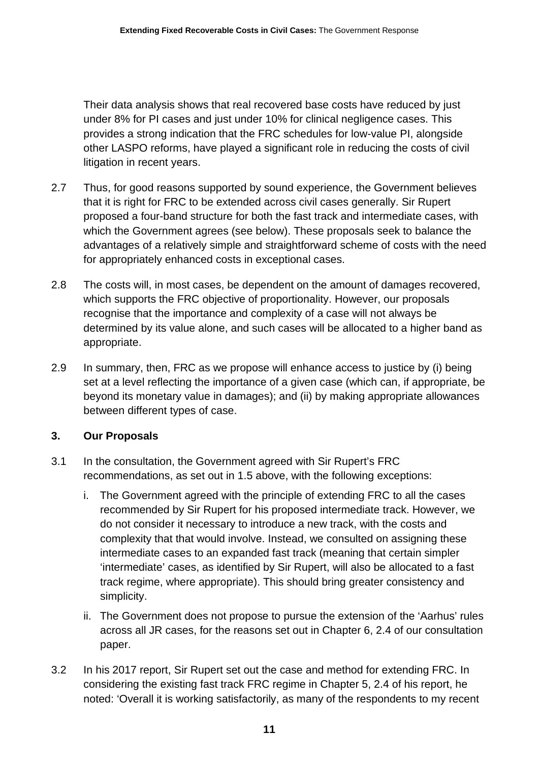Their data analysis shows that real recovered base costs have reduced by just under 8% for PI cases and just under 10% for clinical negligence cases. This provides a strong indication that the FRC schedules for low-value PI, alongside other LASPO reforms, have played a significant role in reducing the costs of civil litigation in recent years.

2.7 Thus, for good reasons supported by sound experience, the Government believes that it is right for FRC to be extended across civil cases generally. Sir Rupert proposed a four-band structure for both the fast track and intermediate cases, with which the Government agrees (see below). These proposals seek to balance the advantages of a relatively simple and straightforward scheme of costs with the need for appropriately enhanced costs in exceptional cases.

2.8 The costs will, in most cases, be dependent on the amount of damages recovered, which supports the FRC objective of proportionality. However, our proposals recognise that the importance and complexity of a case will not always be determined by its value alone, and such cases will be allocated to a higher band as appropriate.

2.9 In summary, then, FRC as we propose will enhance access to justice by (i) being set at a level reflecting the importance of a given case (which can, if appropriate, be beyond its monetary value in damages); and (ii) by making appropriate allowances between different types of case.

## 3. Our Proposals

3.1 In the consultation, the Government agreed with Sir Rupert's FRC recommendations, as set out in 1.5 above, with the following exceptions:

i. The Government agreed with the principle of extending FRC to all the cases recommended by Sir Rupert for his proposed intermediate track. However, we do not consider it necessary to introduce a new track, with the costs and complexity that that would involve. Instead, we consulted on assigning these intermediate cases to an expanded fast track (meaning that certain simpler 'intermediate' cases, as identified by Sir Rupert, will also be allocated to a fast track regime, where appropriate). This should bring greater consistency and simplicity.

ii. The Government does not propose to pursue the extension of the 'Aarhus' rules across all JR cases, for the reasons set out in Chapter 6, 2.4 of our consultation paper.

3.2 In his 2017 report, Sir Rupert set out the case and method for extending FRC. In considering the existing fast track FRC regime in Chapter 5, 2.4 of his report, he noted: 'Overall it is working satisfactorily, as many of the respondents to my recent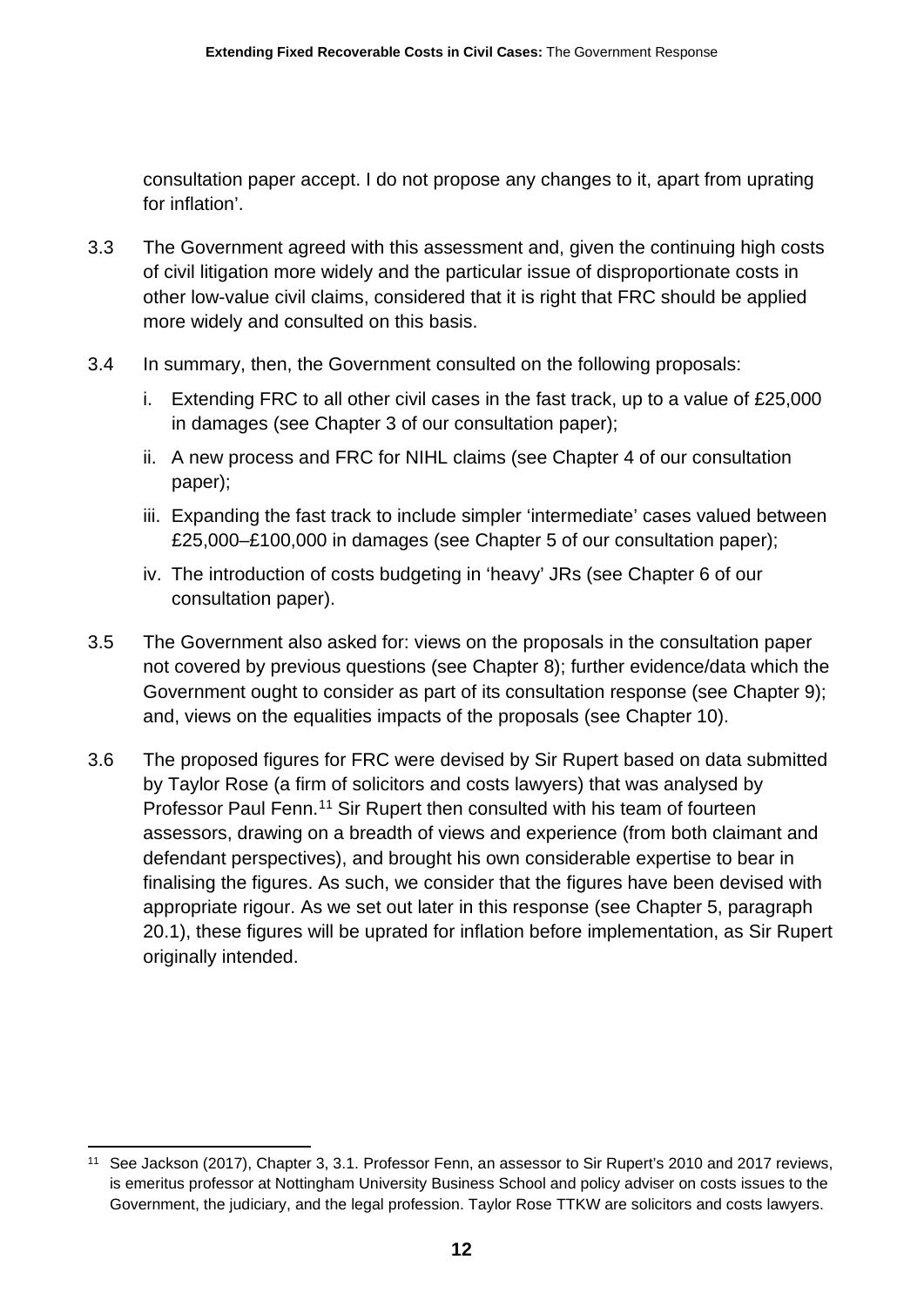consultation paper accept. I do not propose any changes to it, apart from uprating for inflation'.

3.3 The Government agreed with this assessment and, given the continuing high costs of civil litigation more widely and the particular issue of disproportionate costs in other low-value civil claims, considered that it is right that FRC should be applied more widely and consulted on this basis.

3.4 In summary, then, the Government consulted on the following proposals:

i. Extending FRC to all other civil cases in the fast track, up to a value of £25,000 in damages (see Chapter 3 of our consultation paper);

ii. A new process and FRC for NIHL claims (see Chapter 4 of our consultation paper);

iii. Expanding the fast track to include simpler 'intermediate' cases valued between £25,000–£100,000 in damages (see Chapter 5 of our consultation paper);

iv. The introduction of costs budgeting in 'heavy' JRs (see Chapter 6 of our consultation paper).

3.5 The Government also asked for: views on the proposals in the consultation paper not covered by previous questions (see Chapter 8); further evidence/data which the Government ought to consider as part of its consultation response (see Chapter 9); and, views on the equalities impacts of the proposals (see Chapter 10).

3.6 The proposed figures for FRC were devised by Sir Rupert based on data submitted by Taylor Rose (a firm of solicitors and costs lawyers) that was analysed by Professor Paul Fenn.[11] Sir Rupert then consulted with his team of fourteen assessors, drawing on a breadth of views and experience (from both claimant and defendant perspectives), and brought his own considerable expertise to bear in finalising the figures. As such, we consider that the figures have been devised with appropriate rigour. As we set out later in this response (see Chapter 5, paragraph 20.1), these figures will be uprated for inflation before implementation, as Sir Rupert originally intended.

---

[11] See Jackson (2017), Chapter 3, 3.1. Professor Fenn, an assessor to Sir Rupert's 2010 and 2017 reviews, is emeritus professor at Nottingham University Business School and policy adviser on costs issues to the Government, the judiciary, and the legal profession. Taylor Rose TTKW are solicitors and costs lawyers.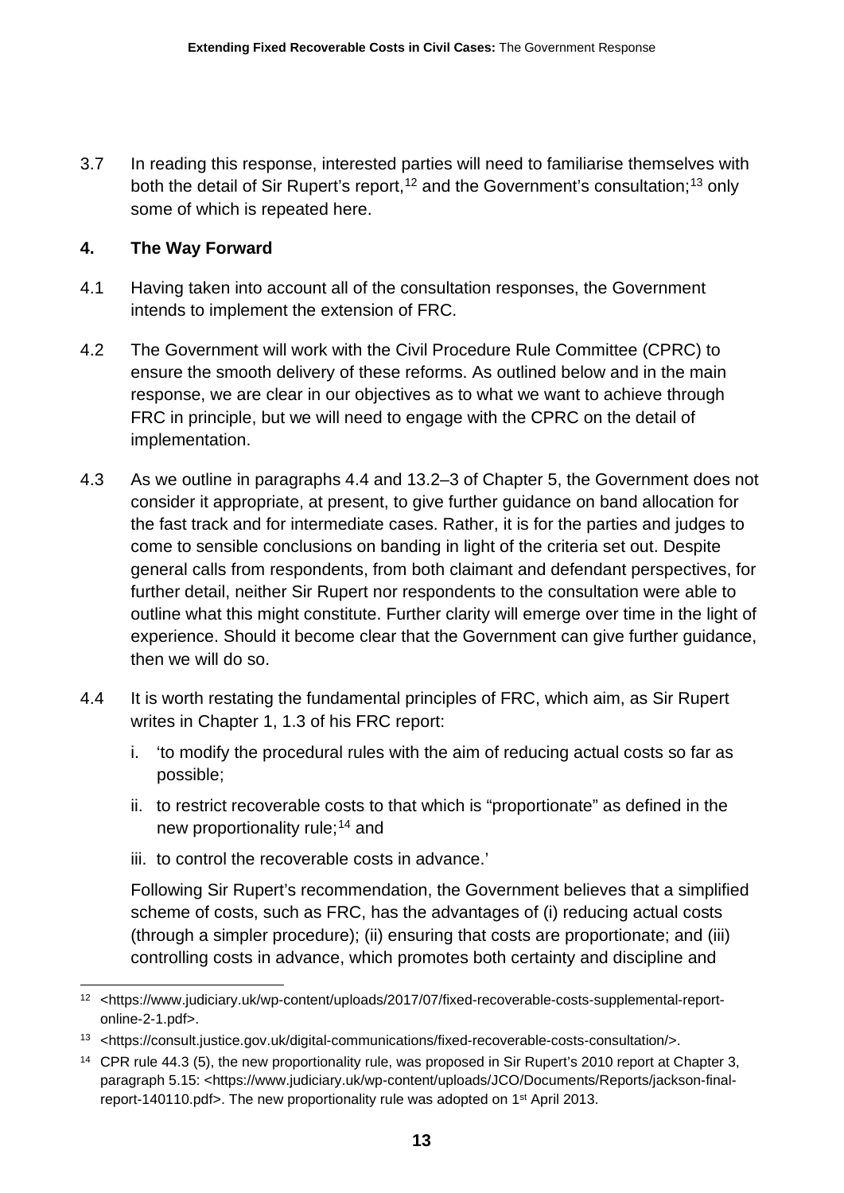3.7 In reading this response, interested parties will need to familiarise themselves with both the detail of Sir Rupert's report,[12] and the Government's consultation;[13] only some of which is repeated here.

## 4. The Way Forward

4.1 Having taken into account all of the consultation responses, the Government intends to implement the extension of FRC.

4.2 The Government will work with the Civil Procedure Rule Committee (CPRC) to ensure the smooth delivery of these reforms. As outlined below and in the main response, we are clear in our objectives as to what we want to achieve through FRC in principle, but we will need to engage with the CPRC on the detail of implementation.

4.3 As we outline in paragraphs 4.4 and 13.2–3 of Chapter 5, the Government does not consider it appropriate, at present, to give further guidance on band allocation for the fast track and for intermediate cases. Rather, it is for the parties and judges to come to sensible conclusions on banding in light of the criteria set out. Despite general calls from respondents, from both claimant and defendant perspectives, for further detail, neither Sir Rupert nor respondents to the consultation were able to outline what this might constitute. Further clarity will emerge over time in the light of experience. Should it become clear that the Government can give further guidance, then we will do so.

4.4 It is worth restating the fundamental principles of FRC, which aim, as Sir Rupert writes in Chapter 1, 1.3 of his FRC report:

i. 'to modify the procedural rules with the aim of reducing actual costs so far as possible;

ii. to restrict recoverable costs to that which is "proportionate" as defined in the new proportionality rule;[14] and

iii. to control the recoverable costs in advance.'

Following Sir Rupert's recommendation, the Government believes that a simplified scheme of costs, such as FRC, has the advantages of (i) reducing actual costs (through a simpler procedure); (ii) ensuring that costs are proportionate; and (iii) controlling costs in advance, which promotes both certainty and discipline and

---

[12] <https://www.judiciary.uk/wp-content/uploads/2017/07/fixed-recoverable-costs-supplemental-report-online-2-1.pdf>.

[13] <https://consult.justice.gov.uk/digital-communications/fixed-recoverable-costs-consultation/>.

[14] CPR rule 44.3 (5), the new proportionality rule, was proposed in Sir Rupert's 2010 report at Chapter 3, paragraph 5.15: <https://www.judiciary.uk/wp-content/uploads/JCO/Documents/Reports/jackson-final-report-140110.pdf>. The new proportionality rule was adopted on 1st April 2013.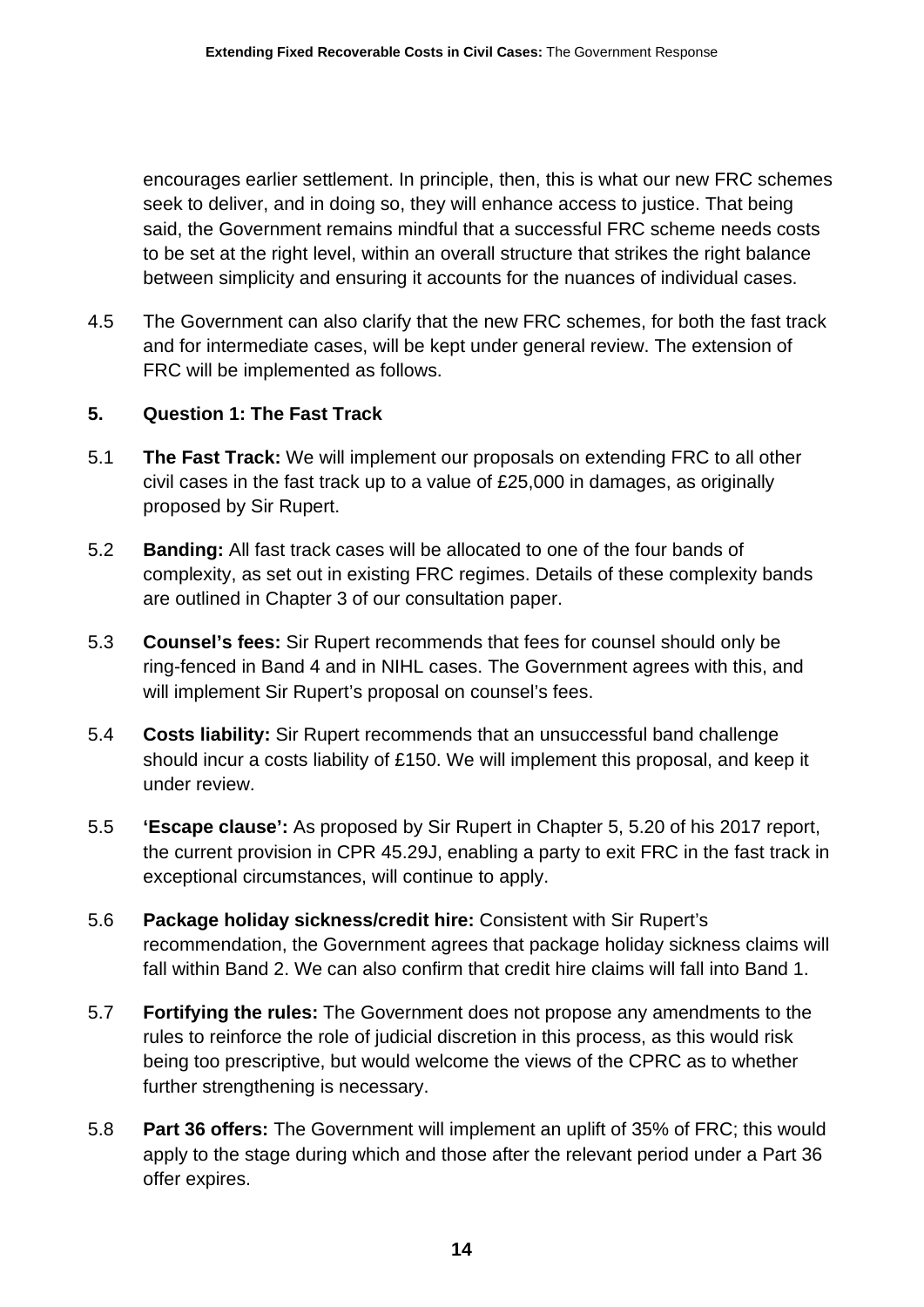encourages earlier settlement. In principle, then, this is what our new FRC schemes seek to deliver, and in doing so, they will enhance access to justice. That being said, the Government remains mindful that a successful FRC scheme needs costs to be set at the right level, within an overall structure that strikes the right balance between simplicity and ensuring it accounts for the nuances of individual cases.

4.5 The Government can also clarify that the new FRC schemes, for both the fast track and for intermediate cases, will be kept under general review. The extension of FRC will be implemented as follows.

## 5. Question 1: The Fast Track

5.1 **The Fast Track:** We will implement our proposals on extending FRC to all other civil cases in the fast track up to a value of £25,000 in damages, as originally proposed by Sir Rupert.

5.2 **Banding:** All fast track cases will be allocated to one of the four bands of complexity, as set out in existing FRC regimes. Details of these complexity bands are outlined in Chapter 3 of our consultation paper.

5.3 **Counsel's fees:** Sir Rupert recommends that fees for counsel should only be ring-fenced in Band 4 and in NIHL cases. The Government agrees with this, and will implement Sir Rupert's proposal on counsel's fees.

5.4 **Costs liability:** Sir Rupert recommends that an unsuccessful band challenge should incur a costs liability of £150. We will implement this proposal, and keep it under review.

5.5 **'Escape clause':** As proposed by Sir Rupert in Chapter 5, 5.20 of his 2017 report, the current provision in CPR 45.29J, enabling a party to exit FRC in the fast track in exceptional circumstances, will continue to apply.

5.6 **Package holiday sickness/credit hire:** Consistent with Sir Rupert's recommendation, the Government agrees that package holiday sickness claims will fall within Band 2. We can also confirm that credit hire claims will fall into Band 1.

5.7 **Fortifying the rules:** The Government does not propose any amendments to the rules to reinforce the role of judicial discretion in this process, as this would risk being too prescriptive, but would welcome the views of the CPRC as to whether further strengthening is necessary.

5.8 **Part 36 offers:** The Government will implement an uplift of 35% of FRC; this would apply to the stage during which and those after the relevant period under a Part 36 offer expires.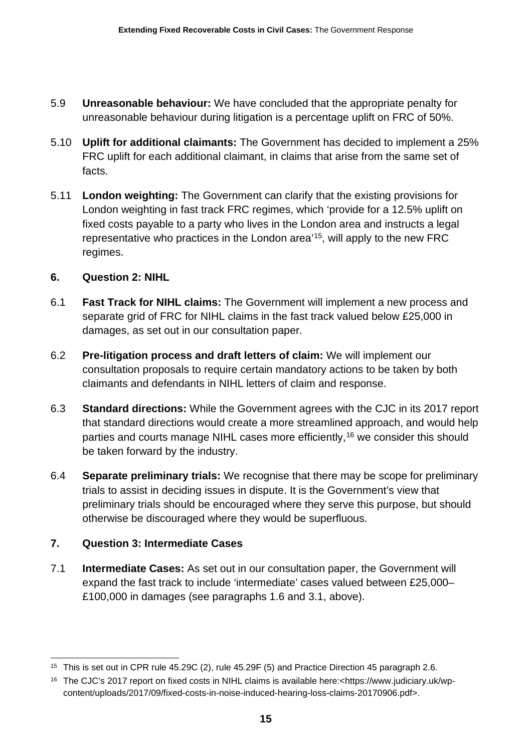5.9 **Unreasonable behaviour:** We have concluded that the appropriate penalty for unreasonable behaviour during litigation is a percentage uplift on FRC of 50%.

5.10 **Uplift for additional claimants:** The Government has decided to implement a 25% FRC uplift for each additional claimant, in claims that arise from the same set of facts.

5.11 **London weighting:** The Government can clarify that the existing provisions for London weighting in fast track FRC regimes, which 'provide for a 12.5% uplift on fixed costs payable to a party who lives in the London area and instructs a legal representative who practices in the London area'[15], will apply to the new FRC regimes.

## 6. Question 2: NIHL

6.1 **Fast Track for NIHL claims:** The Government will implement a new process and separate grid of FRC for NIHL claims in the fast track valued below £25,000 in damages, as set out in our consultation paper.

6.2 **Pre-litigation process and draft letters of claim:** We will implement our consultation proposals to require certain mandatory actions to be taken by both claimants and defendants in NIHL letters of claim and response.

6.3 **Standard directions:** While the Government agrees with the CJC in its 2017 report that standard directions would create a more streamlined approach, and would help parties and courts manage NIHL cases more efficiently,[16] we consider this should be taken forward by the industry.

6.4 **Separate preliminary trials:** We recognise that there may be scope for preliminary trials to assist in deciding issues in dispute. It is the Government's view that preliminary trials should be encouraged where they serve this purpose, but should otherwise be discouraged where they would be superfluous.

## 7. Question 3: Intermediate Cases

7.1 **Intermediate Cases:** As set out in our consultation paper, the Government will expand the fast track to include 'intermediate' cases valued between £25,000–£100,000 in damages (see paragraphs 1.6 and 3.1, above).

---

[15] This is set out in CPR rule 45.29C (2), rule 45.29F (5) and Practice Direction 45 paragraph 2.6.

[16] The CJC's 2017 report on fixed costs in NIHL claims is available here:<https://www.judiciary.uk/wp-content/uploads/2017/09/fixed-costs-in-noise-induced-hearing-loss-claims-20170906.pdf>.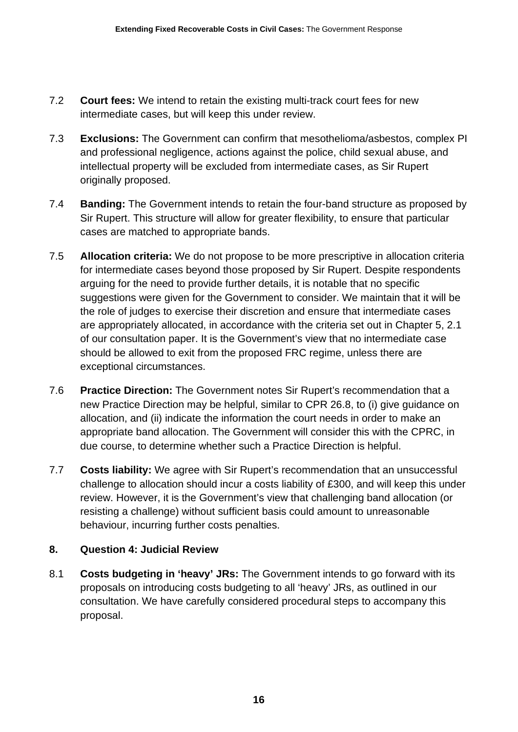7.2 **Court fees:** We intend to retain the existing multi-track court fees for new intermediate cases, but will keep this under review.

7.3 **Exclusions:** The Government can confirm that mesothelioma/asbestos, complex PI and professional negligence, actions against the police, child sexual abuse, and intellectual property will be excluded from intermediate cases, as Sir Rupert originally proposed.

7.4 **Banding:** The Government intends to retain the four-band structure as proposed by Sir Rupert. This structure will allow for greater flexibility, to ensure that particular cases are matched to appropriate bands.

7.5 **Allocation criteria:** We do not propose to be more prescriptive in allocation criteria for intermediate cases beyond those proposed by Sir Rupert. Despite respondents arguing for the need to provide further details, it is notable that no specific suggestions were given for the Government to consider. We maintain that it will be the role of judges to exercise their discretion and ensure that intermediate cases are appropriately allocated, in accordance with the criteria set out in Chapter 5, 2.1 of our consultation paper. It is the Government's view that no intermediate case should be allowed to exit from the proposed FRC regime, unless there are exceptional circumstances.

7.6 **Practice Direction:** The Government notes Sir Rupert's recommendation that a new Practice Direction may be helpful, similar to CPR 26.8, to (i) give guidance on allocation, and (ii) indicate the information the court needs in order to make an appropriate band allocation. The Government will consider this with the CPRC, in due course, to determine whether such a Practice Direction is helpful.

7.7 **Costs liability:** We agree with Sir Rupert's recommendation that an unsuccessful challenge to allocation should incur a costs liability of £300, and will keep this under review. However, it is the Government's view that challenging band allocation (or resisting a challenge) without sufficient basis could amount to unreasonable behaviour, incurring further costs penalties.

## 8. Question 4: Judicial Review

8.1 **Costs budgeting in 'heavy' JRs:** The Government intends to go forward with its proposals on introducing costs budgeting to all 'heavy' JRs, as outlined in our consultation. We have carefully considered procedural steps to accompany this proposal.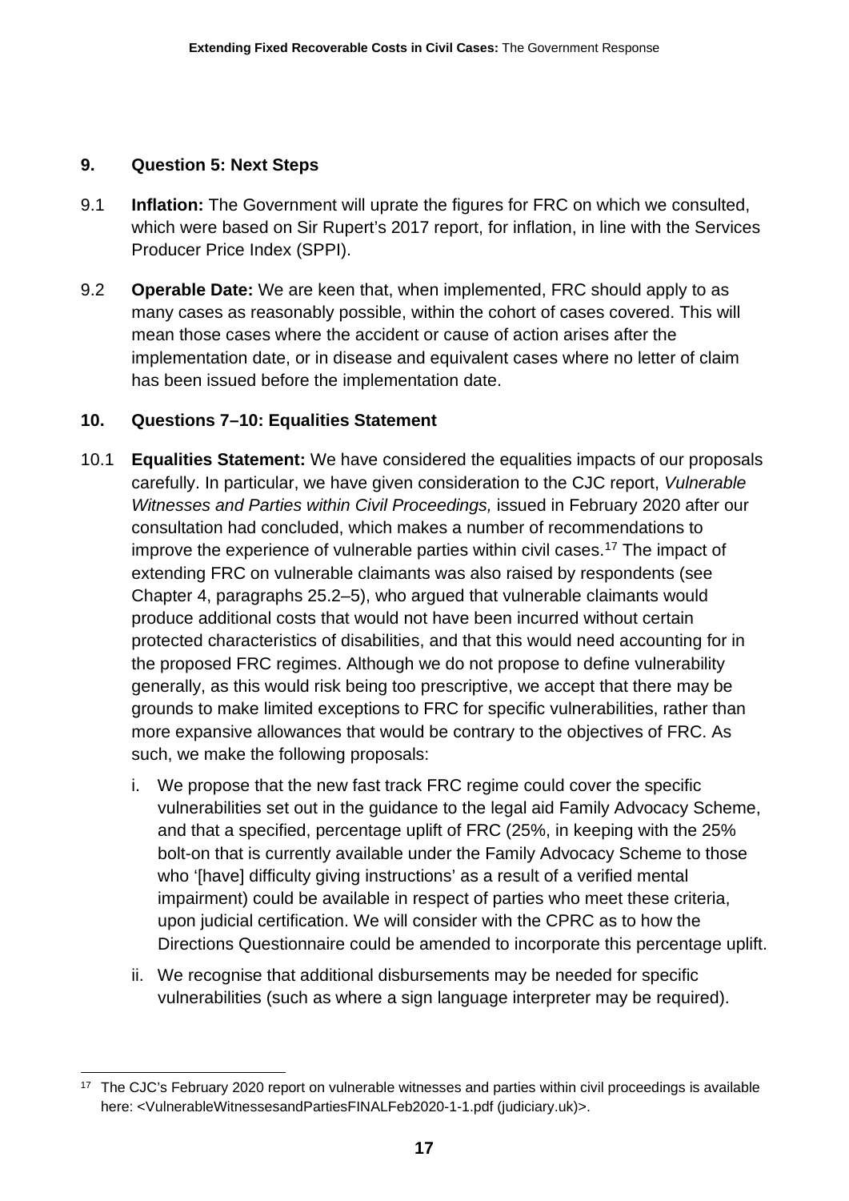## 9. Question 5: Next Steps

9.1 **Inflation:** The Government will uprate the figures for FRC on which we consulted, which were based on Sir Rupert's 2017 report, for inflation, in line with the Services Producer Price Index (SPPI).

9.2 **Operable Date:** We are keen that, when implemented, FRC should apply to as many cases as reasonably possible, within the cohort of cases covered. This will mean those cases where the accident or cause of action arises after the implementation date, or in disease and equivalent cases where no letter of claim has been issued before the implementation date.

## 10. Questions 7–10: Equalities Statement

10.1 **Equalities Statement:** We have considered the equalities impacts of our proposals carefully. In particular, we have given consideration to the CJC report, *Vulnerable Witnesses and Parties within Civil Proceedings,* issued in February 2020 after our consultation had concluded, which makes a number of recommendations to improve the experience of vulnerable parties within civil cases.[17] The impact of extending FRC on vulnerable claimants was also raised by respondents (see Chapter 4, paragraphs 25.2–5), who argued that vulnerable claimants would produce additional costs that would not have been incurred without certain protected characteristics of disabilities, and that this would need accounting for in the proposed FRC regimes. Although we do not propose to define vulnerability generally, as this would risk being too prescriptive, we accept that there may be grounds to make limited exceptions to FRC for specific vulnerabilities, rather than more expansive allowances that would be contrary to the objectives of FRC. As such, we make the following proposals:

i. We propose that the new fast track FRC regime could cover the specific vulnerabilities set out in the guidance to the legal aid Family Advocacy Scheme, and that a specified, percentage uplift of FRC (25%, in keeping with the 25% bolt-on that is currently available under the Family Advocacy Scheme to those who '[have] difficulty giving instructions' as a result of a verified mental impairment) could be available in respect of parties who meet these criteria, upon judicial certification. We will consider with the CPRC as to how the Directions Questionnaire could be amended to incorporate this percentage uplift.

ii. We recognise that additional disbursements may be needed for specific vulnerabilities (such as where a sign language interpreter may be required).

---

[17] The CJC's February 2020 report on vulnerable witnesses and parties within civil proceedings is available here: <VulnerableWitnessesandPartiesFINALFeb2020-1-1.pdf (judiciary.uk)>.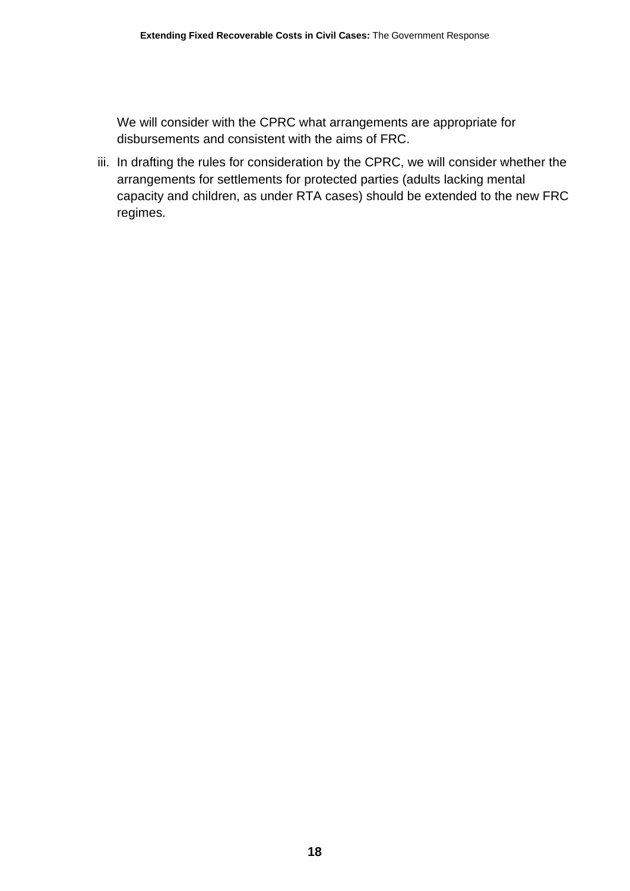We will consider with the CPRC what arrangements are appropriate for disbursements and consistent with the aims of FRC.

iii. In drafting the rules for consideration by the CPRC, we will consider whether the arrangements for settlements for protected parties (adults lacking mental capacity and children, as under RTA cases) should be extended to the new FRC regimes.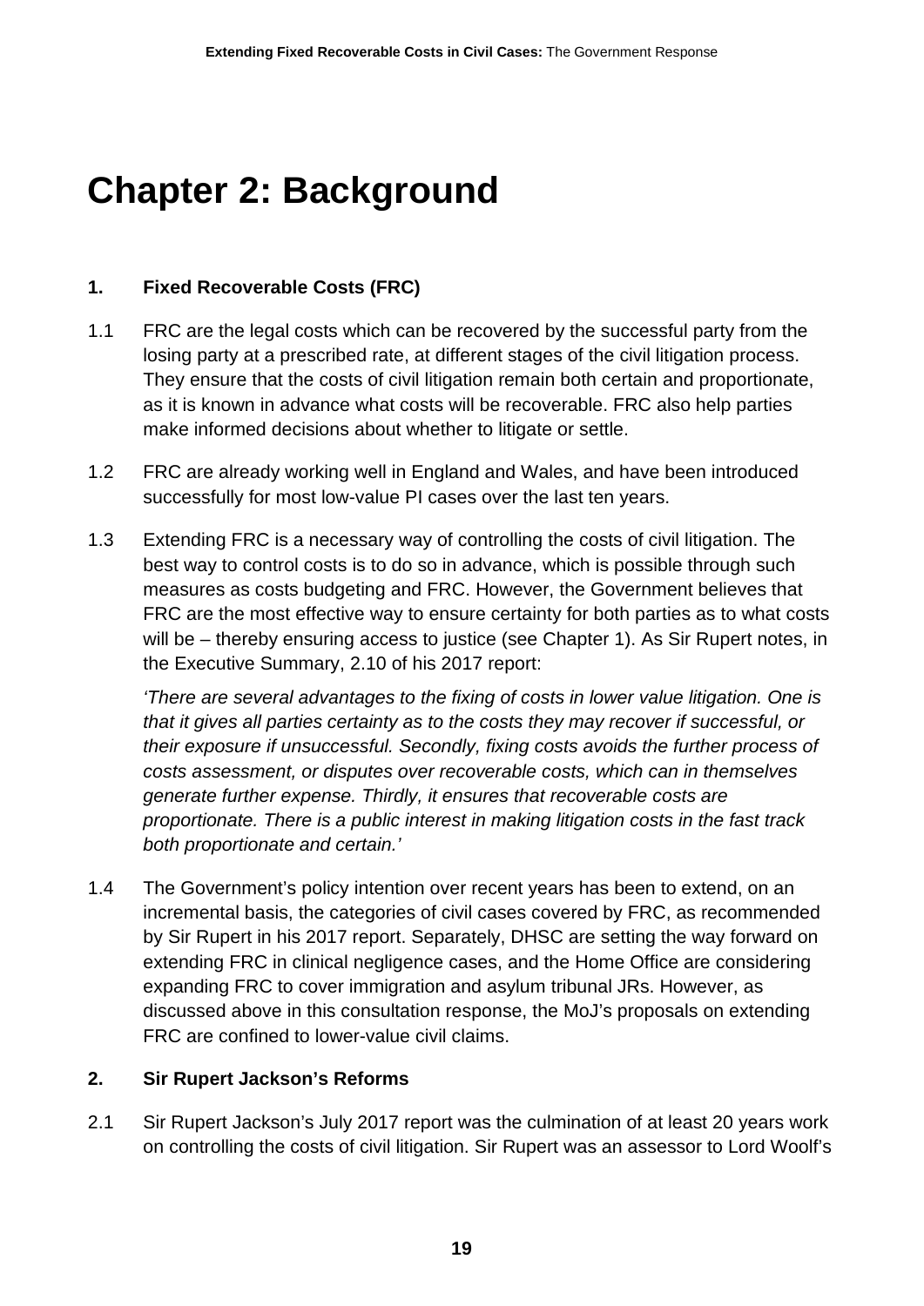# Chapter 2: Background

## 1. Fixed Recoverable Costs (FRC)

1.1 FRC are the legal costs which can be recovered by the successful party from the losing party at a prescribed rate, at different stages of the civil litigation process. They ensure that the costs of civil litigation remain both certain and proportionate, as it is known in advance what costs will be recoverable. FRC also help parties make informed decisions about whether to litigate or settle.

1.2 FRC are already working well in England and Wales, and have been introduced successfully for most low-value PI cases over the last ten years.

1.3 Extending FRC is a necessary way of controlling the costs of civil litigation. The best way to control costs is to do so in advance, which is possible through such measures as costs budgeting and FRC. However, the Government believes that FRC are the most effective way to ensure certainty for both parties as to what costs will be – thereby ensuring access to justice (see Chapter 1). As Sir Rupert notes, in the Executive Summary, 2.10 of his 2017 report:

*'There are several advantages to the fixing of costs in lower value litigation. One is that it gives all parties certainty as to the costs they may recover if successful, or their exposure if unsuccessful. Secondly, fixing costs avoids the further process of costs assessment, or disputes over recoverable costs, which can in themselves generate further expense. Thirdly, it ensures that recoverable costs are proportionate. There is a public interest in making litigation costs in the fast track both proportionate and certain.'*

1.4 The Government's policy intention over recent years has been to extend, on an incremental basis, the categories of civil cases covered by FRC, as recommended by Sir Rupert in his 2017 report. Separately, DHSC are setting the way forward on extending FRC in clinical negligence cases, and the Home Office are considering expanding FRC to cover immigration and asylum tribunal JRs. However, as discussed above in this consultation response, the MoJ's proposals on extending FRC are confined to lower-value civil claims.

## 2. Sir Rupert Jackson's Reforms

2.1 Sir Rupert Jackson's July 2017 report was the culmination of at least 20 years work on controlling the costs of civil litigation. Sir Rupert was an assessor to Lord Woolf's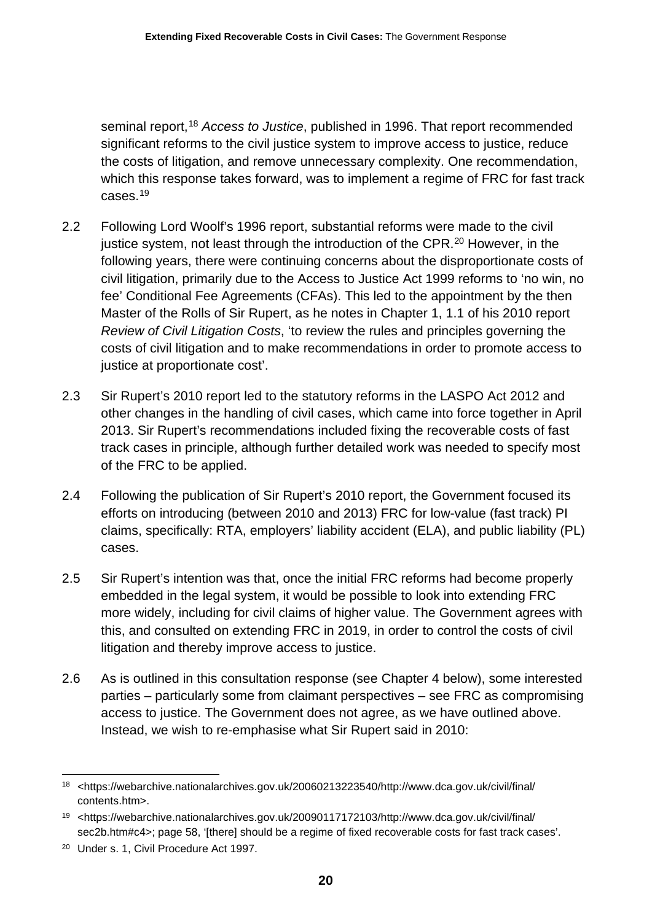seminal report,[18] *Access to Justice*, published in 1996. That report recommended significant reforms to the civil justice system to improve access to justice, reduce the costs of litigation, and remove unnecessary complexity. One recommendation, which this response takes forward, was to implement a regime of FRC for fast track cases.[19]

2.2 Following Lord Woolf's 1996 report, substantial reforms were made to the civil justice system, not least through the introduction of the CPR.[20] However, in the following years, there were continuing concerns about the disproportionate costs of civil litigation, primarily due to the Access to Justice Act 1999 reforms to 'no win, no fee' Conditional Fee Agreements (CFAs). This led to the appointment by the then Master of the Rolls of Sir Rupert, as he notes in Chapter 1, 1.1 of his 2010 report *Review of Civil Litigation Costs*, 'to review the rules and principles governing the costs of civil litigation and to make recommendations in order to promote access to justice at proportionate cost'.

2.3 Sir Rupert's 2010 report led to the statutory reforms in the LASPO Act 2012 and other changes in the handling of civil cases, which came into force together in April 2013. Sir Rupert's recommendations included fixing the recoverable costs of fast track cases in principle, although further detailed work was needed to specify most of the FRC to be applied.

2.4 Following the publication of Sir Rupert's 2010 report, the Government focused its efforts on introducing (between 2010 and 2013) FRC for low-value (fast track) PI claims, specifically: RTA, employers' liability accident (ELA), and public liability (PL) cases.

2.5 Sir Rupert's intention was that, once the initial FRC reforms had become properly embedded in the legal system, it would be possible to look into extending FRC more widely, including for civil claims of higher value. The Government agrees with this, and consulted on extending FRC in 2019, in order to control the costs of civil litigation and thereby improve access to justice.

2.6 As is outlined in this consultation response (see Chapter 4 below), some interested parties – particularly some from claimant perspectives – see FRC as compromising access to justice. The Government does not agree, as we have outlined above. Instead, we wish to re-emphasise what Sir Rupert said in 2010:

---

[18] <https://webarchive.nationalarchives.gov.uk/20060213223540/http://www.dca.gov.uk/civil/final/contents.htm>.

[19] <https://webarchive.nationalarchives.gov.uk/20090117172103/http://www.dca.gov.uk/civil/final/sec2b.htm#c4>; page 58, '[there] should be a regime of fixed recoverable costs for fast track cases'.

[20] Under s. 1, Civil Procedure Act 1997.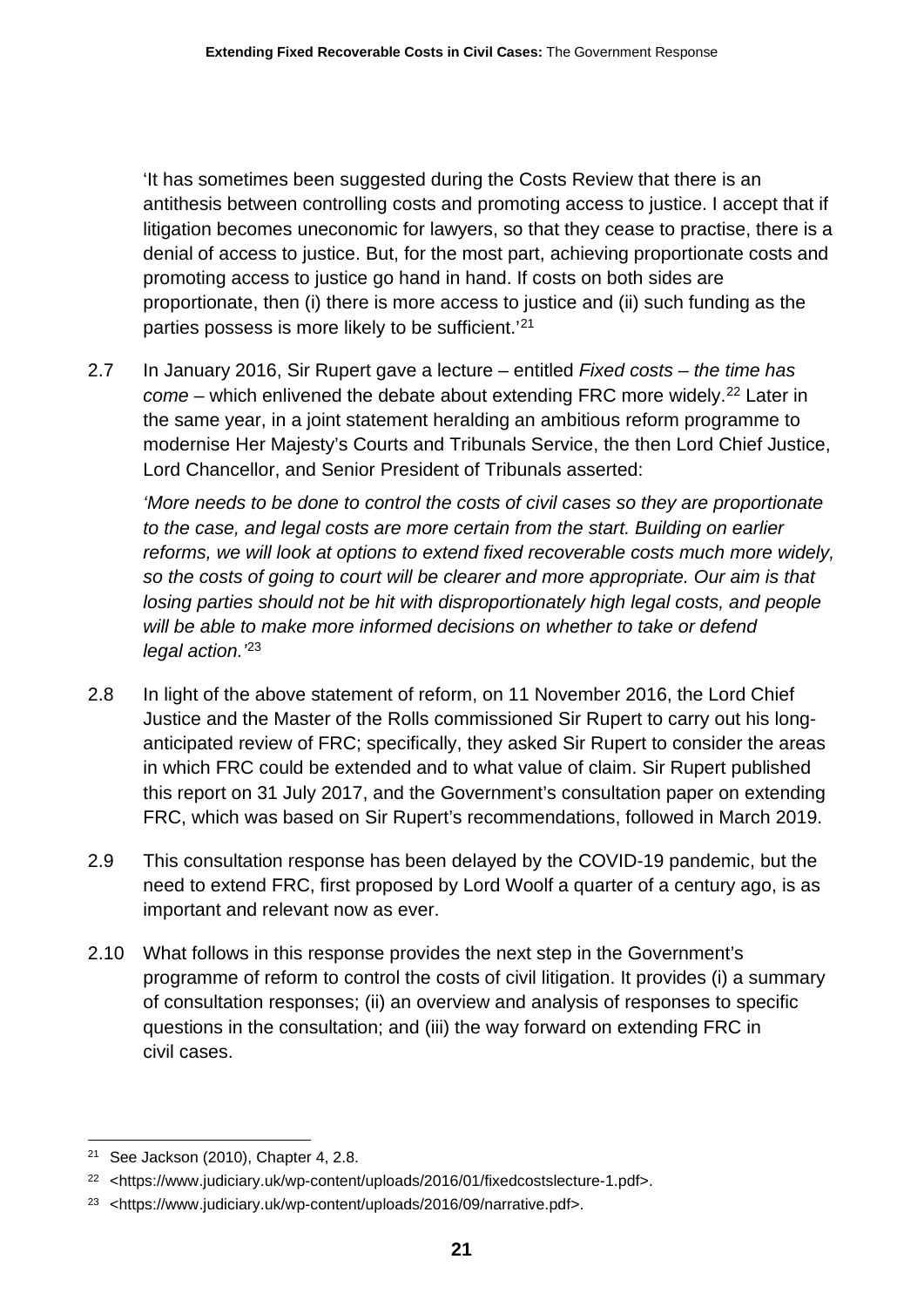'It has sometimes been suggested during the Costs Review that there is an antithesis between controlling costs and promoting access to justice. I accept that if litigation becomes uneconomic for lawyers, so that they cease to practise, there is a denial of access to justice. But, for the most part, achieving proportionate costs and promoting access to justice go hand in hand. If costs on both sides are proportionate, then (i) there is more access to justice and (ii) such funding as the parties possess is more likely to be sufficient.'[21]

2.7 In January 2016, Sir Rupert gave a lecture – entitled *Fixed costs – the time has come* – which enlivened the debate about extending FRC more widely.[22] Later in the same year, in a joint statement heralding an ambitious reform programme to modernise Her Majesty's Courts and Tribunals Service, the then Lord Chief Justice, Lord Chancellor, and Senior President of Tribunals asserted:

*'More needs to be done to control the costs of civil cases so they are proportionate to the case, and legal costs are more certain from the start. Building on earlier reforms, we will look at options to extend fixed recoverable costs much more widely, so the costs of going to court will be clearer and more appropriate. Our aim is that losing parties should not be hit with disproportionately high legal costs, and people will be able to make more informed decisions on whether to take or defend legal action.'*[23]

2.8 In light of the above statement of reform, on 11 November 2016, the Lord Chief Justice and the Master of the Rolls commissioned Sir Rupert to carry out his long-anticipated review of FRC; specifically, they asked Sir Rupert to consider the areas in which FRC could be extended and to what value of claim. Sir Rupert published this report on 31 July 2017, and the Government's consultation paper on extending FRC, which was based on Sir Rupert's recommendations, followed in March 2019.

2.9 This consultation response has been delayed by the COVID-19 pandemic, but the need to extend FRC, first proposed by Lord Woolf a quarter of a century ago, is as important and relevant now as ever.

2.10 What follows in this response provides the next step in the Government's programme of reform to control the costs of civil litigation. It provides (i) a summary of consultation responses; (ii) an overview and analysis of responses to specific questions in the consultation; and (iii) the way forward on extending FRC in civil cases.

---

[21] See Jackson (2010), Chapter 4, 2.8.

[22] <https://www.judiciary.uk/wp-content/uploads/2016/01/fixedcostslecture-1.pdf>.

[23] <https://www.judiciary.uk/wp-content/uploads/2016/09/narrative.pdf>.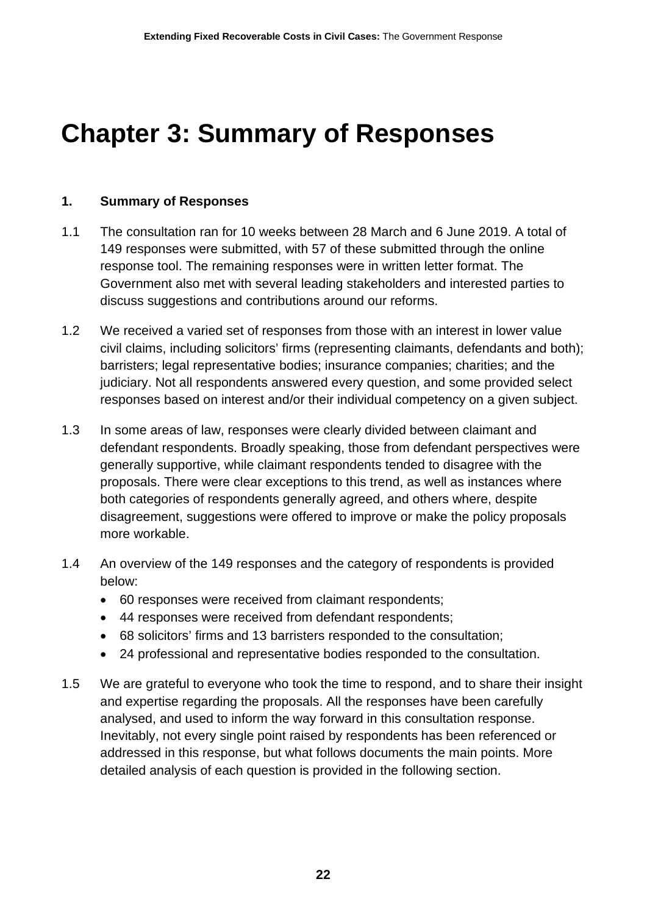# Chapter 3: Summary of Responses

**1. Summary of Responses**

1.1 The consultation ran for 10 weeks between 28 March and 6 June 2019. A total of 149 responses were submitted, with 57 of these submitted through the online response tool. The remaining responses were in written letter format. The Government also met with several leading stakeholders and interested parties to discuss suggestions and contributions around our reforms.

1.2 We received a varied set of responses from those with an interest in lower value civil claims, including solicitors' firms (representing claimants, defendants and both); barristers; legal representative bodies; insurance companies; charities; and the judiciary. Not all respondents answered every question, and some provided select responses based on interest and/or their individual competency on a given subject.

1.3 In some areas of law, responses were clearly divided between claimant and defendant respondents. Broadly speaking, those from defendant perspectives were generally supportive, while claimant respondents tended to disagree with the proposals. There were clear exceptions to this trend, as well as instances where both categories of respondents generally agreed, and others where, despite disagreement, suggestions were offered to improve or make the policy proposals more workable.

1.4 An overview of the 149 responses and the category of respondents is provided below:

- 60 responses were received from claimant respondents;
- 44 responses were received from defendant respondents;
- 68 solicitors' firms and 13 barristers responded to the consultation;
- 24 professional and representative bodies responded to the consultation.

1.5 We are grateful to everyone who took the time to respond, and to share their insight and expertise regarding the proposals. All the responses have been carefully analysed, and used to inform the way forward in this consultation response. Inevitably, not every single point raised by respondents has been referenced or addressed in this response, but what follows documents the main points. More detailed analysis of each question is provided in the following section.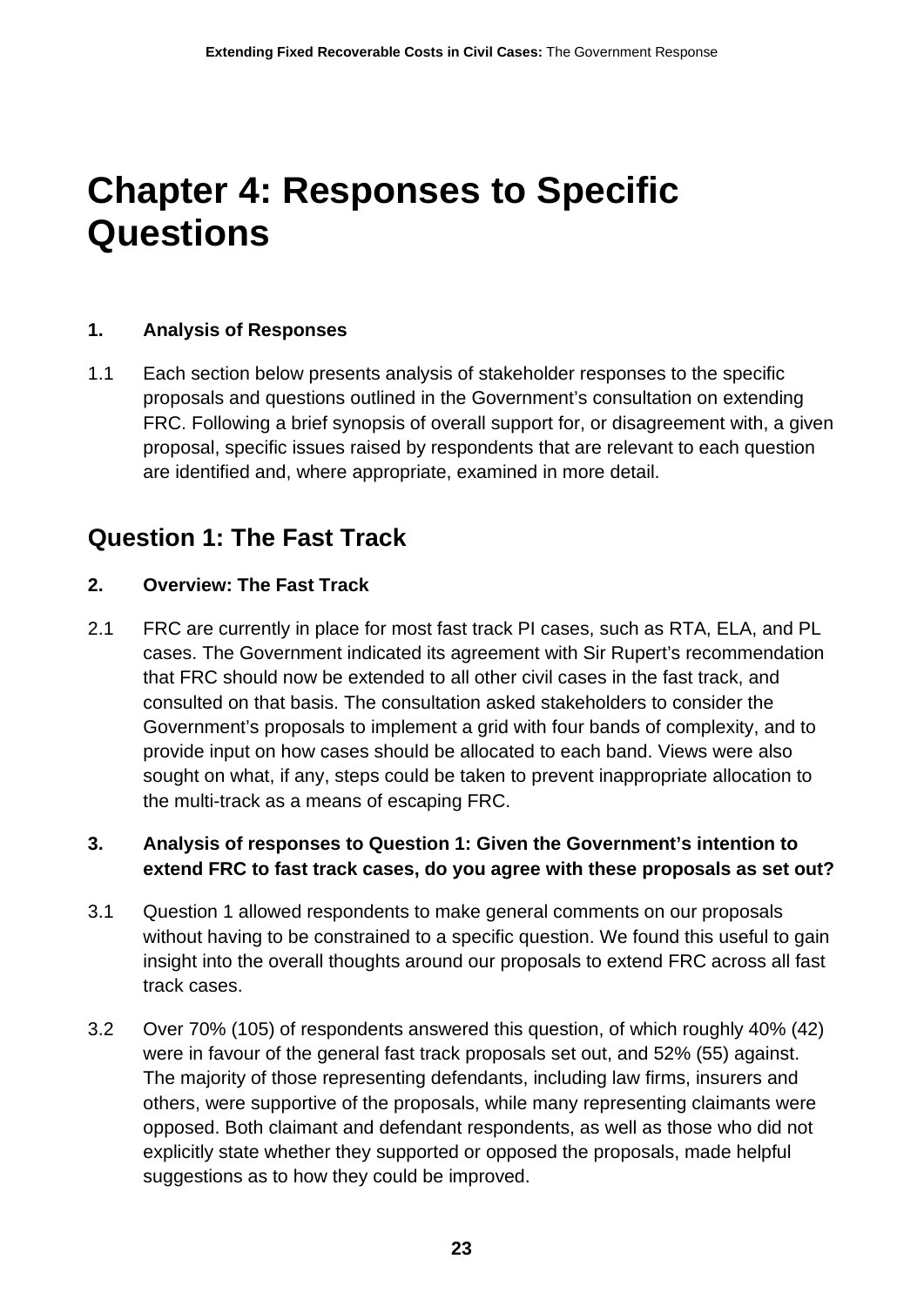# Chapter 4: Responses to Specific Questions

**1. Analysis of Responses**

1.1 Each section below presents analysis of stakeholder responses to the specific proposals and questions outlined in the Government's consultation on extending FRC. Following a brief synopsis of overall support for, or disagreement with, a given proposal, specific issues raised by respondents that are relevant to each question are identified and, where appropriate, examined in more detail.

## Question 1: The Fast Track

**2. Overview: The Fast Track**

2.1 FRC are currently in place for most fast track PI cases, such as RTA, ELA, and PL cases. The Government indicated its agreement with Sir Rupert's recommendation that FRC should now be extended to all other civil cases in the fast track, and consulted on that basis. The consultation asked stakeholders to consider the Government's proposals to implement a grid with four bands of complexity, and to provide input on how cases should be allocated to each band. Views were also sought on what, if any, steps could be taken to prevent inappropriate allocation to the multi-track as a means of escaping FRC.

**3. Analysis of responses to Question 1: Given the Government's intention to extend FRC to fast track cases, do you agree with these proposals as set out?**

3.1 Question 1 allowed respondents to make general comments on our proposals without having to be constrained to a specific question. We found this useful to gain insight into the overall thoughts around our proposals to extend FRC across all fast track cases.

3.2 Over 70% (105) of respondents answered this question, of which roughly 40% (42) were in favour of the general fast track proposals set out, and 52% (55) against. The majority of those representing defendants, including law firms, insurers and others, were supportive of the proposals, while many representing claimants were opposed. Both claimant and defendant respondents, as well as those who did not explicitly state whether they supported or opposed the proposals, made helpful suggestions as to how they could be improved.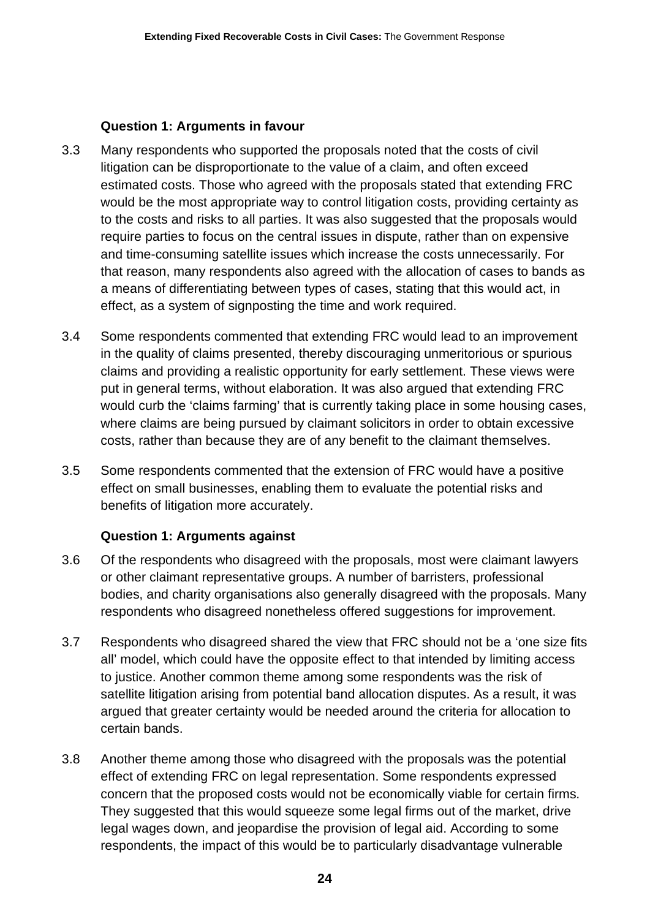### Question 1: Arguments in favour

3.3 Many respondents who supported the proposals noted that the costs of civil litigation can be disproportionate to the value of a claim, and often exceed estimated costs. Those who agreed with the proposals stated that extending FRC would be the most appropriate way to control litigation costs, providing certainty as to the costs and risks to all parties. It was also suggested that the proposals would require parties to focus on the central issues in dispute, rather than on expensive and time-consuming satellite issues which increase the costs unnecessarily. For that reason, many respondents also agreed with the allocation of cases to bands as a means of differentiating between types of cases, stating that this would act, in effect, as a system of signposting the time and work required.

3.4 Some respondents commented that extending FRC would lead to an improvement in the quality of claims presented, thereby discouraging unmeritorious or spurious claims and providing a realistic opportunity for early settlement. These views were put in general terms, without elaboration. It was also argued that extending FRC would curb the 'claims farming' that is currently taking place in some housing cases, where claims are being pursued by claimant solicitors in order to obtain excessive costs, rather than because they are of any benefit to the claimant themselves.

3.5 Some respondents commented that the extension of FRC would have a positive effect on small businesses, enabling them to evaluate the potential risks and benefits of litigation more accurately.

### Question 1: Arguments against

3.6 Of the respondents who disagreed with the proposals, most were claimant lawyers or other claimant representative groups. A number of barristers, professional bodies, and charity organisations also generally disagreed with the proposals. Many respondents who disagreed nonetheless offered suggestions for improvement.

3.7 Respondents who disagreed shared the view that FRC should not be a 'one size fits all' model, which could have the opposite effect to that intended by limiting access to justice. Another common theme among some respondents was the risk of satellite litigation arising from potential band allocation disputes. As a result, it was argued that greater certainty would be needed around the criteria for allocation to certain bands.

3.8 Another theme among those who disagreed with the proposals was the potential effect of extending FRC on legal representation. Some respondents expressed concern that the proposed costs would not be economically viable for certain firms. They suggested that this would squeeze some legal firms out of the market, drive legal wages down, and jeopardise the provision of legal aid. According to some respondents, the impact of this would be to particularly disadvantage vulnerable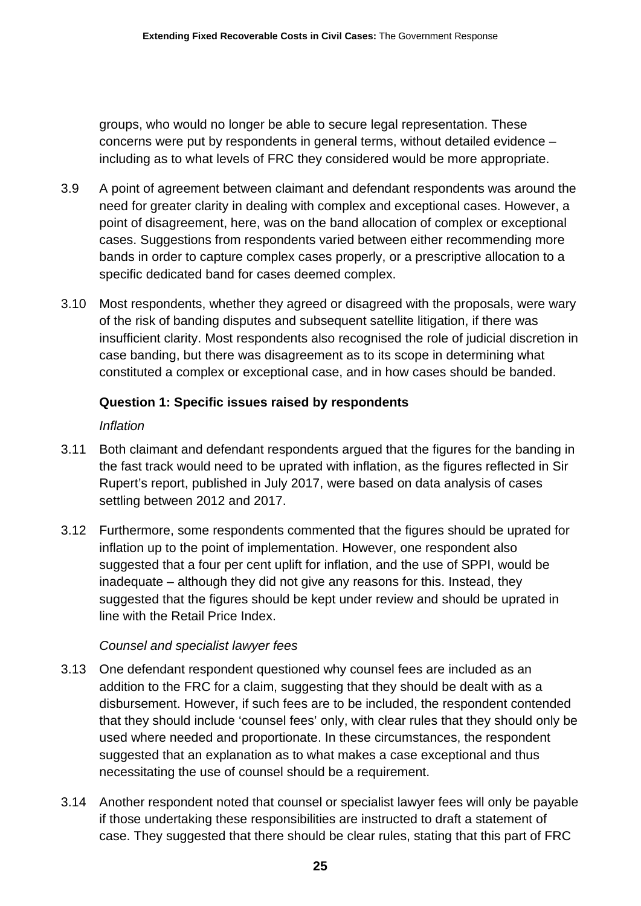groups, who would no longer be able to secure legal representation. These concerns were put by respondents in general terms, without detailed evidence – including as to what levels of FRC they considered would be more appropriate.

3.9 A point of agreement between claimant and defendant respondents was around the need for greater clarity in dealing with complex and exceptional cases. However, a point of disagreement, here, was on the band allocation of complex or exceptional cases. Suggestions from respondents varied between either recommending more bands in order to capture complex cases properly, or a prescriptive allocation to a specific dedicated band for cases deemed complex.

3.10 Most respondents, whether they agreed or disagreed with the proposals, were wary of the risk of banding disputes and subsequent satellite litigation, if there was insufficient clarity. Most respondents also recognised the role of judicial discretion in case banding, but there was disagreement as to its scope in determining what constituted a complex or exceptional case, and in how cases should be banded.

### Question 1: Specific issues raised by respondents

*Inflation*

3.11 Both claimant and defendant respondents argued that the figures for the banding in the fast track would need to be uprated with inflation, as the figures reflected in Sir Rupert's report, published in July 2017, were based on data analysis of cases settling between 2012 and 2017.

3.12 Furthermore, some respondents commented that the figures should be uprated for inflation up to the point of implementation. However, one respondent also suggested that a four per cent uplift for inflation, and the use of SPPI, would be inadequate – although they did not give any reasons for this. Instead, they suggested that the figures should be kept under review and should be uprated in line with the Retail Price Index.

*Counsel and specialist lawyer fees*

3.13 One defendant respondent questioned why counsel fees are included as an addition to the FRC for a claim, suggesting that they should be dealt with as a disbursement. However, if such fees are to be included, the respondent contended that they should include 'counsel fees' only, with clear rules that they should only be used where needed and proportionate. In these circumstances, the respondent suggested that an explanation as to what makes a case exceptional and thus necessitating the use of counsel should be a requirement.

3.14 Another respondent noted that counsel or specialist lawyer fees will only be payable if those undertaking these responsibilities are instructed to draft a statement of case. They suggested that there should be clear rules, stating that this part of FRC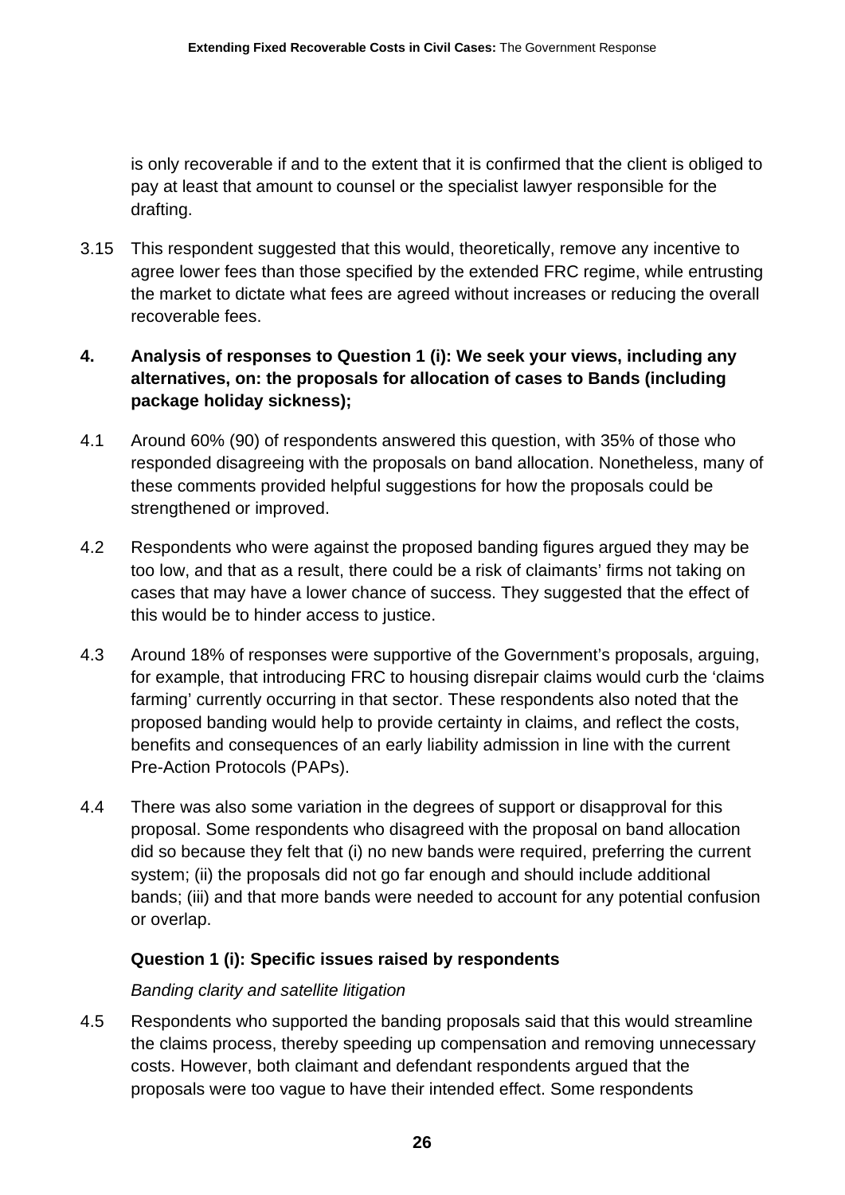is only recoverable if and to the extent that it is confirmed that the client is obliged to pay at least that amount to counsel or the specialist lawyer responsible for the drafting.

3.15 This respondent suggested that this would, theoretically, remove any incentive to agree lower fees than those specified by the extended FRC regime, while entrusting the market to dictate what fees are agreed without increases or reducing the overall recoverable fees.

## 4. Analysis of responses to Question 1 (i): We seek your views, including any alternatives, on: the proposals for allocation of cases to Bands (including package holiday sickness);

4.1 Around 60% (90) of respondents answered this question, with 35% of those who responded disagreeing with the proposals on band allocation. Nonetheless, many of these comments provided helpful suggestions for how the proposals could be strengthened or improved.

4.2 Respondents who were against the proposed banding figures argued they may be too low, and that as a result, there could be a risk of claimants' firms not taking on cases that may have a lower chance of success. They suggested that the effect of this would be to hinder access to justice.

4.3 Around 18% of responses were supportive of the Government's proposals, arguing, for example, that introducing FRC to housing disrepair claims would curb the 'claims farming' currently occurring in that sector. These respondents also noted that the proposed banding would help to provide certainty in claims, and reflect the costs, benefits and consequences of an early liability admission in line with the current Pre-Action Protocols (PAPs).

4.4 There was also some variation in the degrees of support or disapproval for this proposal. Some respondents who disagreed with the proposal on band allocation did so because they felt that (i) no new bands were required, preferring the current system; (ii) the proposals did not go far enough and should include additional bands; (iii) and that more bands were needed to account for any potential confusion or overlap.

### Question 1 (i): Specific issues raised by respondents

*Banding clarity and satellite litigation*

4.5 Respondents who supported the banding proposals said that this would streamline the claims process, thereby speeding up compensation and removing unnecessary costs. However, both claimant and defendant respondents argued that the proposals were too vague to have their intended effect. Some respondents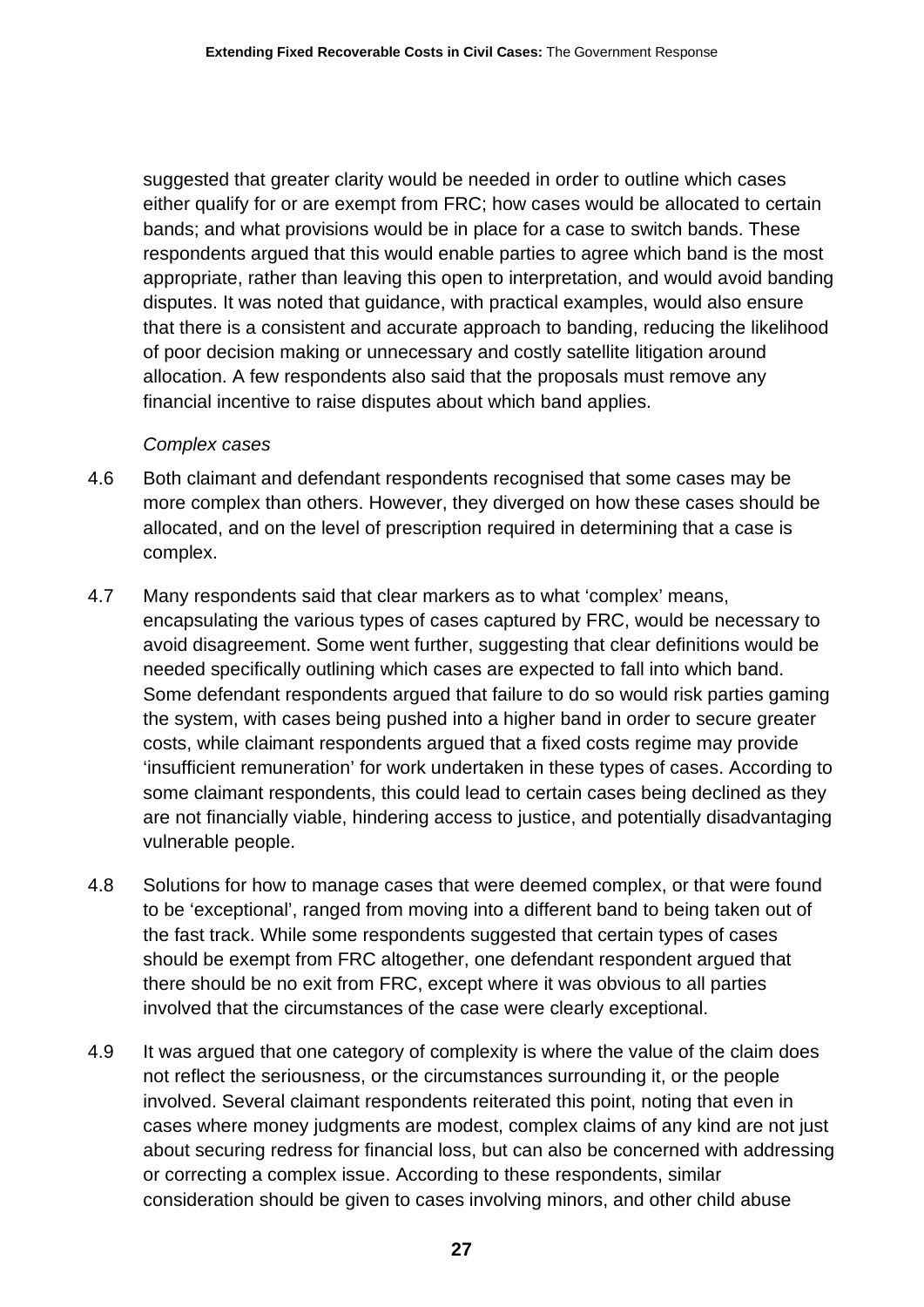suggested that greater clarity would be needed in order to outline which cases either qualify for or are exempt from FRC; how cases would be allocated to certain bands; and what provisions would be in place for a case to switch bands. These respondents argued that this would enable parties to agree which band is the most appropriate, rather than leaving this open to interpretation, and would avoid banding disputes. It was noted that guidance, with practical examples, would also ensure that there is a consistent and accurate approach to banding, reducing the likelihood of poor decision making or unnecessary and costly satellite litigation around allocation. A few respondents also said that the proposals must remove any financial incentive to raise disputes about which band applies.

*Complex cases*

4.6 Both claimant and defendant respondents recognised that some cases may be more complex than others. However, they diverged on how these cases should be allocated, and on the level of prescription required in determining that a case is complex.

4.7 Many respondents said that clear markers as to what 'complex' means, encapsulating the various types of cases captured by FRC, would be necessary to avoid disagreement. Some went further, suggesting that clear definitions would be needed specifically outlining which cases are expected to fall into which band. Some defendant respondents argued that failure to do so would risk parties gaming the system, with cases being pushed into a higher band in order to secure greater costs, while claimant respondents argued that a fixed costs regime may provide 'insufficient remuneration' for work undertaken in these types of cases. According to some claimant respondents, this could lead to certain cases being declined as they are not financially viable, hindering access to justice, and potentially disadvantaging vulnerable people.

4.8 Solutions for how to manage cases that were deemed complex, or that were found to be 'exceptional', ranged from moving into a different band to being taken out of the fast track. While some respondents suggested that certain types of cases should be exempt from FRC altogether, one defendant respondent argued that there should be no exit from FRC, except where it was obvious to all parties involved that the circumstances of the case were clearly exceptional.

4.9 It was argued that one category of complexity is where the value of the claim does not reflect the seriousness, or the circumstances surrounding it, or the people involved. Several claimant respondents reiterated this point, noting that even in cases where money judgments are modest, complex claims of any kind are not just about securing redress for financial loss, but can also be concerned with addressing or correcting a complex issue. According to these respondents, similar consideration should be given to cases involving minors, and other child abuse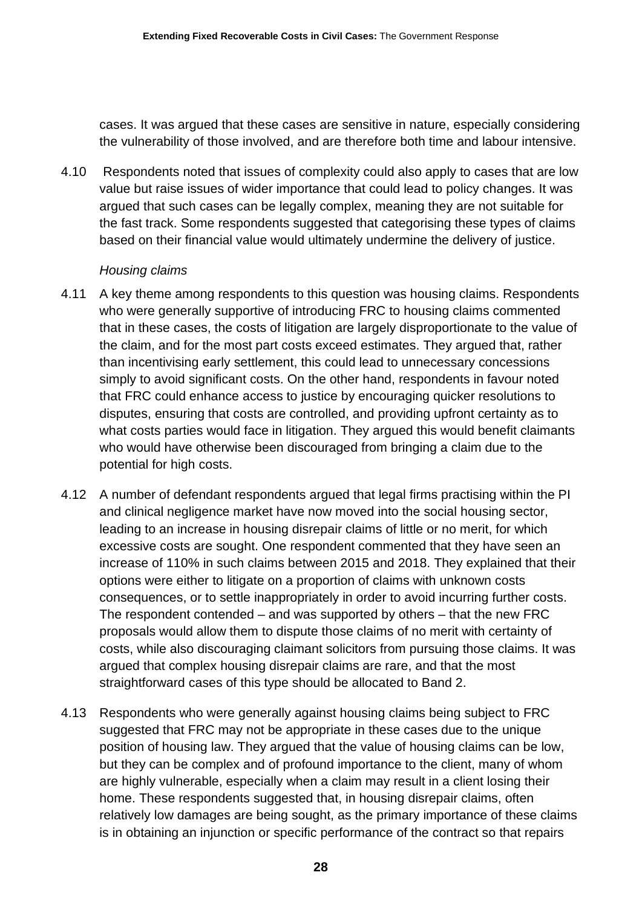cases. It was argued that these cases are sensitive in nature, especially considering the vulnerability of those involved, and are therefore both time and labour intensive.

4.10 Respondents noted that issues of complexity could also apply to cases that are low value but raise issues of wider importance that could lead to policy changes. It was argued that such cases can be legally complex, meaning they are not suitable for the fast track. Some respondents suggested that categorising these types of claims based on their financial value would ultimately undermine the delivery of justice.

*Housing claims*

4.11 A key theme among respondents to this question was housing claims. Respondents who were generally supportive of introducing FRC to housing claims commented that in these cases, the costs of litigation are largely disproportionate to the value of the claim, and for the most part costs exceed estimates. They argued that, rather than incentivising early settlement, this could lead to unnecessary concessions simply to avoid significant costs. On the other hand, respondents in favour noted that FRC could enhance access to justice by encouraging quicker resolutions to disputes, ensuring that costs are controlled, and providing upfront certainty as to what costs parties would face in litigation. They argued this would benefit claimants who would have otherwise been discouraged from bringing a claim due to the potential for high costs.

4.12 A number of defendant respondents argued that legal firms practising within the PI and clinical negligence market have now moved into the social housing sector, leading to an increase in housing disrepair claims of little or no merit, for which excessive costs are sought. One respondent commented that they have seen an increase of 110% in such claims between 2015 and 2018. They explained that their options were either to litigate on a proportion of claims with unknown costs consequences, or to settle inappropriately in order to avoid incurring further costs. The respondent contended – and was supported by others – that the new FRC proposals would allow them to dispute those claims of no merit with certainty of costs, while also discouraging claimant solicitors from pursuing those claims. It was argued that complex housing disrepair claims are rare, and that the most straightforward cases of this type should be allocated to Band 2.

4.13 Respondents who were generally against housing claims being subject to FRC suggested that FRC may not be appropriate in these cases due to the unique position of housing law. They argued that the value of housing claims can be low, but they can be complex and of profound importance to the client, many of whom are highly vulnerable, especially when a claim may result in a client losing their home. These respondents suggested that, in housing disrepair claims, often relatively low damages are being sought, as the primary importance of these claims is in obtaining an injunction or specific performance of the contract so that repairs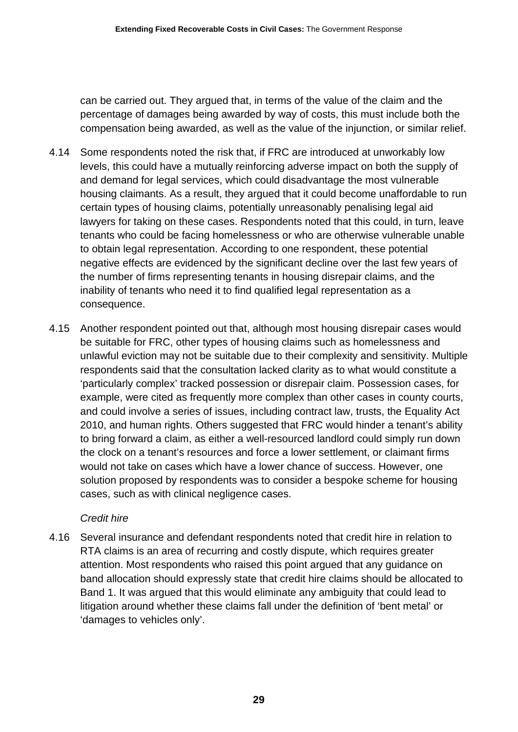can be carried out. They argued that, in terms of the value of the claim and the percentage of damages being awarded by way of costs, this must include both the compensation being awarded, as well as the value of the injunction, or similar relief.

4.14 Some respondents noted the risk that, if FRC are introduced at unworkably low levels, this could have a mutually reinforcing adverse impact on both the supply of and demand for legal services, which could disadvantage the most vulnerable housing claimants. As a result, they argued that it could become unaffordable to run certain types of housing claims, potentially unreasonably penalising legal aid lawyers for taking on these cases. Respondents noted that this could, in turn, leave tenants who could be facing homelessness or who are otherwise vulnerable unable to obtain legal representation. According to one respondent, these potential negative effects are evidenced by the significant decline over the last few years of the number of firms representing tenants in housing disrepair claims, and the inability of tenants who need it to find qualified legal representation as a consequence.

4.15 Another respondent pointed out that, although most housing disrepair cases would be suitable for FRC, other types of housing claims such as homelessness and unlawful eviction may not be suitable due to their complexity and sensitivity. Multiple respondents said that the consultation lacked clarity as to what would constitute a 'particularly complex' tracked possession or disrepair claim. Possession cases, for example, were cited as frequently more complex than other cases in county courts, and could involve a series of issues, including contract law, trusts, the Equality Act 2010, and human rights. Others suggested that FRC would hinder a tenant's ability to bring forward a claim, as either a well-resourced landlord could simply run down the clock on a tenant's resources and force a lower settlement, or claimant firms would not take on cases which have a lower chance of success. However, one solution proposed by respondents was to consider a bespoke scheme for housing cases, such as with clinical negligence cases.

*Credit hire*

4.16 Several insurance and defendant respondents noted that credit hire in relation to RTA claims is an area of recurring and costly dispute, which requires greater attention. Most respondents who raised this point argued that any guidance on band allocation should expressly state that credit hire claims should be allocated to Band 1. It was argued that this would eliminate any ambiguity that could lead to litigation around whether these claims fall under the definition of 'bent metal' or 'damages to vehicles only'.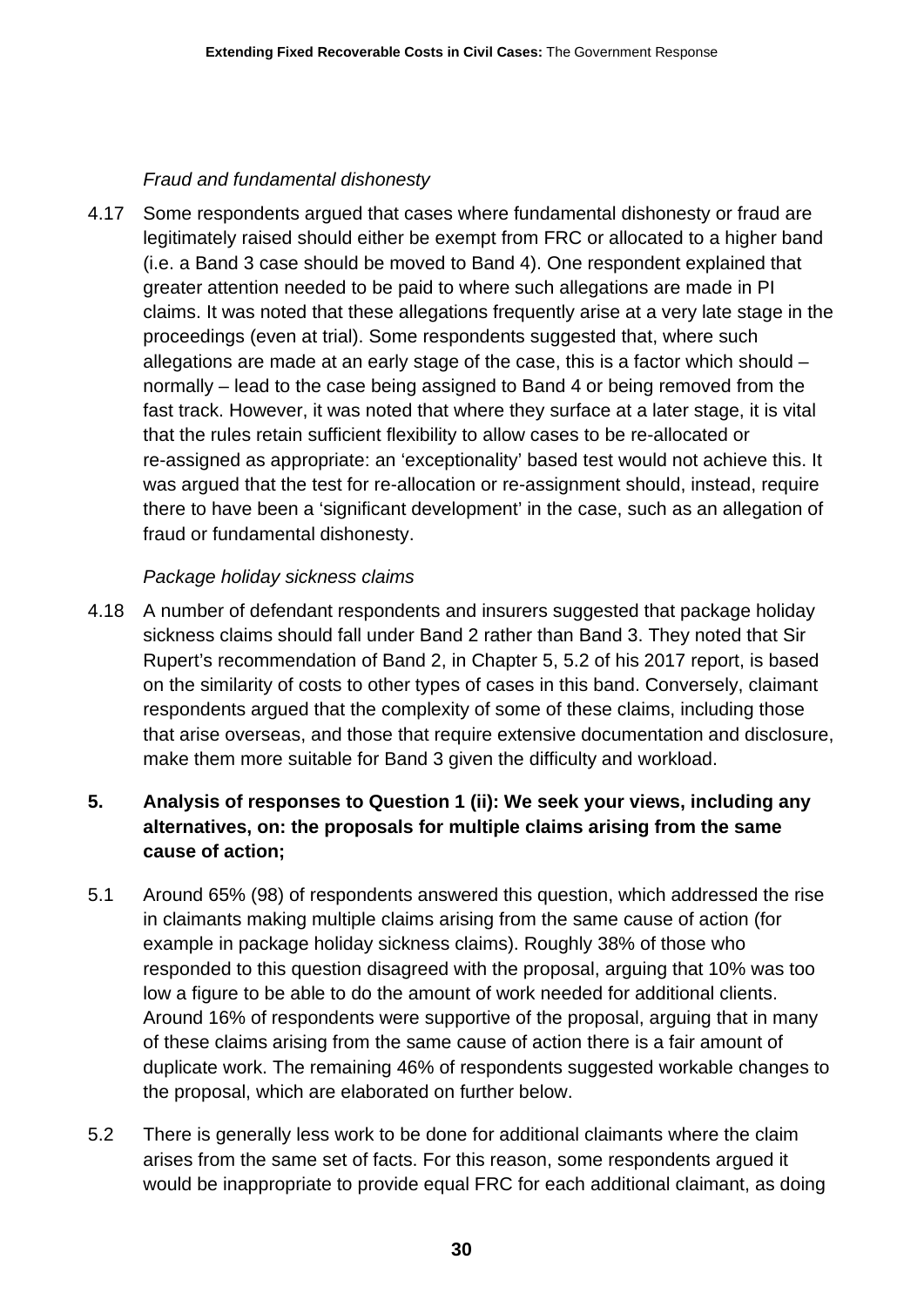*Fraud and fundamental dishonesty*

4.17 Some respondents argued that cases where fundamental dishonesty or fraud are legitimately raised should either be exempt from FRC or allocated to a higher band (i.e. a Band 3 case should be moved to Band 4). One respondent explained that greater attention needed to be paid to where such allegations are made in PI claims. It was noted that these allegations frequently arise at a very late stage in the proceedings (even at trial). Some respondents suggested that, where such allegations are made at an early stage of the case, this is a factor which should – normally – lead to the case being assigned to Band 4 or being removed from the fast track. However, it was noted that where they surface at a later stage, it is vital that the rules retain sufficient flexibility to allow cases to be re-allocated or re-assigned as appropriate: an 'exceptionality' based test would not achieve this. It was argued that the test for re-allocation or re-assignment should, instead, require there to have been a 'significant development' in the case, such as an allegation of fraud or fundamental dishonesty.

*Package holiday sickness claims*

4.18 A number of defendant respondents and insurers suggested that package holiday sickness claims should fall under Band 2 rather than Band 3. They noted that Sir Rupert's recommendation of Band 2, in Chapter 5, 5.2 of his 2017 report, is based on the similarity of costs to other types of cases in this band. Conversely, claimant respondents argued that the complexity of some of these claims, including those that arise overseas, and those that require extensive documentation and disclosure, make them more suitable for Band 3 given the difficulty and workload.

## 5. Analysis of responses to Question 1 (ii): We seek your views, including any alternatives, on: the proposals for multiple claims arising from the same cause of action;

5.1 Around 65% (98) of respondents answered this question, which addressed the rise in claimants making multiple claims arising from the same cause of action (for example in package holiday sickness claims). Roughly 38% of those who responded to this question disagreed with the proposal, arguing that 10% was too low a figure to be able to do the amount of work needed for additional clients. Around 16% of respondents were supportive of the proposal, arguing that in many of these claims arising from the same cause of action there is a fair amount of duplicate work. The remaining 46% of respondents suggested workable changes to the proposal, which are elaborated on further below.

5.2 There is generally less work to be done for additional claimants where the claim arises from the same set of facts. For this reason, some respondents argued it would be inappropriate to provide equal FRC for each additional claimant, as doing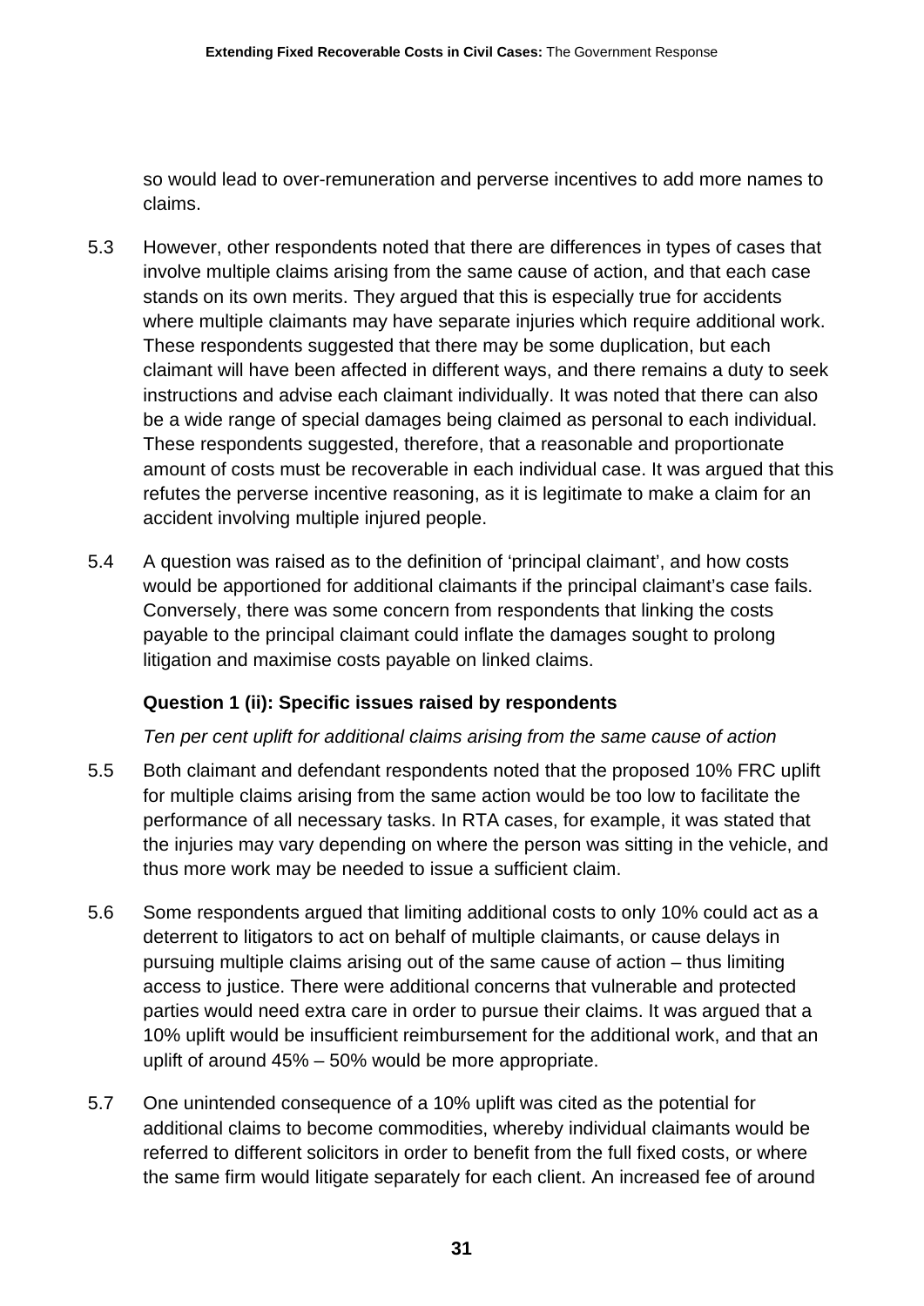so would lead to over-remuneration and perverse incentives to add more names to claims.

5.3 However, other respondents noted that there are differences in types of cases that involve multiple claims arising from the same cause of action, and that each case stands on its own merits. They argued that this is especially true for accidents where multiple claimants may have separate injuries which require additional work. These respondents suggested that there may be some duplication, but each claimant will have been affected in different ways, and there remains a duty to seek instructions and advise each claimant individually. It was noted that there can also be a wide range of special damages being claimed as personal to each individual. These respondents suggested, therefore, that a reasonable and proportionate amount of costs must be recoverable in each individual case. It was argued that this refutes the perverse incentive reasoning, as it is legitimate to make a claim for an accident involving multiple injured people.

5.4 A question was raised as to the definition of 'principal claimant', and how costs would be apportioned for additional claimants if the principal claimant's case fails. Conversely, there was some concern from respondents that linking the costs payable to the principal claimant could inflate the damages sought to prolong litigation and maximise costs payable on linked claims.

### Question 1 (ii): Specific issues raised by respondents

*Ten per cent uplift for additional claims arising from the same cause of action*

5.5 Both claimant and defendant respondents noted that the proposed 10% FRC uplift for multiple claims arising from the same action would be too low to facilitate the performance of all necessary tasks. In RTA cases, for example, it was stated that the injuries may vary depending on where the person was sitting in the vehicle, and thus more work may be needed to issue a sufficient claim.

5.6 Some respondents argued that limiting additional costs to only 10% could act as a deterrent to litigators to act on behalf of multiple claimants, or cause delays in pursuing multiple claims arising out of the same cause of action – thus limiting access to justice. There were additional concerns that vulnerable and protected parties would need extra care in order to pursue their claims. It was argued that a 10% uplift would be insufficient reimbursement for the additional work, and that an uplift of around 45% – 50% would be more appropriate.

5.7 One unintended consequence of a 10% uplift was cited as the potential for additional claims to become commodities, whereby individual claimants would be referred to different solicitors in order to benefit from the full fixed costs, or where the same firm would litigate separately for each client. An increased fee of around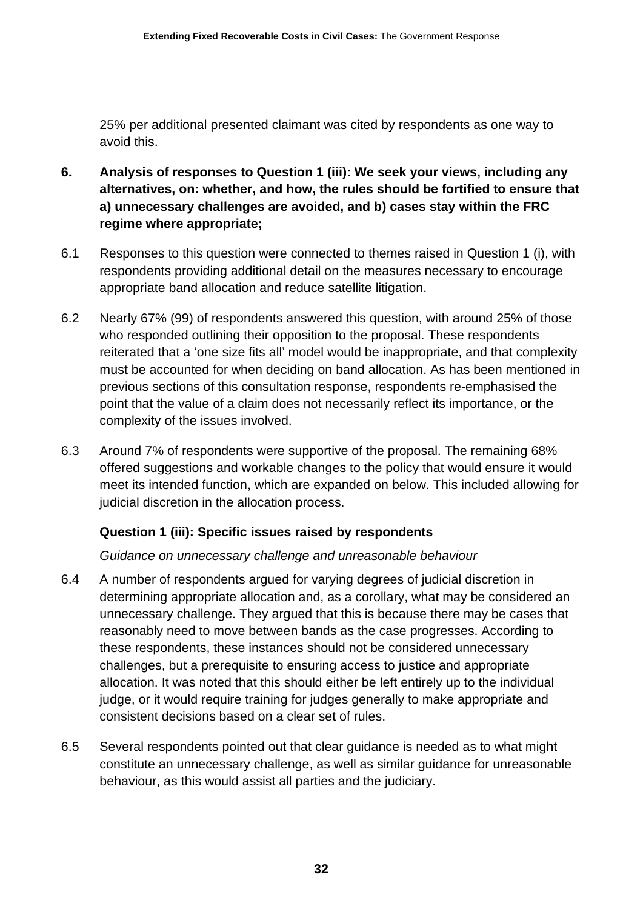25% per additional presented claimant was cited by respondents as one way to avoid this.

## 6. Analysis of responses to Question 1 (iii): We seek your views, including any alternatives, on: whether, and how, the rules should be fortified to ensure that a) unnecessary challenges are avoided, and b) cases stay within the FRC regime where appropriate;

6.1 Responses to this question were connected to themes raised in Question 1 (i), with respondents providing additional detail on the measures necessary to encourage appropriate band allocation and reduce satellite litigation.

6.2 Nearly 67% (99) of respondents answered this question, with around 25% of those who responded outlining their opposition to the proposal. These respondents reiterated that a 'one size fits all' model would be inappropriate, and that complexity must be accounted for when deciding on band allocation. As has been mentioned in previous sections of this consultation response, respondents re-emphasised the point that the value of a claim does not necessarily reflect its importance, or the complexity of the issues involved.

6.3 Around 7% of respondents were supportive of the proposal. The remaining 68% offered suggestions and workable changes to the policy that would ensure it would meet its intended function, which are expanded on below. This included allowing for judicial discretion in the allocation process.

### Question 1 (iii): Specific issues raised by respondents

*Guidance on unnecessary challenge and unreasonable behaviour*

6.4 A number of respondents argued for varying degrees of judicial discretion in determining appropriate allocation and, as a corollary, what may be considered an unnecessary challenge. They argued that this is because there may be cases that reasonably need to move between bands as the case progresses. According to these respondents, these instances should not be considered unnecessary challenges, but a prerequisite to ensuring access to justice and appropriate allocation. It was noted that this should either be left entirely up to the individual judge, or it would require training for judges generally to make appropriate and consistent decisions based on a clear set of rules.

6.5 Several respondents pointed out that clear guidance is needed as to what might constitute an unnecessary challenge, as well as similar guidance for unreasonable behaviour, as this would assist all parties and the judiciary.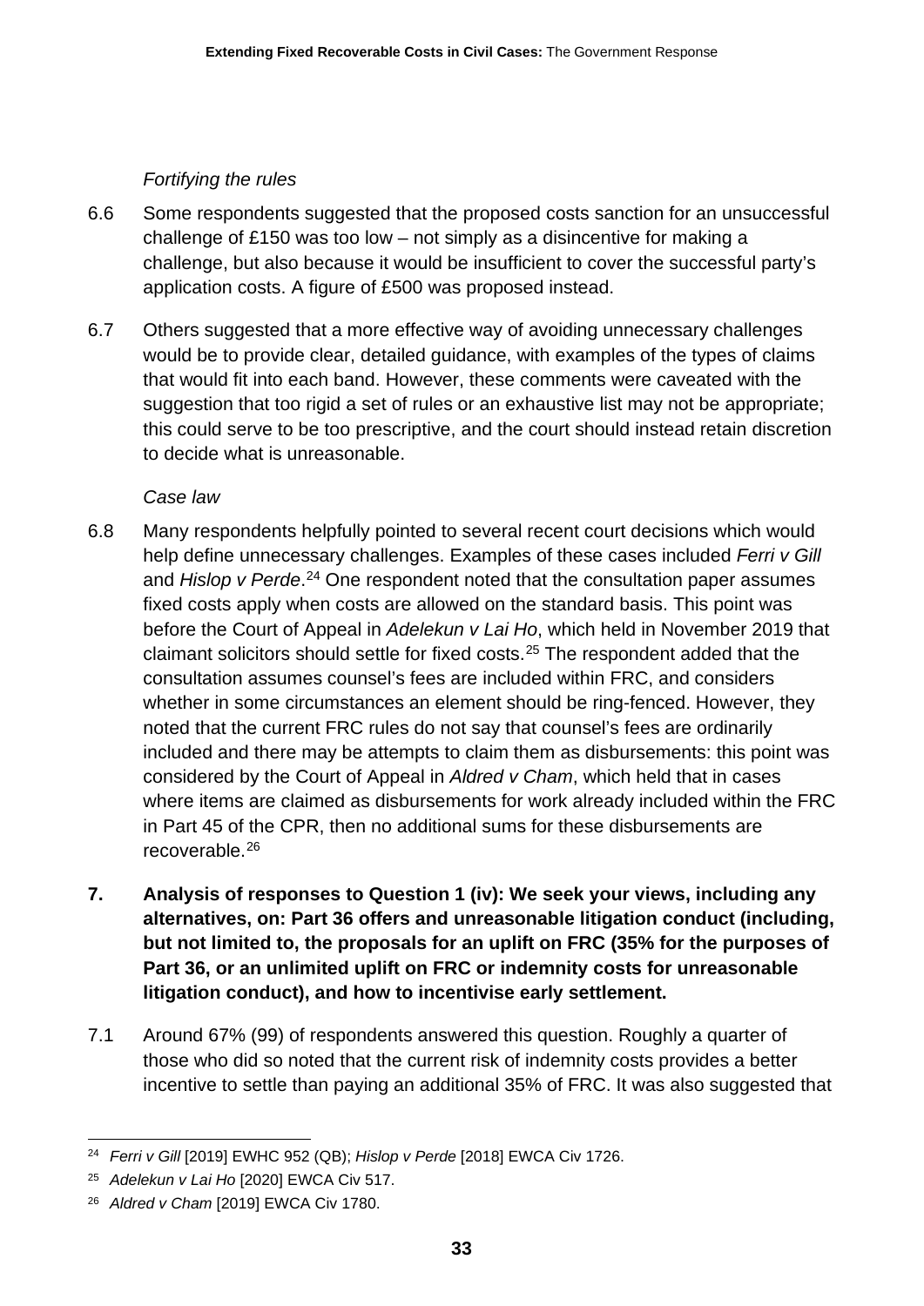*Fortifying the rules*

6.6 Some respondents suggested that the proposed costs sanction for an unsuccessful challenge of £150 was too low – not simply as a disincentive for making a challenge, but also because it would be insufficient to cover the successful party's application costs. A figure of £500 was proposed instead.

6.7 Others suggested that a more effective way of avoiding unnecessary challenges would be to provide clear, detailed guidance, with examples of the types of claims that would fit into each band. However, these comments were caveated with the suggestion that too rigid a set of rules or an exhaustive list may not be appropriate; this could serve to be too prescriptive, and the court should instead retain discretion to decide what is unreasonable.

*Case law*

6.8 Many respondents helpfully pointed to several recent court decisions which would help define unnecessary challenges. Examples of these cases included *Ferri v Gill* and *Hislop v Perde*.[24] One respondent noted that the consultation paper assumes fixed costs apply when costs are allowed on the standard basis. This point was before the Court of Appeal in *Adelekun v Lai Ho*, which held in November 2019 that claimant solicitors should settle for fixed costs.[25] The respondent added that the consultation assumes counsel's fees are included within FRC, and considers whether in some circumstances an element should be ring-fenced. However, they noted that the current FRC rules do not say that counsel's fees are ordinarily included and there may be attempts to claim them as disbursements: this point was considered by the Court of Appeal in *Aldred v Cham*, which held that in cases where items are claimed as disbursements for work already included within the FRC in Part 45 of the CPR, then no additional sums for these disbursements are recoverable.[26]

## 7. Analysis of responses to Question 1 (iv): We seek your views, including any alternatives, on: Part 36 offers and unreasonable litigation conduct (including, but not limited to, the proposals for an uplift on FRC (35% for the purposes of Part 36, or an unlimited uplift on FRC or indemnity costs for unreasonable litigation conduct), and how to incentivise early settlement.

7.1 Around 67% (99) of respondents answered this question. Roughly a quarter of those who did so noted that the current risk of indemnity costs provides a better incentive to settle than paying an additional 35% of FRC. It was also suggested that

---

[24] *Ferri v Gill* [2019] EWHC 952 (QB); *Hislop v Perde* [2018] EWCA Civ 1726.

[25] *Adelekun v Lai Ho* [2020] EWCA Civ 517.

[26] *Aldred v Cham* [2019] EWCA Civ 1780.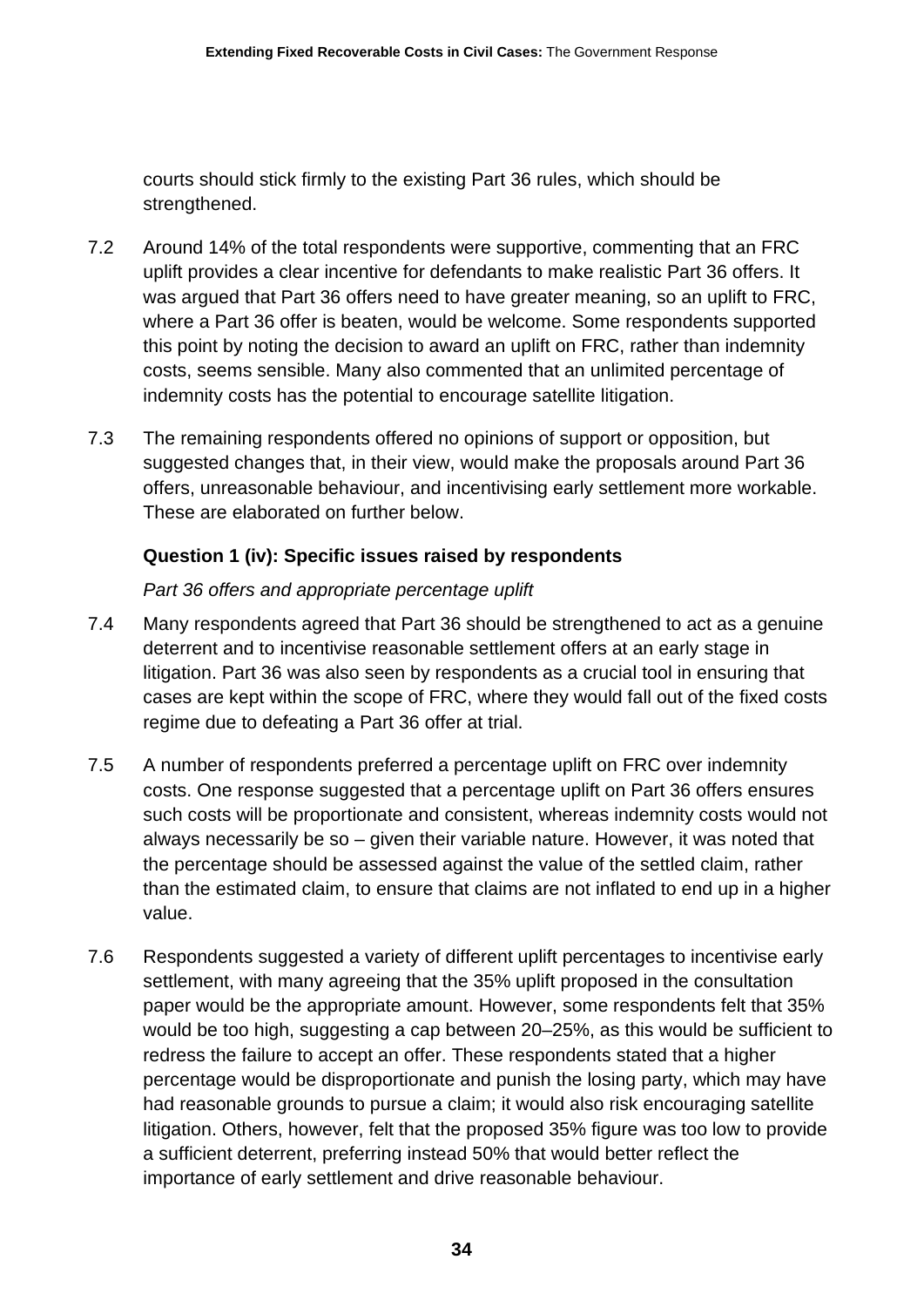courts should stick firmly to the existing Part 36 rules, which should be strengthened.

7.2 Around 14% of the total respondents were supportive, commenting that an FRC uplift provides a clear incentive for defendants to make realistic Part 36 offers. It was argued that Part 36 offers need to have greater meaning, so an uplift to FRC, where a Part 36 offer is beaten, would be welcome. Some respondents supported this point by noting the decision to award an uplift on FRC, rather than indemnity costs, seems sensible. Many also commented that an unlimited percentage of indemnity costs has the potential to encourage satellite litigation.

7.3 The remaining respondents offered no opinions of support or opposition, but suggested changes that, in their view, would make the proposals around Part 36 offers, unreasonable behaviour, and incentivising early settlement more workable. These are elaborated on further below.

**Question 1 (iv): Specific issues raised by respondents**

*Part 36 offers and appropriate percentage uplift*

7.4 Many respondents agreed that Part 36 should be strengthened to act as a genuine deterrent and to incentivise reasonable settlement offers at an early stage in litigation. Part 36 was also seen by respondents as a crucial tool in ensuring that cases are kept within the scope of FRC, where they would fall out of the fixed costs regime due to defeating a Part 36 offer at trial.

7.5 A number of respondents preferred a percentage uplift on FRC over indemnity costs. One response suggested that a percentage uplift on Part 36 offers ensures such costs will be proportionate and consistent, whereas indemnity costs would not always necessarily be so – given their variable nature. However, it was noted that the percentage should be assessed against the value of the settled claim, rather than the estimated claim, to ensure that claims are not inflated to end up in a higher value.

7.6 Respondents suggested a variety of different uplift percentages to incentivise early settlement, with many agreeing that the 35% uplift proposed in the consultation paper would be the appropriate amount. However, some respondents felt that 35% would be too high, suggesting a cap between 20–25%, as this would be sufficient to redress the failure to accept an offer. These respondents stated that a higher percentage would be disproportionate and punish the losing party, which may have had reasonable grounds to pursue a claim; it would also risk encouraging satellite litigation. Others, however, felt that the proposed 35% figure was too low to provide a sufficient deterrent, preferring instead 50% that would better reflect the importance of early settlement and drive reasonable behaviour.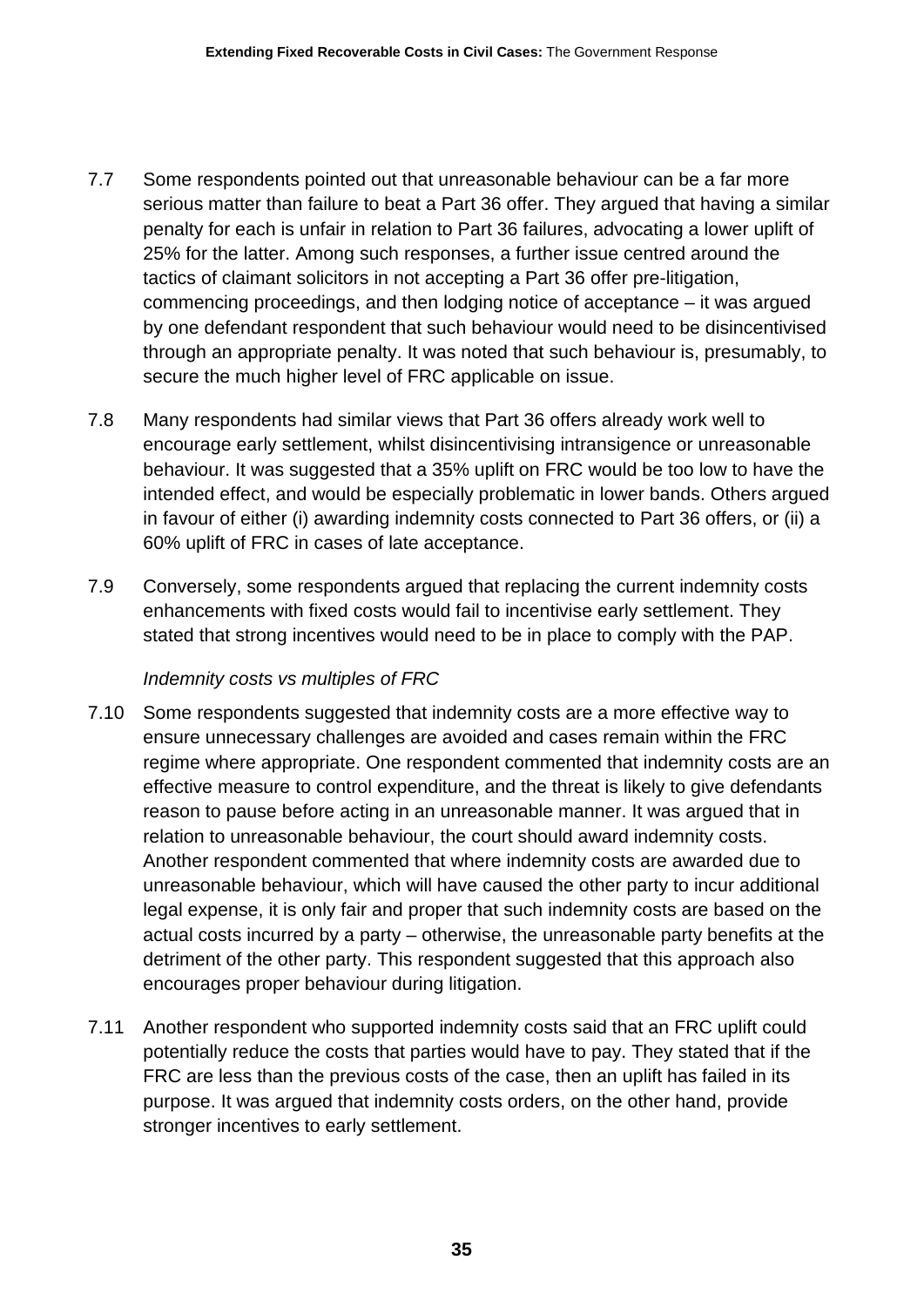7.7 Some respondents pointed out that unreasonable behaviour can be a far more serious matter than failure to beat a Part 36 offer. They argued that having a similar penalty for each is unfair in relation to Part 36 failures, advocating a lower uplift of 25% for the latter. Among such responses, a further issue centred around the tactics of claimant solicitors in not accepting a Part 36 offer pre-litigation, commencing proceedings, and then lodging notice of acceptance – it was argued by one defendant respondent that such behaviour would need to be disincentivised through an appropriate penalty. It was noted that such behaviour is, presumably, to secure the much higher level of FRC applicable on issue.

7.8 Many respondents had similar views that Part 36 offers already work well to encourage early settlement, whilst disincentivising intransigence or unreasonable behaviour. It was suggested that a 35% uplift on FRC would be too low to have the intended effect, and would be especially problematic in lower bands. Others argued in favour of either (i) awarding indemnity costs connected to Part 36 offers, or (ii) a 60% uplift of FRC in cases of late acceptance.

7.9 Conversely, some respondents argued that replacing the current indemnity costs enhancements with fixed costs would fail to incentivise early settlement. They stated that strong incentives would need to be in place to comply with the PAP.

*Indemnity costs vs multiples of FRC*

7.10 Some respondents suggested that indemnity costs are a more effective way to ensure unnecessary challenges are avoided and cases remain within the FRC regime where appropriate. One respondent commented that indemnity costs are an effective measure to control expenditure, and the threat is likely to give defendants reason to pause before acting in an unreasonable manner. It was argued that in relation to unreasonable behaviour, the court should award indemnity costs. Another respondent commented that where indemnity costs are awarded due to unreasonable behaviour, which will have caused the other party to incur additional legal expense, it is only fair and proper that such indemnity costs are based on the actual costs incurred by a party – otherwise, the unreasonable party benefits at the detriment of the other party. This respondent suggested that this approach also encourages proper behaviour during litigation.

7.11 Another respondent who supported indemnity costs said that an FRC uplift could potentially reduce the costs that parties would have to pay. They stated that if the FRC are less than the previous costs of the case, then an uplift has failed in its purpose. It was argued that indemnity costs orders, on the other hand, provide stronger incentives to early settlement.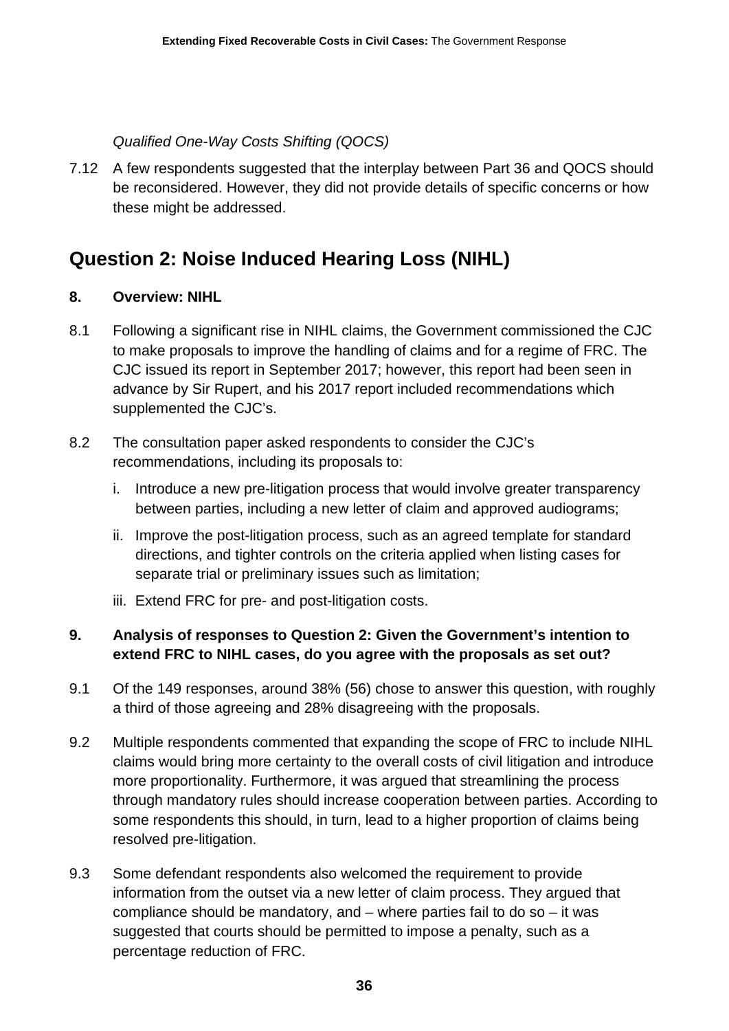*Qualified One-Way Costs Shifting (QOCS)*

7.12 A few respondents suggested that the interplay between Part 36 and QOCS should be reconsidered. However, they did not provide details of specific concerns or how these might be addressed.

## Question 2: Noise Induced Hearing Loss (NIHL)

### 8. Overview: NIHL

8.1 Following a significant rise in NIHL claims, the Government commissioned the CJC to make proposals to improve the handling of claims and for a regime of FRC. The CJC issued its report in September 2017; however, this report had been seen in advance by Sir Rupert, and his 2017 report included recommendations which supplemented the CJC's.

8.2 The consultation paper asked respondents to consider the CJC's recommendations, including its proposals to:

i. Introduce a new pre-litigation process that would involve greater transparency between parties, including a new letter of claim and approved audiograms;

ii. Improve the post-litigation process, such as an agreed template for standard directions, and tighter controls on the criteria applied when listing cases for separate trial or preliminary issues such as limitation;

iii. Extend FRC for pre- and post-litigation costs.

### 9. Analysis of responses to Question 2: Given the Government's intention to extend FRC to NIHL cases, do you agree with the proposals as set out?

9.1 Of the 149 responses, around 38% (56) chose to answer this question, with roughly a third of those agreeing and 28% disagreeing with the proposals.

9.2 Multiple respondents commented that expanding the scope of FRC to include NIHL claims would bring more certainty to the overall costs of civil litigation and introduce more proportionality. Furthermore, it was argued that streamlining the process through mandatory rules should increase cooperation between parties. According to some respondents this should, in turn, lead to a higher proportion of claims being resolved pre-litigation.

9.3 Some defendant respondents also welcomed the requirement to provide information from the outset via a new letter of claim process. They argued that compliance should be mandatory, and – where parties fail to do so – it was suggested that courts should be permitted to impose a penalty, such as a percentage reduction of FRC.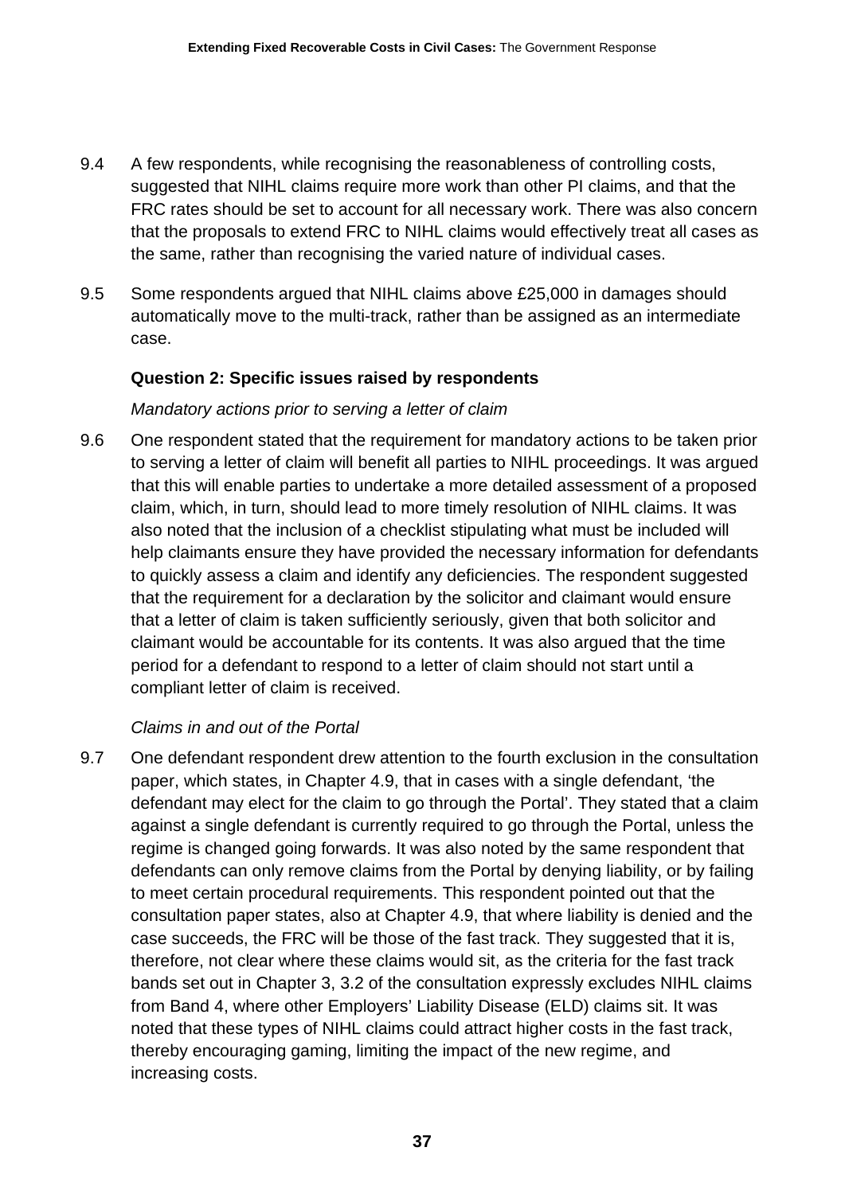9.4 A few respondents, while recognising the reasonableness of controlling costs, suggested that NIHL claims require more work than other PI claims, and that the FRC rates should be set to account for all necessary work. There was also concern that the proposals to extend FRC to NIHL claims would effectively treat all cases as the same, rather than recognising the varied nature of individual cases.

9.5 Some respondents argued that NIHL claims above £25,000 in damages should automatically move to the multi-track, rather than be assigned as an intermediate case.

**Question 2: Specific issues raised by respondents**

*Mandatory actions prior to serving a letter of claim*

9.6 One respondent stated that the requirement for mandatory actions to be taken prior to serving a letter of claim will benefit all parties to NIHL proceedings. It was argued that this will enable parties to undertake a more detailed assessment of a proposed claim, which, in turn, should lead to more timely resolution of NIHL claims. It was also noted that the inclusion of a checklist stipulating what must be included will help claimants ensure they have provided the necessary information for defendants to quickly assess a claim and identify any deficiencies. The respondent suggested that the requirement for a declaration by the solicitor and claimant would ensure that a letter of claim is taken sufficiently seriously, given that both solicitor and claimant would be accountable for its contents. It was also argued that the time period for a defendant to respond to a letter of claim should not start until a compliant letter of claim is received.

*Claims in and out of the Portal*

9.7 One defendant respondent drew attention to the fourth exclusion in the consultation paper, which states, in Chapter 4.9, that in cases with a single defendant, 'the defendant may elect for the claim to go through the Portal'. They stated that a claim against a single defendant is currently required to go through the Portal, unless the regime is changed going forwards. It was also noted by the same respondent that defendants can only remove claims from the Portal by denying liability, or by failing to meet certain procedural requirements. This respondent pointed out that the consultation paper states, also at Chapter 4.9, that where liability is denied and the case succeeds, the FRC will be those of the fast track. They suggested that it is, therefore, not clear where these claims would sit, as the criteria for the fast track bands set out in Chapter 3, 3.2 of the consultation expressly excludes NIHL claims from Band 4, where other Employers' Liability Disease (ELD) claims sit. It was noted that these types of NIHL claims could attract higher costs in the fast track, thereby encouraging gaming, limiting the impact of the new regime, and increasing costs.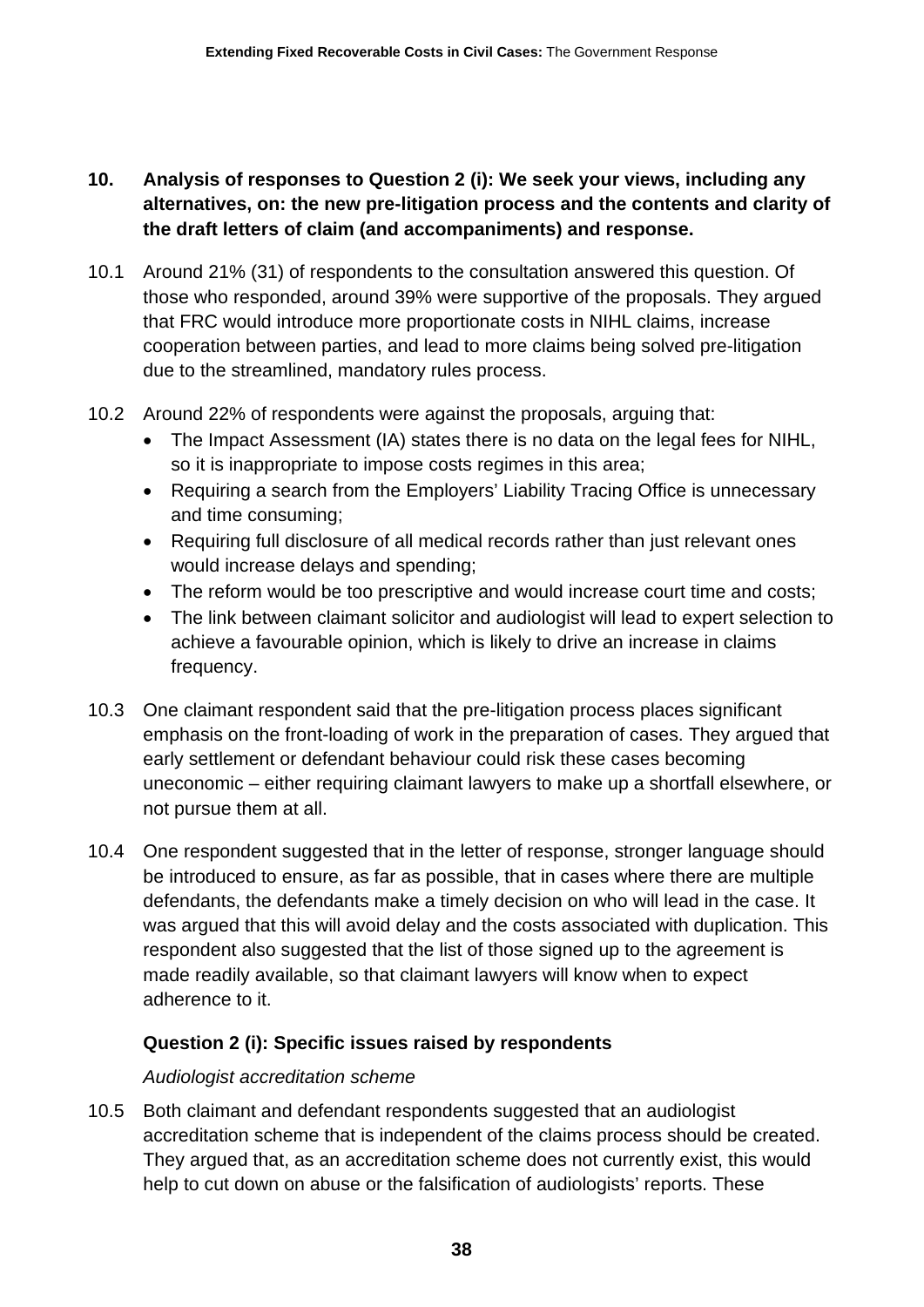## 10. Analysis of responses to Question 2 (i): We seek your views, including any alternatives, on: the new pre-litigation process and the contents and clarity of the draft letters of claim (and accompaniments) and response.

10.1 Around 21% (31) of respondents to the consultation answered this question. Of those who responded, around 39% were supportive of the proposals. They argued that FRC would introduce more proportionate costs in NIHL claims, increase cooperation between parties, and lead to more claims being solved pre-litigation due to the streamlined, mandatory rules process.

10.2 Around 22% of respondents were against the proposals, arguing that:

- The Impact Assessment (IA) states there is no data on the legal fees for NIHL, so it is inappropriate to impose costs regimes in this area;
- Requiring a search from the Employers' Liability Tracing Office is unnecessary and time consuming;
- Requiring full disclosure of all medical records rather than just relevant ones would increase delays and spending;
- The reform would be too prescriptive and would increase court time and costs;
- The link between claimant solicitor and audiologist will lead to expert selection to achieve a favourable opinion, which is likely to drive an increase in claims frequency.

10.3 One claimant respondent said that the pre-litigation process places significant emphasis on the front-loading of work in the preparation of cases. They argued that early settlement or defendant behaviour could risk these cases becoming uneconomic – either requiring claimant lawyers to make up a shortfall elsewhere, or not pursue them at all.

10.4 One respondent suggested that in the letter of response, stronger language should be introduced to ensure, as far as possible, that in cases where there are multiple defendants, the defendants make a timely decision on who will lead in the case. It was argued that this will avoid delay and the costs associated with duplication. This respondent also suggested that the list of those signed up to the agreement is made readily available, so that claimant lawyers will know when to expect adherence to it.

### Question 2 (i): Specific issues raised by respondents

*Audiologist accreditation scheme*

10.5 Both claimant and defendant respondents suggested that an audiologist accreditation scheme that is independent of the claims process should be created. They argued that, as an accreditation scheme does not currently exist, this would help to cut down on abuse or the falsification of audiologists' reports. These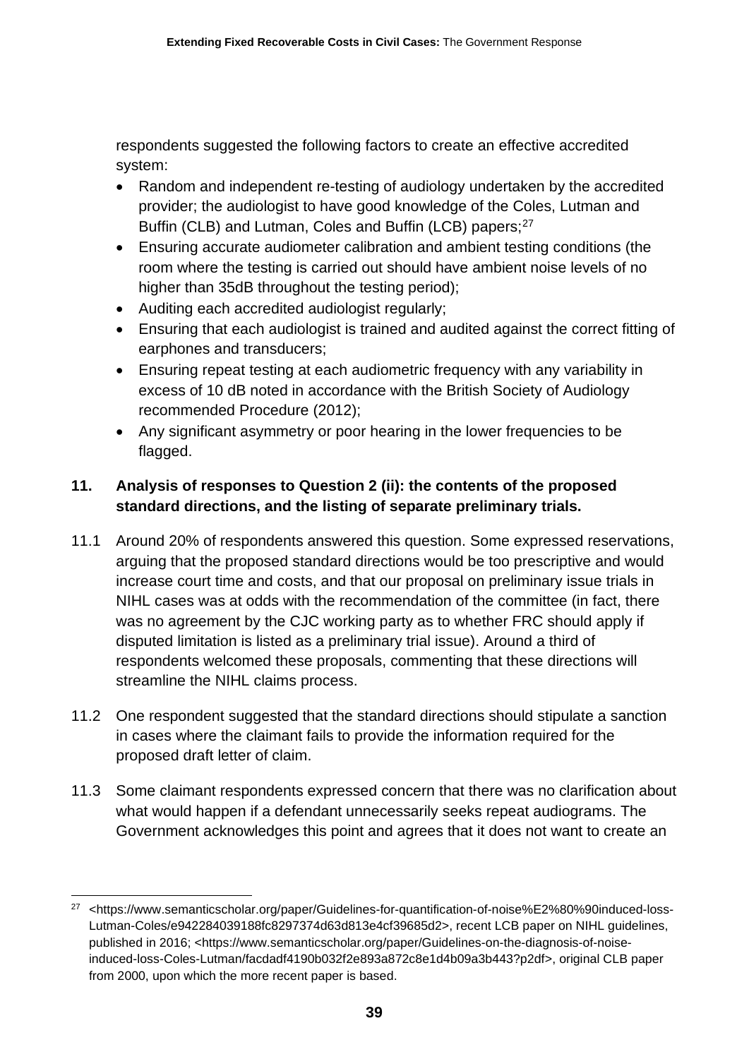respondents suggested the following factors to create an effective accredited system:

- Random and independent re-testing of audiology undertaken by the accredited provider; the audiologist to have good knowledge of the Coles, Lutman and Buffin (CLB) and Lutman, Coles and Buffin (LCB) papers;[27]
- Ensuring accurate audiometer calibration and ambient testing conditions (the room where the testing is carried out should have ambient noise levels of no higher than 35dB throughout the testing period);
- Auditing each accredited audiologist regularly;
- Ensuring that each audiologist is trained and audited against the correct fitting of earphones and transducers;
- Ensuring repeat testing at each audiometric frequency with any variability in excess of 10 dB noted in accordance with the British Society of Audiology recommended Procedure (2012);
- Any significant asymmetry or poor hearing in the lower frequencies to be flagged.

## 11. Analysis of responses to Question 2 (ii): the contents of the proposed standard directions, and the listing of separate preliminary trials.

11.1 Around 20% of respondents answered this question. Some expressed reservations, arguing that the proposed standard directions would be too prescriptive and would increase court time and costs, and that our proposal on preliminary issue trials in NIHL cases was at odds with the recommendation of the committee (in fact, there was no agreement by the CJC working party as to whether FRC should apply if disputed limitation is listed as a preliminary trial issue). Around a third of respondents welcomed these proposals, commenting that these directions will streamline the NIHL claims process.

11.2 One respondent suggested that the standard directions should stipulate a sanction in cases where the claimant fails to provide the information required for the proposed draft letter of claim.

11.3 Some claimant respondents expressed concern that there was no clarification about what would happen if a defendant unnecessarily seeks repeat audiograms. The Government acknowledges this point and agrees that it does not want to create an

[27] <https://www.semanticscholar.org/paper/Guidelines-for-quantification-of-noise%E2%80%90induced-loss-Lutman-Coles/e942284039188fc8297374d63d813e4cf39685d2>, recent LCB paper on NIHL guidelines, published in 2016; <https://www.semanticscholar.org/paper/Guidelines-on-the-diagnosis-of-noise-induced-loss-Coles-Lutman/facdadf4190b032f2e893a872c8e1d4b09a3b443?p2df>, original CLB paper from 2000, upon which the more recent paper is based.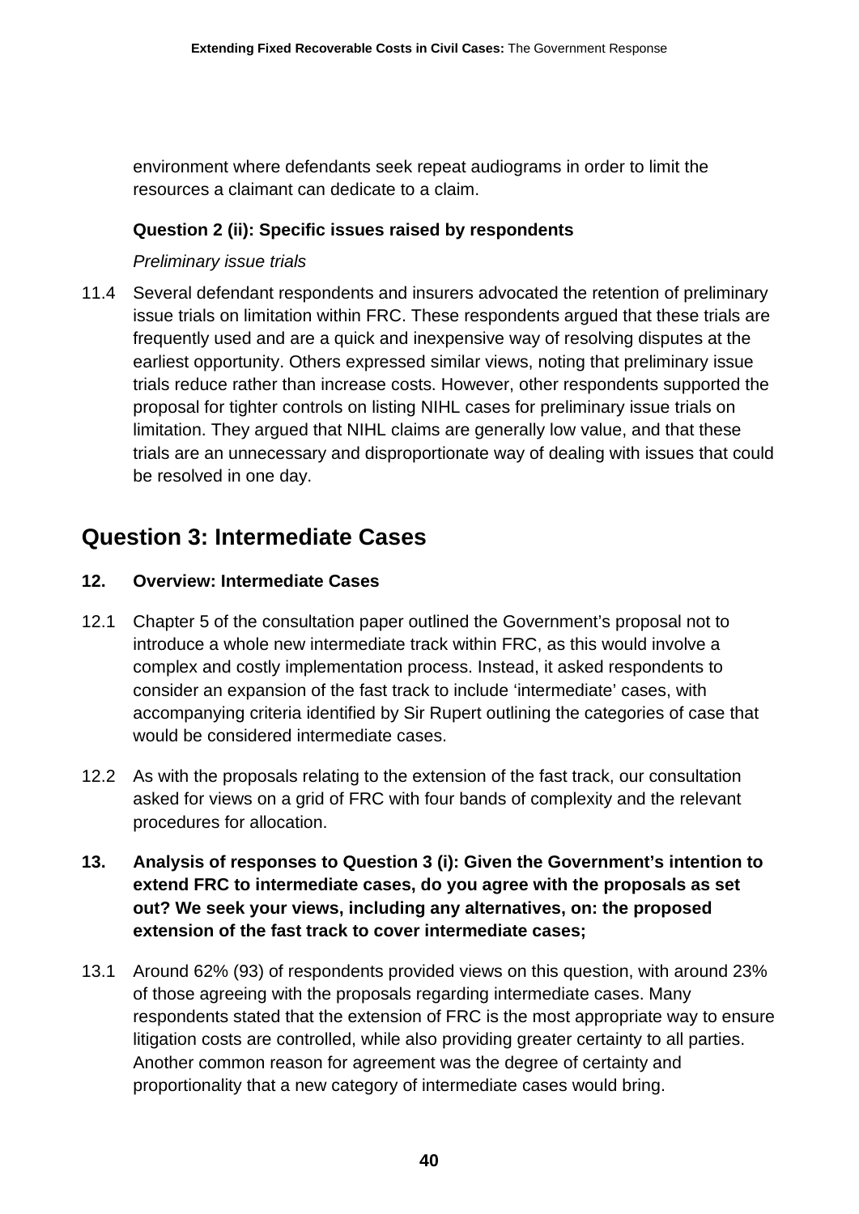environment where defendants seek repeat audiograms in order to limit the resources a claimant can dedicate to a claim.

**Question 2 (ii): Specific issues raised by respondents**

*Preliminary issue trials*

11.4 Several defendant respondents and insurers advocated the retention of preliminary issue trials on limitation within FRC. These respondents argued that these trials are frequently used and are a quick and inexpensive way of resolving disputes at the earliest opportunity. Others expressed similar views, noting that preliminary issue trials reduce rather than increase costs. However, other respondents supported the proposal for tighter controls on listing NIHL cases for preliminary issue trials on limitation. They argued that NIHL claims are generally low value, and that these trials are an unnecessary and disproportionate way of dealing with issues that could be resolved in one day.

## Question 3: Intermediate Cases

### 12. Overview: Intermediate Cases

12.1 Chapter 5 of the consultation paper outlined the Government's proposal not to introduce a whole new intermediate track within FRC, as this would involve a complex and costly implementation process. Instead, it asked respondents to consider an expansion of the fast track to include 'intermediate' cases, with accompanying criteria identified by Sir Rupert outlining the categories of case that would be considered intermediate cases.

12.2 As with the proposals relating to the extension of the fast track, our consultation asked for views on a grid of FRC with four bands of complexity and the relevant procedures for allocation.

### 13. Analysis of responses to Question 3 (i): Given the Government's intention to extend FRC to intermediate cases, do you agree with the proposals as set out? We seek your views, including any alternatives, on: the proposed extension of the fast track to cover intermediate cases;

13.1 Around 62% (93) of respondents provided views on this question, with around 23% of those agreeing with the proposals regarding intermediate cases. Many respondents stated that the extension of FRC is the most appropriate way to ensure litigation costs are controlled, while also providing greater certainty to all parties. Another common reason for agreement was the degree of certainty and proportionality that a new category of intermediate cases would bring.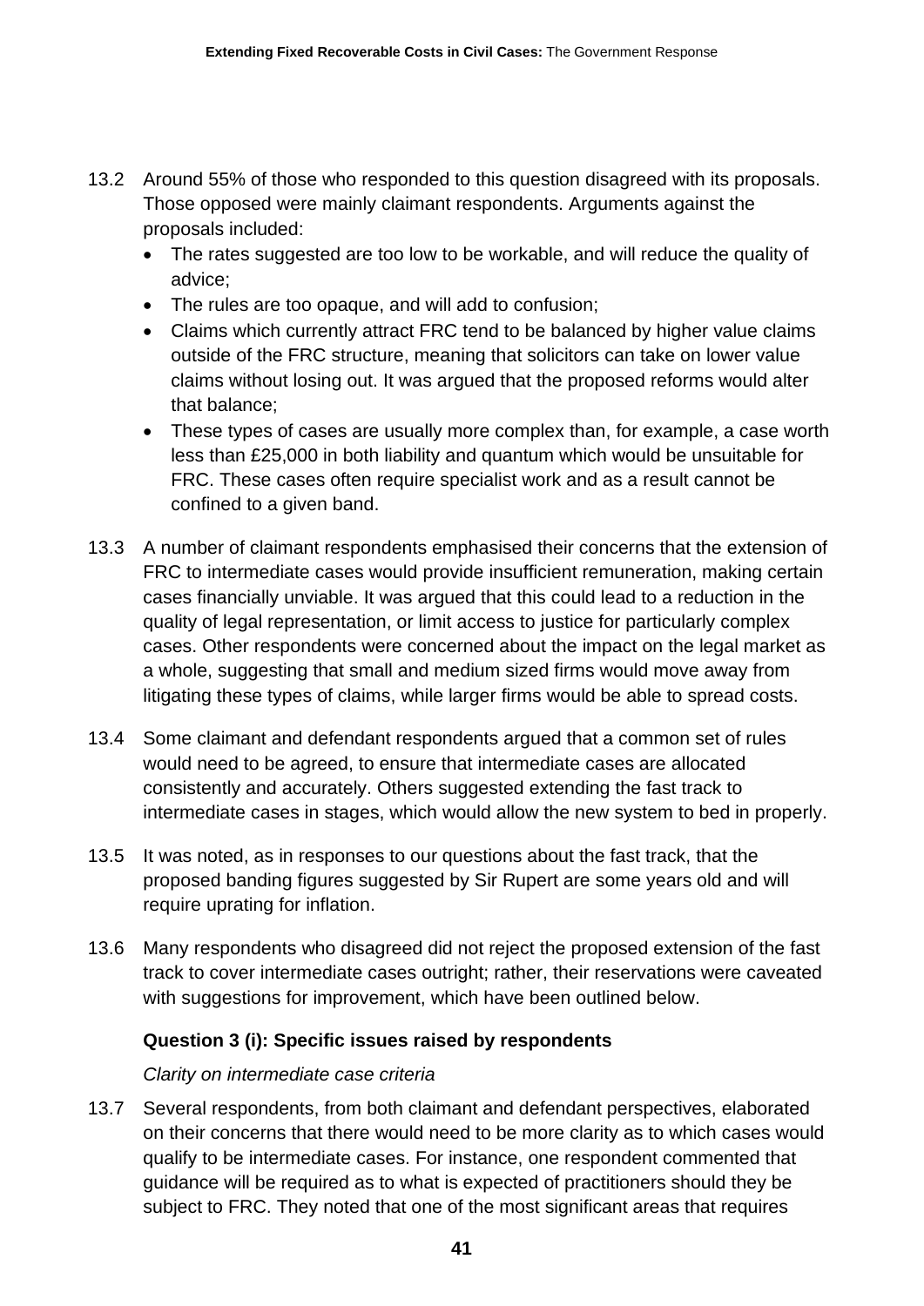13.2 Around 55% of those who responded to this question disagreed with its proposals. Those opposed were mainly claimant respondents. Arguments against the proposals included:

- The rates suggested are too low to be workable, and will reduce the quality of advice;
- The rules are too opaque, and will add to confusion;
- Claims which currently attract FRC tend to be balanced by higher value claims outside of the FRC structure, meaning that solicitors can take on lower value claims without losing out. It was argued that the proposed reforms would alter that balance;
- These types of cases are usually more complex than, for example, a case worth less than £25,000 in both liability and quantum which would be unsuitable for FRC. These cases often require specialist work and as a result cannot be confined to a given band.

13.3 A number of claimant respondents emphasised their concerns that the extension of FRC to intermediate cases would provide insufficient remuneration, making certain cases financially unviable. It was argued that this could lead to a reduction in the quality of legal representation, or limit access to justice for particularly complex cases. Other respondents were concerned about the impact on the legal market as a whole, suggesting that small and medium sized firms would move away from litigating these types of claims, while larger firms would be able to spread costs.

13.4 Some claimant and defendant respondents argued that a common set of rules would need to be agreed, to ensure that intermediate cases are allocated consistently and accurately. Others suggested extending the fast track to intermediate cases in stages, which would allow the new system to bed in properly.

13.5 It was noted, as in responses to our questions about the fast track, that the proposed banding figures suggested by Sir Rupert are some years old and will require uprating for inflation.

13.6 Many respondents who disagreed did not reject the proposed extension of the fast track to cover intermediate cases outright; rather, their reservations were caveated with suggestions for improvement, which have been outlined below.

### Question 3 (i): Specific issues raised by respondents

*Clarity on intermediate case criteria*

13.7 Several respondents, from both claimant and defendant perspectives, elaborated on their concerns that there would need to be more clarity as to which cases would qualify to be intermediate cases. For instance, one respondent commented that guidance will be required as to what is expected of practitioners should they be subject to FRC. They noted that one of the most significant areas that requires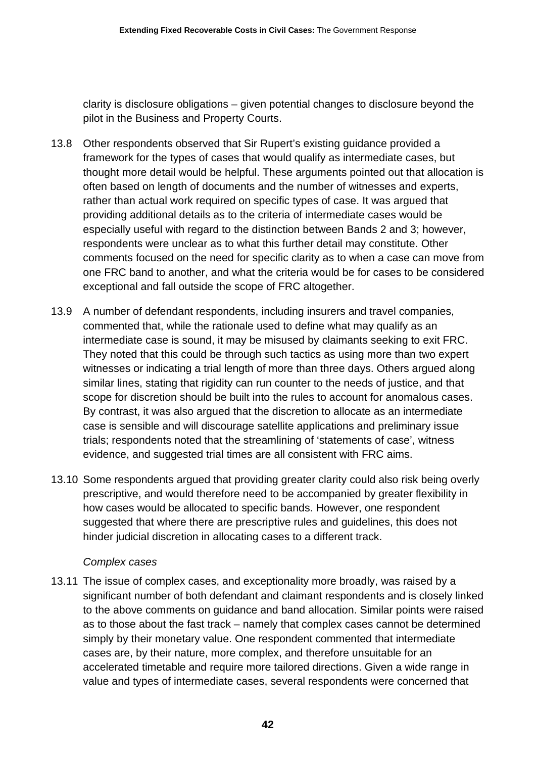clarity is disclosure obligations – given potential changes to disclosure beyond the pilot in the Business and Property Courts.

13.8 Other respondents observed that Sir Rupert's existing guidance provided a framework for the types of cases that would qualify as intermediate cases, but thought more detail would be helpful. These arguments pointed out that allocation is often based on length of documents and the number of witnesses and experts, rather than actual work required on specific types of case. It was argued that providing additional details as to the criteria of intermediate cases would be especially useful with regard to the distinction between Bands 2 and 3; however, respondents were unclear as to what this further detail may constitute. Other comments focused on the need for specific clarity as to when a case can move from one FRC band to another, and what the criteria would be for cases to be considered exceptional and fall outside the scope of FRC altogether.

13.9 A number of defendant respondents, including insurers and travel companies, commented that, while the rationale used to define what may qualify as an intermediate case is sound, it may be misused by claimants seeking to exit FRC. They noted that this could be through such tactics as using more than two expert witnesses or indicating a trial length of more than three days. Others argued along similar lines, stating that rigidity can run counter to the needs of justice, and that scope for discretion should be built into the rules to account for anomalous cases. By contrast, it was also argued that the discretion to allocate as an intermediate case is sensible and will discourage satellite applications and preliminary issue trials; respondents noted that the streamlining of 'statements of case', witness evidence, and suggested trial times are all consistent with FRC aims.

13.10 Some respondents argued that providing greater clarity could also risk being overly prescriptive, and would therefore need to be accompanied by greater flexibility in how cases would be allocated to specific bands. However, one respondent suggested that where there are prescriptive rules and guidelines, this does not hinder judicial discretion in allocating cases to a different track.

*Complex cases*

13.11 The issue of complex cases, and exceptionality more broadly, was raised by a significant number of both defendant and claimant respondents and is closely linked to the above comments on guidance and band allocation. Similar points were raised as to those about the fast track – namely that complex cases cannot be determined simply by their monetary value. One respondent commented that intermediate cases are, by their nature, more complex, and therefore unsuitable for an accelerated timetable and require more tailored directions. Given a wide range in value and types of intermediate cases, several respondents were concerned that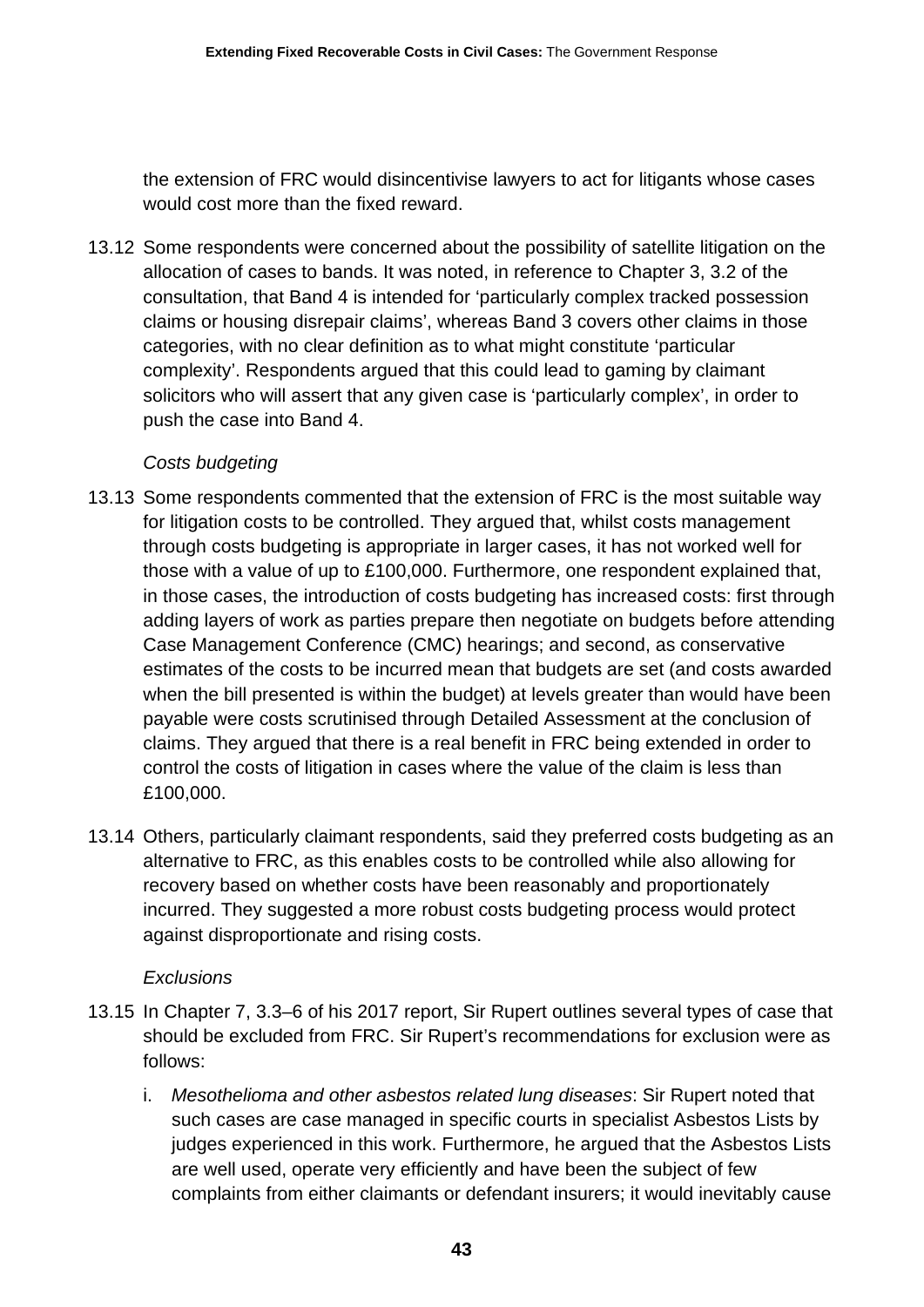the extension of FRC would disincentivise lawyers to act for litigants whose cases would cost more than the fixed reward.

13.12 Some respondents were concerned about the possibility of satellite litigation on the allocation of cases to bands. It was noted, in reference to Chapter 3, 3.2 of the consultation, that Band 4 is intended for 'particularly complex tracked possession claims or housing disrepair claims', whereas Band 3 covers other claims in those categories, with no clear definition as to what might constitute 'particular complexity'. Respondents argued that this could lead to gaming by claimant solicitors who will assert that any given case is 'particularly complex', in order to push the case into Band 4.

*Costs budgeting*

13.13 Some respondents commented that the extension of FRC is the most suitable way for litigation costs to be controlled. They argued that, whilst costs management through costs budgeting is appropriate in larger cases, it has not worked well for those with a value of up to £100,000. Furthermore, one respondent explained that, in those cases, the introduction of costs budgeting has increased costs: first through adding layers of work as parties prepare then negotiate on budgets before attending Case Management Conference (CMC) hearings; and second, as conservative estimates of the costs to be incurred mean that budgets are set (and costs awarded when the bill presented is within the budget) at levels greater than would have been payable were costs scrutinised through Detailed Assessment at the conclusion of claims. They argued that there is a real benefit in FRC being extended in order to control the costs of litigation in cases where the value of the claim is less than £100,000.

13.14 Others, particularly claimant respondents, said they preferred costs budgeting as an alternative to FRC, as this enables costs to be controlled while also allowing for recovery based on whether costs have been reasonably and proportionately incurred. They suggested a more robust costs budgeting process would protect against disproportionate and rising costs.

*Exclusions*

13.15 In Chapter 7, 3.3–6 of his 2017 report, Sir Rupert outlines several types of case that should be excluded from FRC. Sir Rupert's recommendations for exclusion were as follows:

i. *Mesothelioma and other asbestos related lung diseases*: Sir Rupert noted that such cases are case managed in specific courts in specialist Asbestos Lists by judges experienced in this work. Furthermore, he argued that the Asbestos Lists are well used, operate very efficiently and have been the subject of few complaints from either claimants or defendant insurers; it would inevitably cause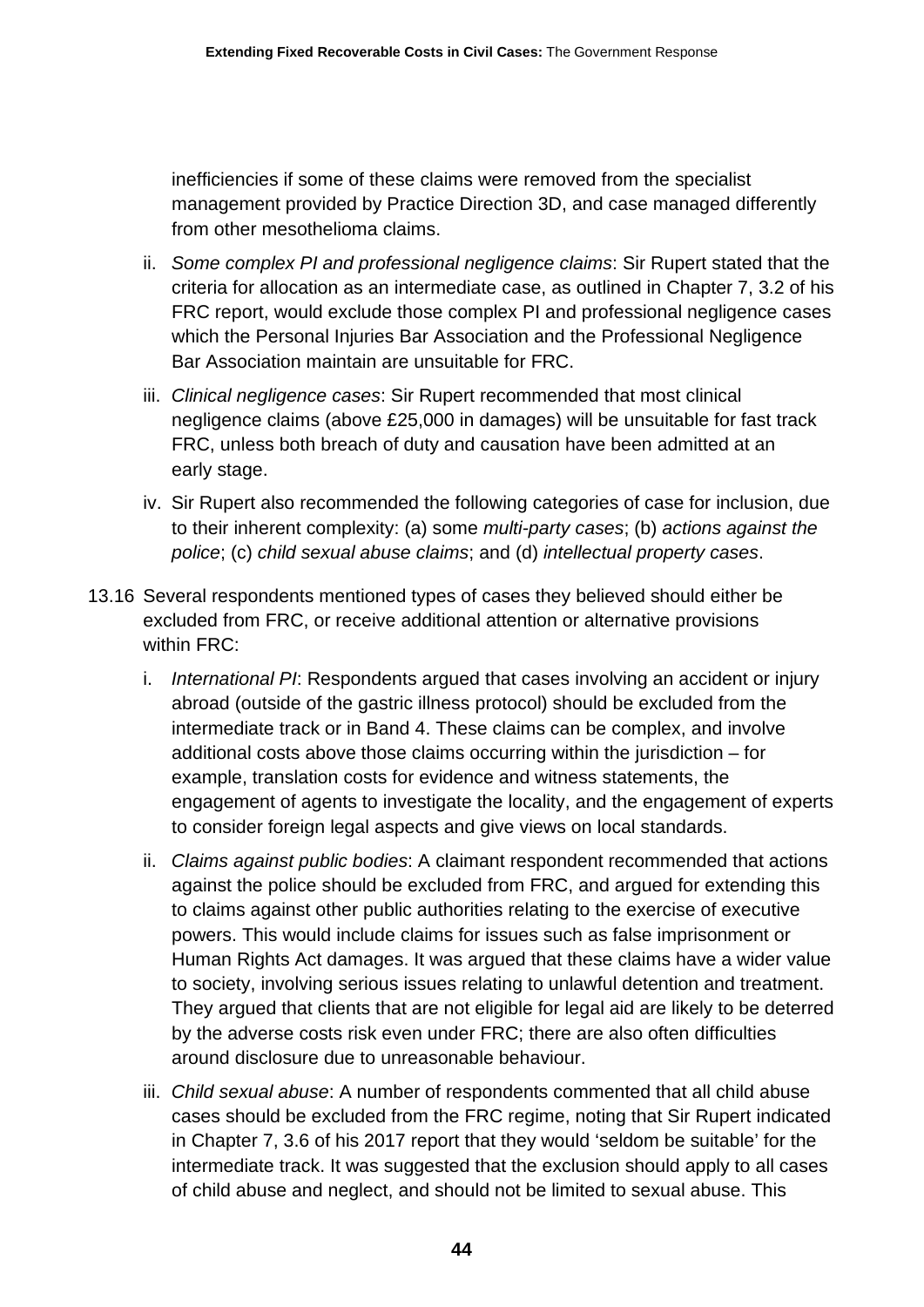inefficiencies if some of these claims were removed from the specialist management provided by Practice Direction 3D, and case managed differently from other mesothelioma claims.

ii. *Some complex PI and professional negligence claims*: Sir Rupert stated that the criteria for allocation as an intermediate case, as outlined in Chapter 7, 3.2 of his FRC report, would exclude those complex PI and professional negligence cases which the Personal Injuries Bar Association and the Professional Negligence Bar Association maintain are unsuitable for FRC.

iii. *Clinical negligence cases*: Sir Rupert recommended that most clinical negligence claims (above £25,000 in damages) will be unsuitable for fast track FRC, unless both breach of duty and causation have been admitted at an early stage.

iv. Sir Rupert also recommended the following categories of case for inclusion, due to their inherent complexity: (a) some *multi-party cases*; (b) *actions against the police*; (c) *child sexual abuse claims*; and (d) *intellectual property cases*.

13.16 Several respondents mentioned types of cases they believed should either be excluded from FRC, or receive additional attention or alternative provisions within FRC:

i. *International PI*: Respondents argued that cases involving an accident or injury abroad (outside of the gastric illness protocol) should be excluded from the intermediate track or in Band 4. These claims can be complex, and involve additional costs above those claims occurring within the jurisdiction – for example, translation costs for evidence and witness statements, the engagement of agents to investigate the locality, and the engagement of experts to consider foreign legal aspects and give views on local standards.

ii. *Claims against public bodies*: A claimant respondent recommended that actions against the police should be excluded from FRC, and argued for extending this to claims against other public authorities relating to the exercise of executive powers. This would include claims for issues such as false imprisonment or Human Rights Act damages. It was argued that these claims have a wider value to society, involving serious issues relating to unlawful detention and treatment. They argued that clients that are not eligible for legal aid are likely to be deterred by the adverse costs risk even under FRC; there are also often difficulties around disclosure due to unreasonable behaviour.

iii. *Child sexual abuse*: A number of respondents commented that all child abuse cases should be excluded from the FRC regime, noting that Sir Rupert indicated in Chapter 7, 3.6 of his 2017 report that they would 'seldom be suitable' for the intermediate track. It was suggested that the exclusion should apply to all cases of child abuse and neglect, and should not be limited to sexual abuse. This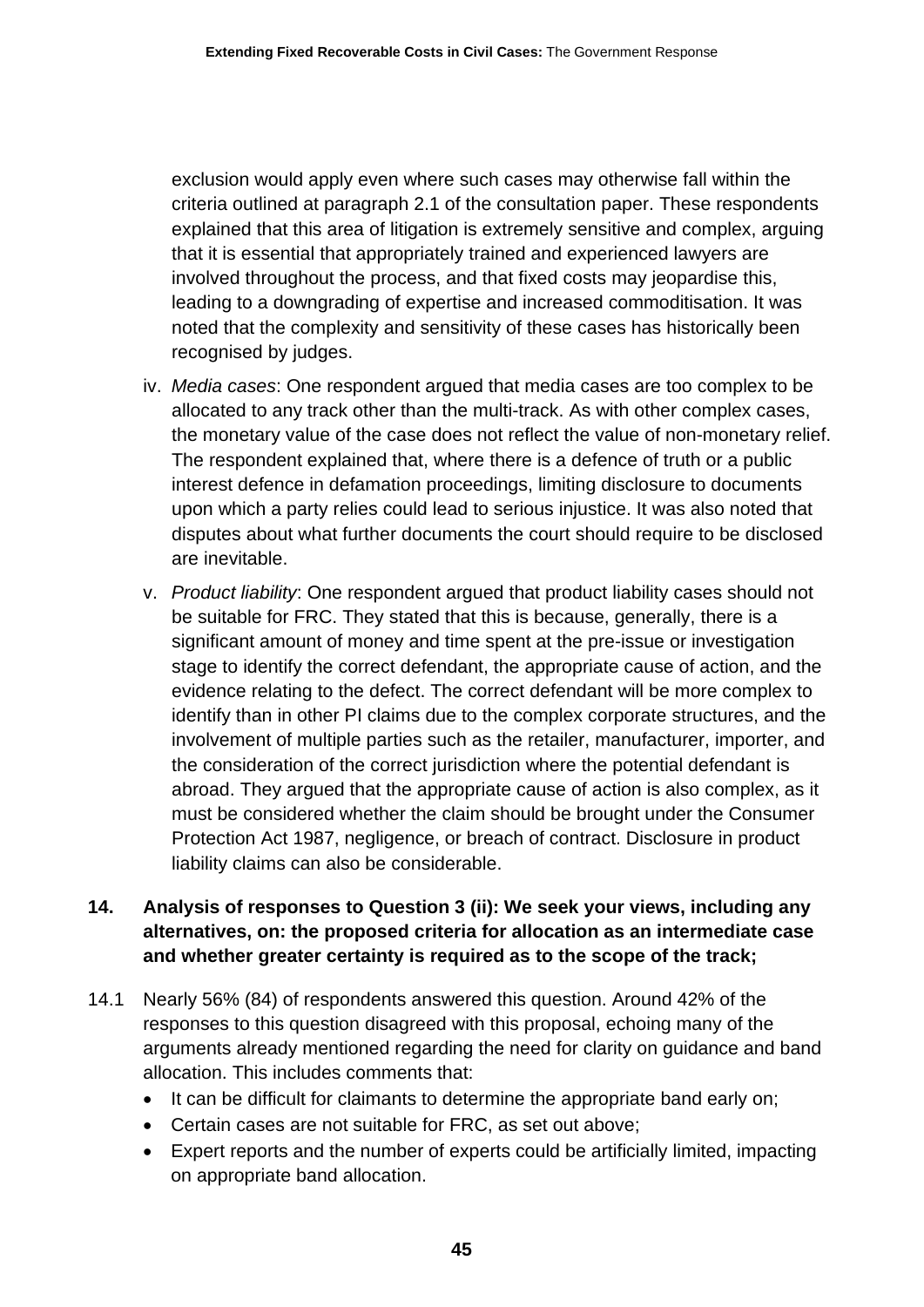exclusion would apply even where such cases may otherwise fall within the criteria outlined at paragraph 2.1 of the consultation paper. These respondents explained that this area of litigation is extremely sensitive and complex, arguing that it is essential that appropriately trained and experienced lawyers are involved throughout the process, and that fixed costs may jeopardise this, leading to a downgrading of expertise and increased commoditisation. It was noted that the complexity and sensitivity of these cases has historically been recognised by judges.

iv. *Media cases*: One respondent argued that media cases are too complex to be allocated to any track other than the multi-track. As with other complex cases, the monetary value of the case does not reflect the value of non-monetary relief. The respondent explained that, where there is a defence of truth or a public interest defence in defamation proceedings, limiting disclosure to documents upon which a party relies could lead to serious injustice. It was also noted that disputes about what further documents the court should require to be disclosed are inevitable.

v. *Product liability*: One respondent argued that product liability cases should not be suitable for FRC. They stated that this is because, generally, there is a significant amount of money and time spent at the pre-issue or investigation stage to identify the correct defendant, the appropriate cause of action, and the evidence relating to the defect. The correct defendant will be more complex to identify than in other PI claims due to the complex corporate structures, and the involvement of multiple parties such as the retailer, manufacturer, importer, and the consideration of the correct jurisdiction where the potential defendant is abroad. They argued that the appropriate cause of action is also complex, as it must be considered whether the claim should be brought under the Consumer Protection Act 1987, negligence, or breach of contract. Disclosure in product liability claims can also be considerable.

## 14. Analysis of responses to Question 3 (ii): We seek your views, including any alternatives, on: the proposed criteria for allocation as an intermediate case and whether greater certainty is required as to the scope of the track;

14.1 Nearly 56% (84) of respondents answered this question. Around 42% of the responses to this question disagreed with this proposal, echoing many of the arguments already mentioned regarding the need for clarity on guidance and band allocation. This includes comments that:

- It can be difficult for claimants to determine the appropriate band early on;
- Certain cases are not suitable for FRC, as set out above;
- Expert reports and the number of experts could be artificially limited, impacting on appropriate band allocation.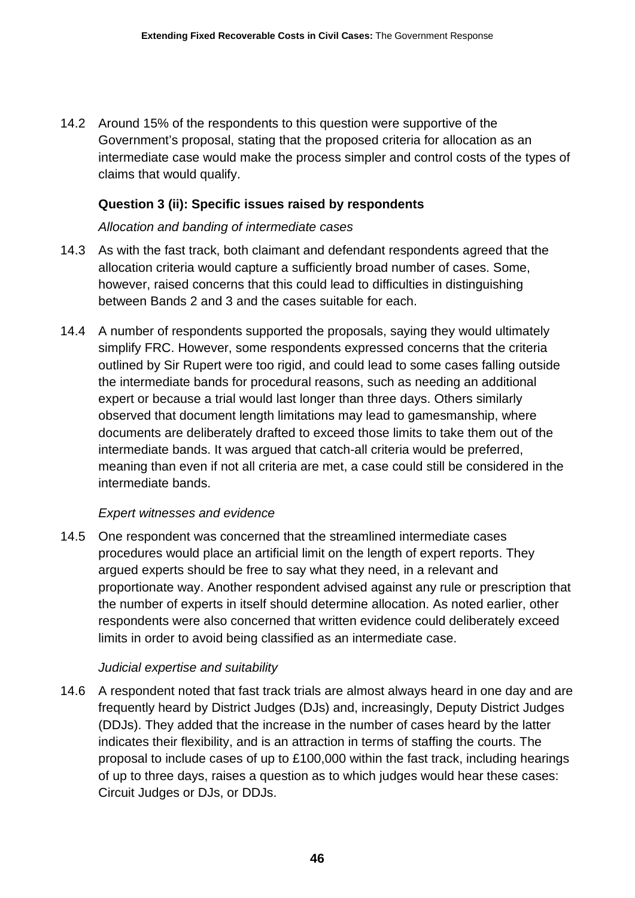14.2 Around 15% of the respondents to this question were supportive of the Government's proposal, stating that the proposed criteria for allocation as an intermediate case would make the process simpler and control costs of the types of claims that would qualify.

### Question 3 (ii): Specific issues raised by respondents

*Allocation and banding of intermediate cases*

14.3 As with the fast track, both claimant and defendant respondents agreed that the allocation criteria would capture a sufficiently broad number of cases. Some, however, raised concerns that this could lead to difficulties in distinguishing between Bands 2 and 3 and the cases suitable for each.

14.4 A number of respondents supported the proposals, saying they would ultimately simplify FRC. However, some respondents expressed concerns that the criteria outlined by Sir Rupert were too rigid, and could lead to some cases falling outside the intermediate bands for procedural reasons, such as needing an additional expert or because a trial would last longer than three days. Others similarly observed that document length limitations may lead to gamesmanship, where documents are deliberately drafted to exceed those limits to take them out of the intermediate bands. It was argued that catch-all criteria would be preferred, meaning than even if not all criteria are met, a case could still be considered in the intermediate bands.

*Expert witnesses and evidence*

14.5 One respondent was concerned that the streamlined intermediate cases procedures would place an artificial limit on the length of expert reports. They argued experts should be free to say what they need, in a relevant and proportionate way. Another respondent advised against any rule or prescription that the number of experts in itself should determine allocation. As noted earlier, other respondents were also concerned that written evidence could deliberately exceed limits in order to avoid being classified as an intermediate case.

*Judicial expertise and suitability*

14.6 A respondent noted that fast track trials are almost always heard in one day and are frequently heard by District Judges (DJs) and, increasingly, Deputy District Judges (DDJs). They added that the increase in the number of cases heard by the latter indicates their flexibility, and is an attraction in terms of staffing the courts. The proposal to include cases of up to £100,000 within the fast track, including hearings of up to three days, raises a question as to which judges would hear these cases: Circuit Judges or DJs, or DDJs.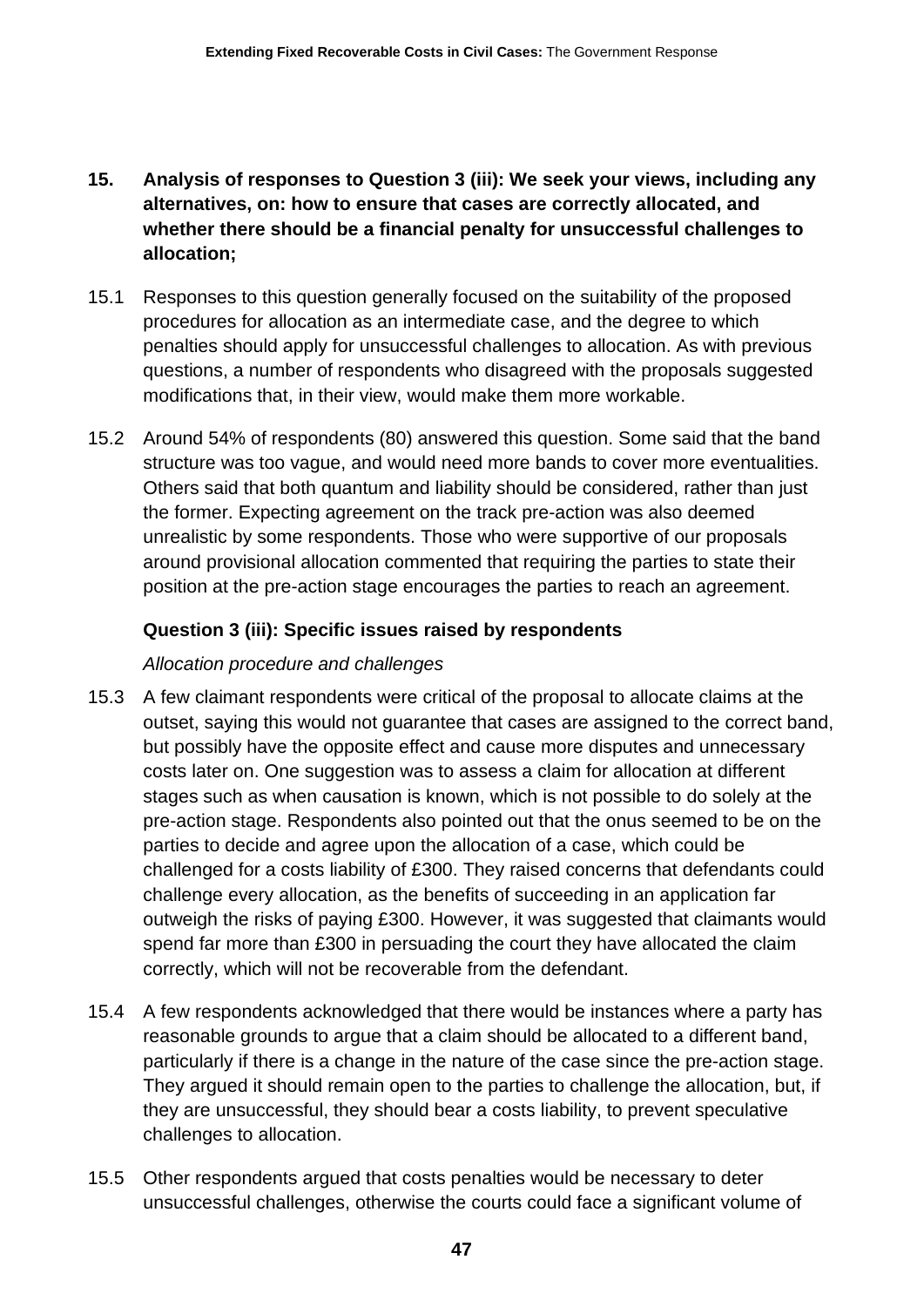## 15. Analysis of responses to Question 3 (iii): We seek your views, including any alternatives, on: how to ensure that cases are correctly allocated, and whether there should be a financial penalty for unsuccessful challenges to allocation;

15.1 Responses to this question generally focused on the suitability of the proposed procedures for allocation as an intermediate case, and the degree to which penalties should apply for unsuccessful challenges to allocation. As with previous questions, a number of respondents who disagreed with the proposals suggested modifications that, in their view, would make them more workable.

15.2 Around 54% of respondents (80) answered this question. Some said that the band structure was too vague, and would need more bands to cover more eventualities. Others said that both quantum and liability should be considered, rather than just the former. Expecting agreement on the track pre-action was also deemed unrealistic by some respondents. Those who were supportive of our proposals around provisional allocation commented that requiring the parties to state their position at the pre-action stage encourages the parties to reach an agreement.

### Question 3 (iii): Specific issues raised by respondents

*Allocation procedure and challenges*

15.3 A few claimant respondents were critical of the proposal to allocate claims at the outset, saying this would not guarantee that cases are assigned to the correct band, but possibly have the opposite effect and cause more disputes and unnecessary costs later on. One suggestion was to assess a claim for allocation at different stages such as when causation is known, which is not possible to do solely at the pre-action stage. Respondents also pointed out that the onus seemed to be on the parties to decide and agree upon the allocation of a case, which could be challenged for a costs liability of £300. They raised concerns that defendants could challenge every allocation, as the benefits of succeeding in an application far outweigh the risks of paying £300. However, it was suggested that claimants would spend far more than £300 in persuading the court they have allocated the claim correctly, which will not be recoverable from the defendant.

15.4 A few respondents acknowledged that there would be instances where a party has reasonable grounds to argue that a claim should be allocated to a different band, particularly if there is a change in the nature of the case since the pre-action stage. They argued it should remain open to the parties to challenge the allocation, but, if they are unsuccessful, they should bear a costs liability, to prevent speculative challenges to allocation.

15.5 Other respondents argued that costs penalties would be necessary to deter unsuccessful challenges, otherwise the courts could face a significant volume of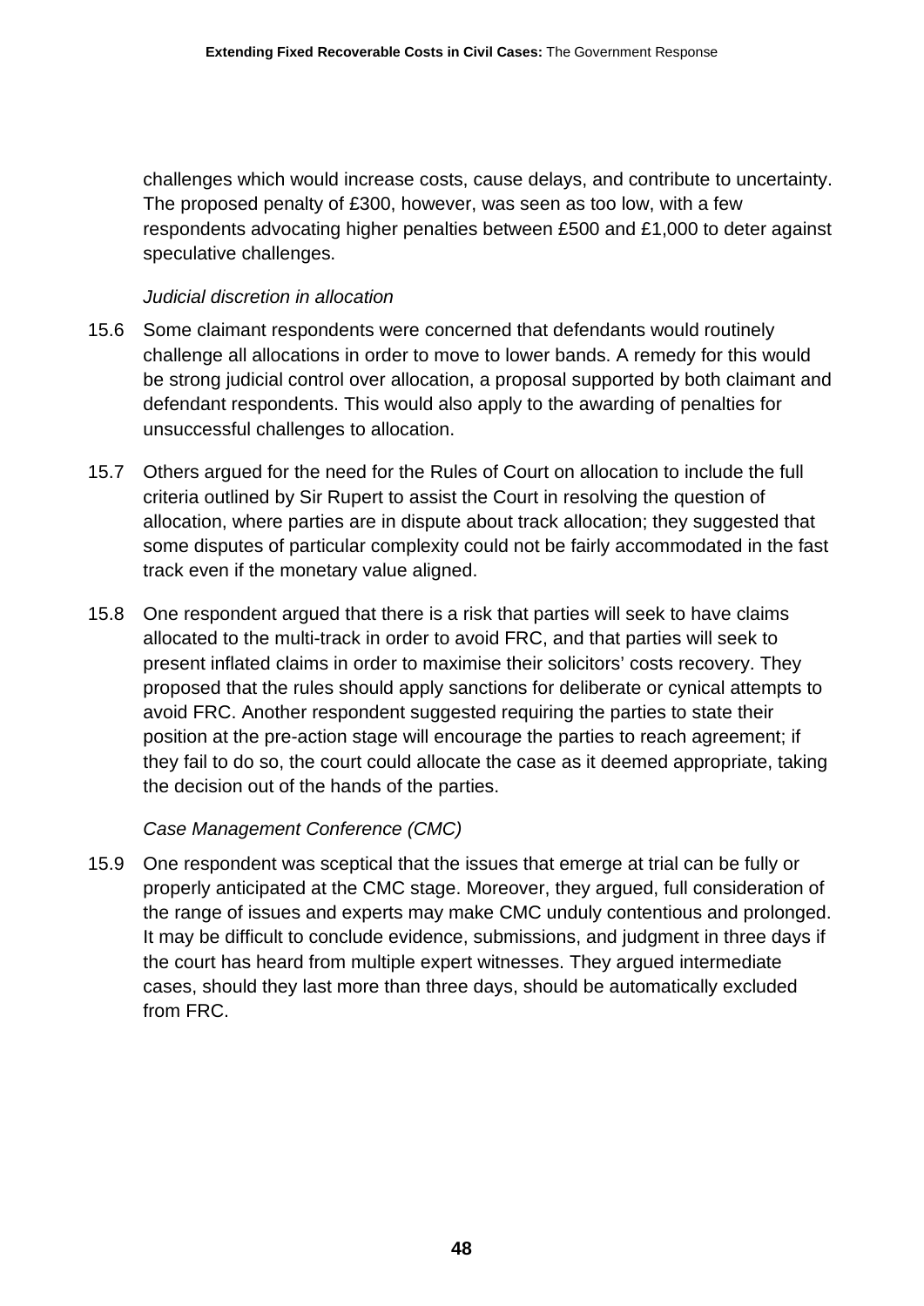challenges which would increase costs, cause delays, and contribute to uncertainty. The proposed penalty of £300, however, was seen as too low, with a few respondents advocating higher penalties between £500 and £1,000 to deter against speculative challenges.

*Judicial discretion in allocation*

15.6 Some claimant respondents were concerned that defendants would routinely challenge all allocations in order to move to lower bands. A remedy for this would be strong judicial control over allocation, a proposal supported by both claimant and defendant respondents. This would also apply to the awarding of penalties for unsuccessful challenges to allocation.

15.7 Others argued for the need for the Rules of Court on allocation to include the full criteria outlined by Sir Rupert to assist the Court in resolving the question of allocation, where parties are in dispute about track allocation; they suggested that some disputes of particular complexity could not be fairly accommodated in the fast track even if the monetary value aligned.

15.8 One respondent argued that there is a risk that parties will seek to have claims allocated to the multi-track in order to avoid FRC, and that parties will seek to present inflated claims in order to maximise their solicitors' costs recovery. They proposed that the rules should apply sanctions for deliberate or cynical attempts to avoid FRC. Another respondent suggested requiring the parties to state their position at the pre-action stage will encourage the parties to reach agreement; if they fail to do so, the court could allocate the case as it deemed appropriate, taking the decision out of the hands of the parties.

*Case Management Conference (CMC)*

15.9 One respondent was sceptical that the issues that emerge at trial can be fully or properly anticipated at the CMC stage. Moreover, they argued, full consideration of the range of issues and experts may make CMC unduly contentious and prolonged. It may be difficult to conclude evidence, submissions, and judgment in three days if the court has heard from multiple expert witnesses. They argued intermediate cases, should they last more than three days, should be automatically excluded from FRC.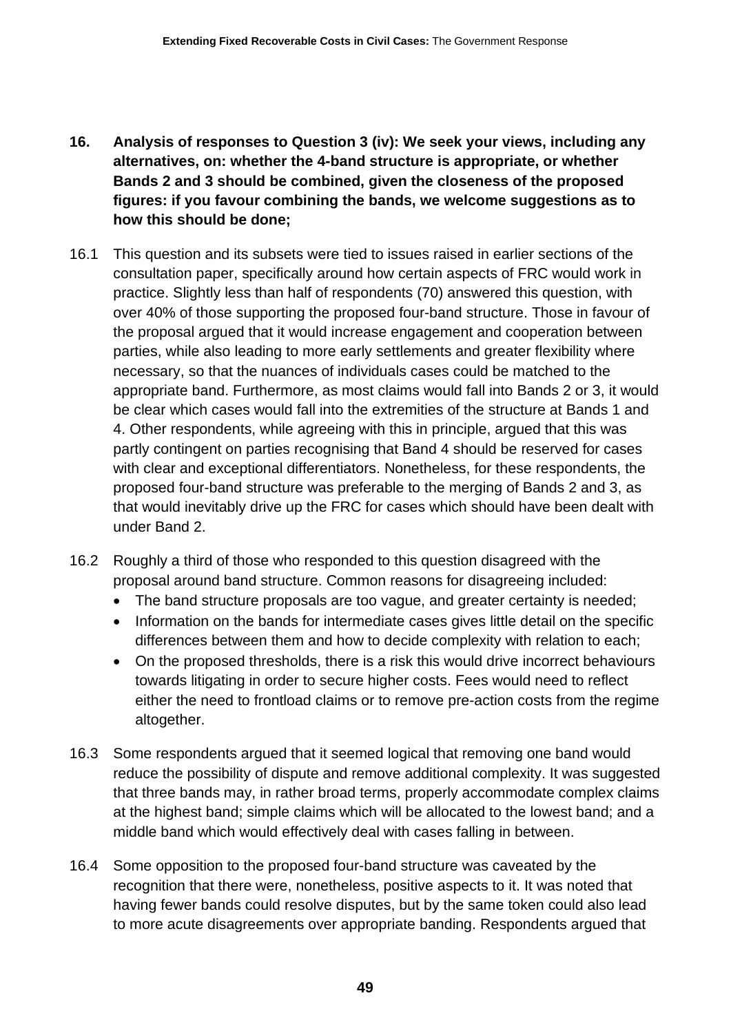## 16. Analysis of responses to Question 3 (iv): We seek your views, including any alternatives, on: whether the 4-band structure is appropriate, or whether Bands 2 and 3 should be combined, given the closeness of the proposed figures: if you favour combining the bands, we welcome suggestions as to how this should be done;

16.1 This question and its subsets were tied to issues raised in earlier sections of the consultation paper, specifically around how certain aspects of FRC would work in practice. Slightly less than half of respondents (70) answered this question, with over 40% of those supporting the proposed four-band structure. Those in favour of the proposal argued that it would increase engagement and cooperation between parties, while also leading to more early settlements and greater flexibility where necessary, so that the nuances of individuals cases could be matched to the appropriate band. Furthermore, as most claims would fall into Bands 2 or 3, it would be clear which cases would fall into the extremities of the structure at Bands 1 and 4. Other respondents, while agreeing with this in principle, argued that this was partly contingent on parties recognising that Band 4 should be reserved for cases with clear and exceptional differentiators. Nonetheless, for these respondents, the proposed four-band structure was preferable to the merging of Bands 2 and 3, as that would inevitably drive up the FRC for cases which should have been dealt with under Band 2.

16.2 Roughly a third of those who responded to this question disagreed with the proposal around band structure. Common reasons for disagreeing included:

- The band structure proposals are too vague, and greater certainty is needed;
- Information on the bands for intermediate cases gives little detail on the specific differences between them and how to decide complexity with relation to each;
- On the proposed thresholds, there is a risk this would drive incorrect behaviours towards litigating in order to secure higher costs. Fees would need to reflect either the need to frontload claims or to remove pre-action costs from the regime altogether.

16.3 Some respondents argued that it seemed logical that removing one band would reduce the possibility of dispute and remove additional complexity. It was suggested that three bands may, in rather broad terms, properly accommodate complex claims at the highest band; simple claims which will be allocated to the lowest band; and a middle band which would effectively deal with cases falling in between.

16.4 Some opposition to the proposed four-band structure was caveated by the recognition that there were, nonetheless, positive aspects to it. It was noted that having fewer bands could resolve disputes, but by the same token could also lead to more acute disagreements over appropriate banding. Respondents argued that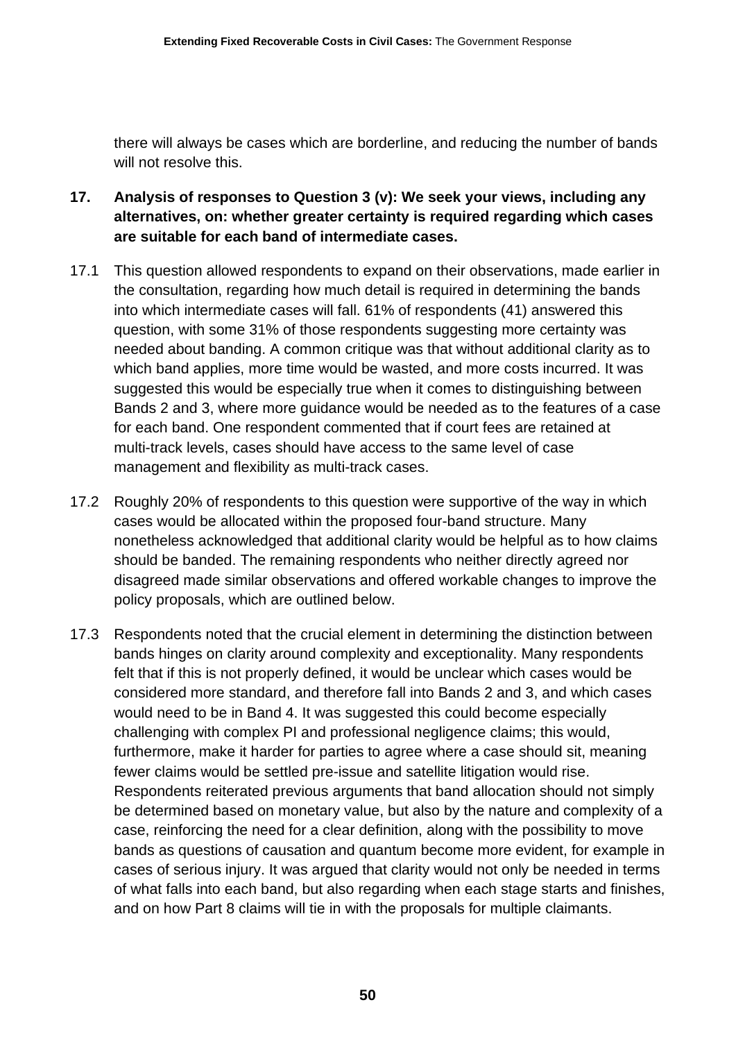there will always be cases which are borderline, and reducing the number of bands will not resolve this.

## 17. Analysis of responses to Question 3 (v): We seek your views, including any alternatives, on: whether greater certainty is required regarding which cases are suitable for each band of intermediate cases.

17.1 This question allowed respondents to expand on their observations, made earlier in the consultation, regarding how much detail is required in determining the bands into which intermediate cases will fall. 61% of respondents (41) answered this question, with some 31% of those respondents suggesting more certainty was needed about banding. A common critique was that without additional clarity as to which band applies, more time would be wasted, and more costs incurred. It was suggested this would be especially true when it comes to distinguishing between Bands 2 and 3, where more guidance would be needed as to the features of a case for each band. One respondent commented that if court fees are retained at multi-track levels, cases should have access to the same level of case management and flexibility as multi-track cases.

17.2 Roughly 20% of respondents to this question were supportive of the way in which cases would be allocated within the proposed four-band structure. Many nonetheless acknowledged that additional clarity would be helpful as to how claims should be banded. The remaining respondents who neither directly agreed nor disagreed made similar observations and offered workable changes to improve the policy proposals, which are outlined below.

17.3 Respondents noted that the crucial element in determining the distinction between bands hinges on clarity around complexity and exceptionality. Many respondents felt that if this is not properly defined, it would be unclear which cases would be considered more standard, and therefore fall into Bands 2 and 3, and which cases would need to be in Band 4. It was suggested this could become especially challenging with complex PI and professional negligence claims; this would, furthermore, make it harder for parties to agree where a case should sit, meaning fewer claims would be settled pre-issue and satellite litigation would rise. Respondents reiterated previous arguments that band allocation should not simply be determined based on monetary value, but also by the nature and complexity of a case, reinforcing the need for a clear definition, along with the possibility to move bands as questions of causation and quantum become more evident, for example in cases of serious injury. It was argued that clarity would not only be needed in terms of what falls into each band, but also regarding when each stage starts and finishes, and on how Part 8 claims will tie in with the proposals for multiple claimants.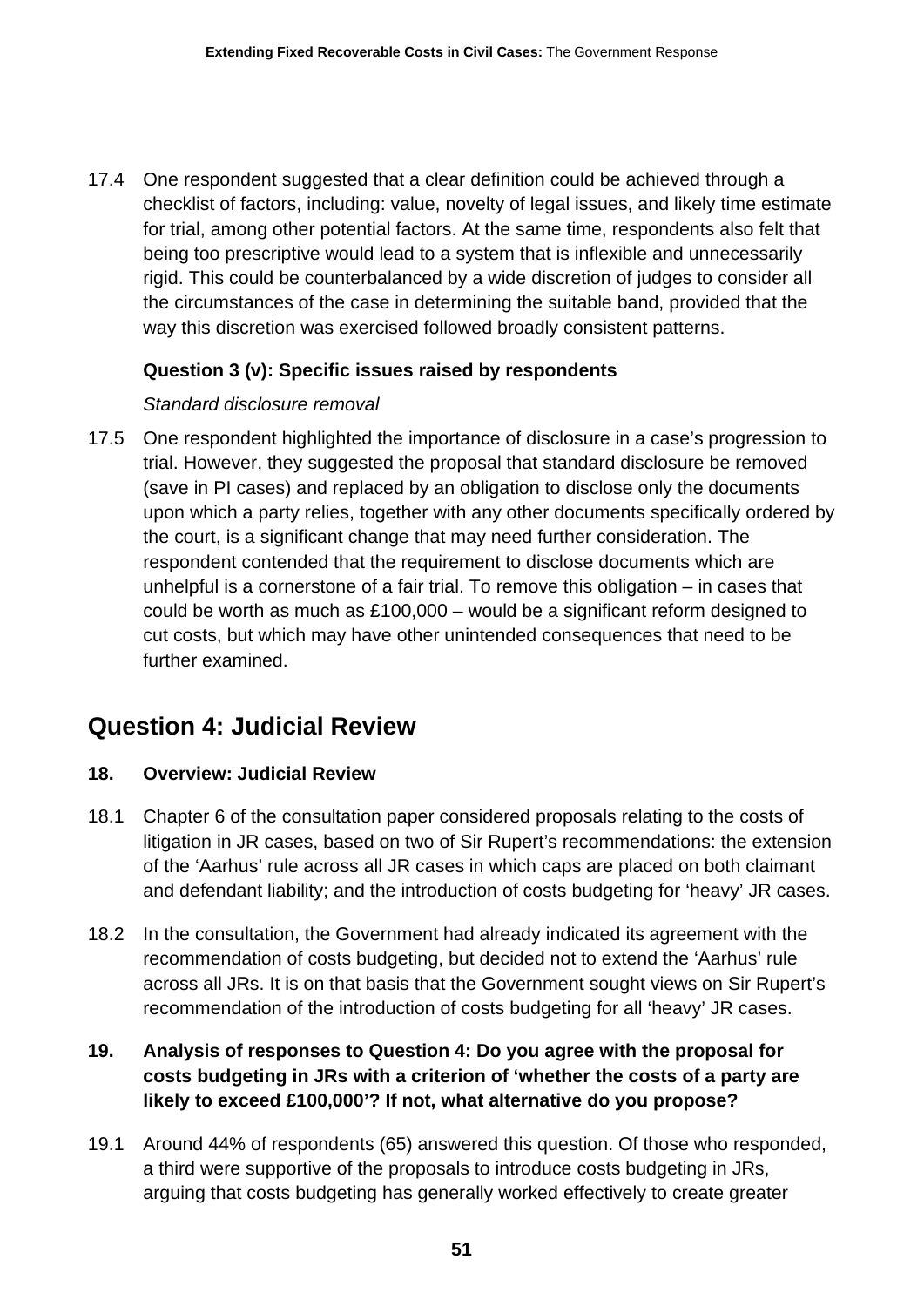17.4 One respondent suggested that a clear definition could be achieved through a checklist of factors, including: value, novelty of legal issues, and likely time estimate for trial, among other potential factors. At the same time, respondents also felt that being too prescriptive would lead to a system that is inflexible and unnecessarily rigid. This could be counterbalanced by a wide discretion of judges to consider all the circumstances of the case in determining the suitable band, provided that the way this discretion was exercised followed broadly consistent patterns.

**Question 3 (v): Specific issues raised by respondents**

*Standard disclosure removal*

17.5 One respondent highlighted the importance of disclosure in a case's progression to trial. However, they suggested the proposal that standard disclosure be removed (save in PI cases) and replaced by an obligation to disclose only the documents upon which a party relies, together with any other documents specifically ordered by the court, is a significant change that may need further consideration. The respondent contended that the requirement to disclose documents which are unhelpful is a cornerstone of a fair trial. To remove this obligation – in cases that could be worth as much as £100,000 – would be a significant reform designed to cut costs, but which may have other unintended consequences that need to be further examined.

## Question 4: Judicial Review

### 18. Overview: Judicial Review

18.1 Chapter 6 of the consultation paper considered proposals relating to the costs of litigation in JR cases, based on two of Sir Rupert's recommendations: the extension of the 'Aarhus' rule across all JR cases in which caps are placed on both claimant and defendant liability; and the introduction of costs budgeting for 'heavy' JR cases.

18.2 In the consultation, the Government had already indicated its agreement with the recommendation of costs budgeting, but decided not to extend the 'Aarhus' rule across all JRs. It is on that basis that the Government sought views on Sir Rupert's recommendation of the introduction of costs budgeting for all 'heavy' JR cases.

### 19. Analysis of responses to Question 4: Do you agree with the proposal for costs budgeting in JRs with a criterion of 'whether the costs of a party are likely to exceed £100,000'? If not, what alternative do you propose?

19.1 Around 44% of respondents (65) answered this question. Of those who responded, a third were supportive of the proposals to introduce costs budgeting in JRs, arguing that costs budgeting has generally worked effectively to create greater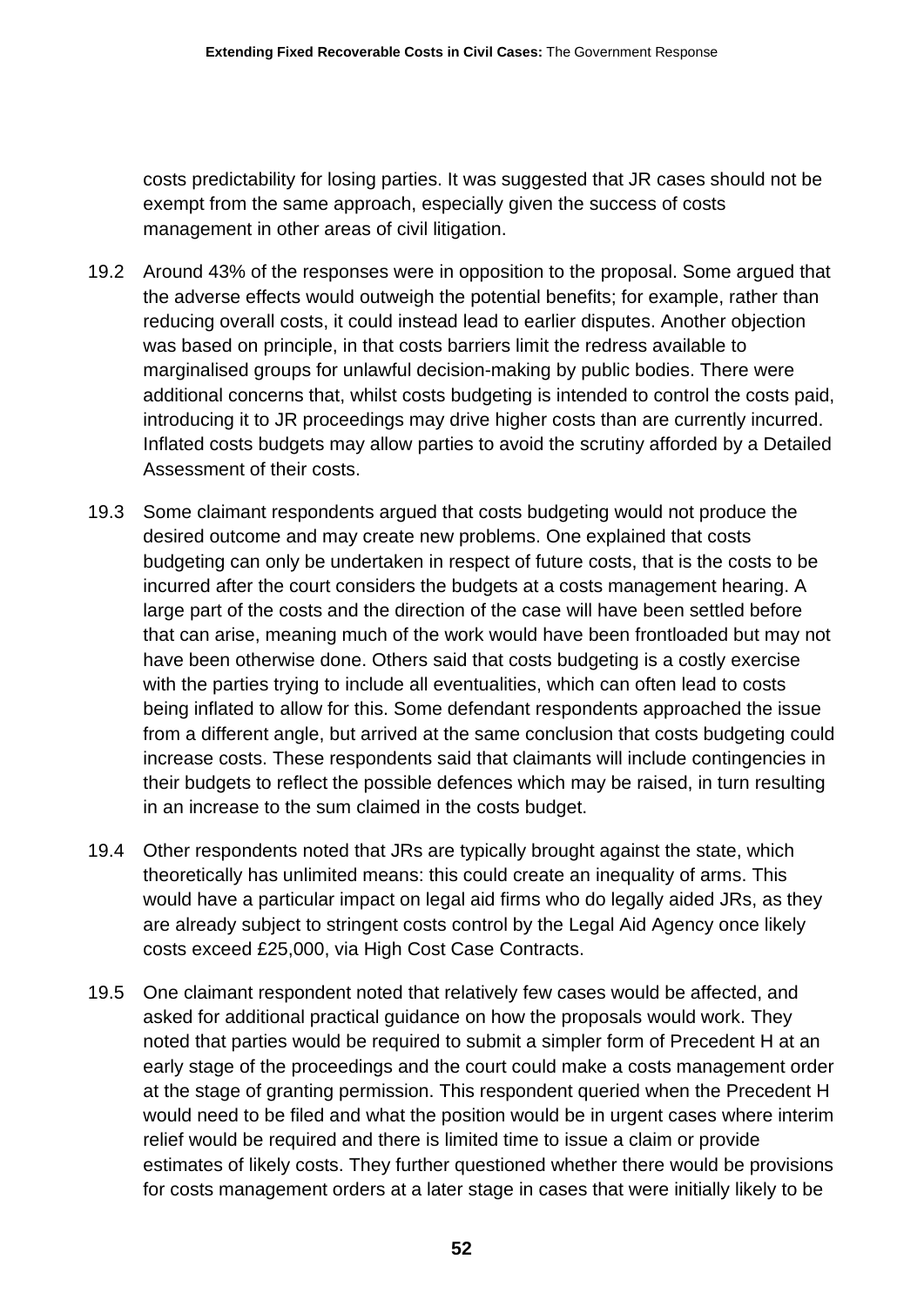costs predictability for losing parties. It was suggested that JR cases should not be exempt from the same approach, especially given the success of costs management in other areas of civil litigation.

19.2 Around 43% of the responses were in opposition to the proposal. Some argued that the adverse effects would outweigh the potential benefits; for example, rather than reducing overall costs, it could instead lead to earlier disputes. Another objection was based on principle, in that costs barriers limit the redress available to marginalised groups for unlawful decision-making by public bodies. There were additional concerns that, whilst costs budgeting is intended to control the costs paid, introducing it to JR proceedings may drive higher costs than are currently incurred. Inflated costs budgets may allow parties to avoid the scrutiny afforded by a Detailed Assessment of their costs.

19.3 Some claimant respondents argued that costs budgeting would not produce the desired outcome and may create new problems. One explained that costs budgeting can only be undertaken in respect of future costs, that is the costs to be incurred after the court considers the budgets at a costs management hearing. A large part of the costs and the direction of the case will have been settled before that can arise, meaning much of the work would have been frontloaded but may not have been otherwise done. Others said that costs budgeting is a costly exercise with the parties trying to include all eventualities, which can often lead to costs being inflated to allow for this. Some defendant respondents approached the issue from a different angle, but arrived at the same conclusion that costs budgeting could increase costs. These respondents said that claimants will include contingencies in their budgets to reflect the possible defences which may be raised, in turn resulting in an increase to the sum claimed in the costs budget.

19.4 Other respondents noted that JRs are typically brought against the state, which theoretically has unlimited means: this could create an inequality of arms. This would have a particular impact on legal aid firms who do legally aided JRs, as they are already subject to stringent costs control by the Legal Aid Agency once likely costs exceed £25,000, via High Cost Case Contracts.

19.5 One claimant respondent noted that relatively few cases would be affected, and asked for additional practical guidance on how the proposals would work. They noted that parties would be required to submit a simpler form of Precedent H at an early stage of the proceedings and the court could make a costs management order at the stage of granting permission. This respondent queried when the Precedent H would need to be filed and what the position would be in urgent cases where interim relief would be required and there is limited time to issue a claim or provide estimates of likely costs. They further questioned whether there would be provisions for costs management orders at a later stage in cases that were initially likely to be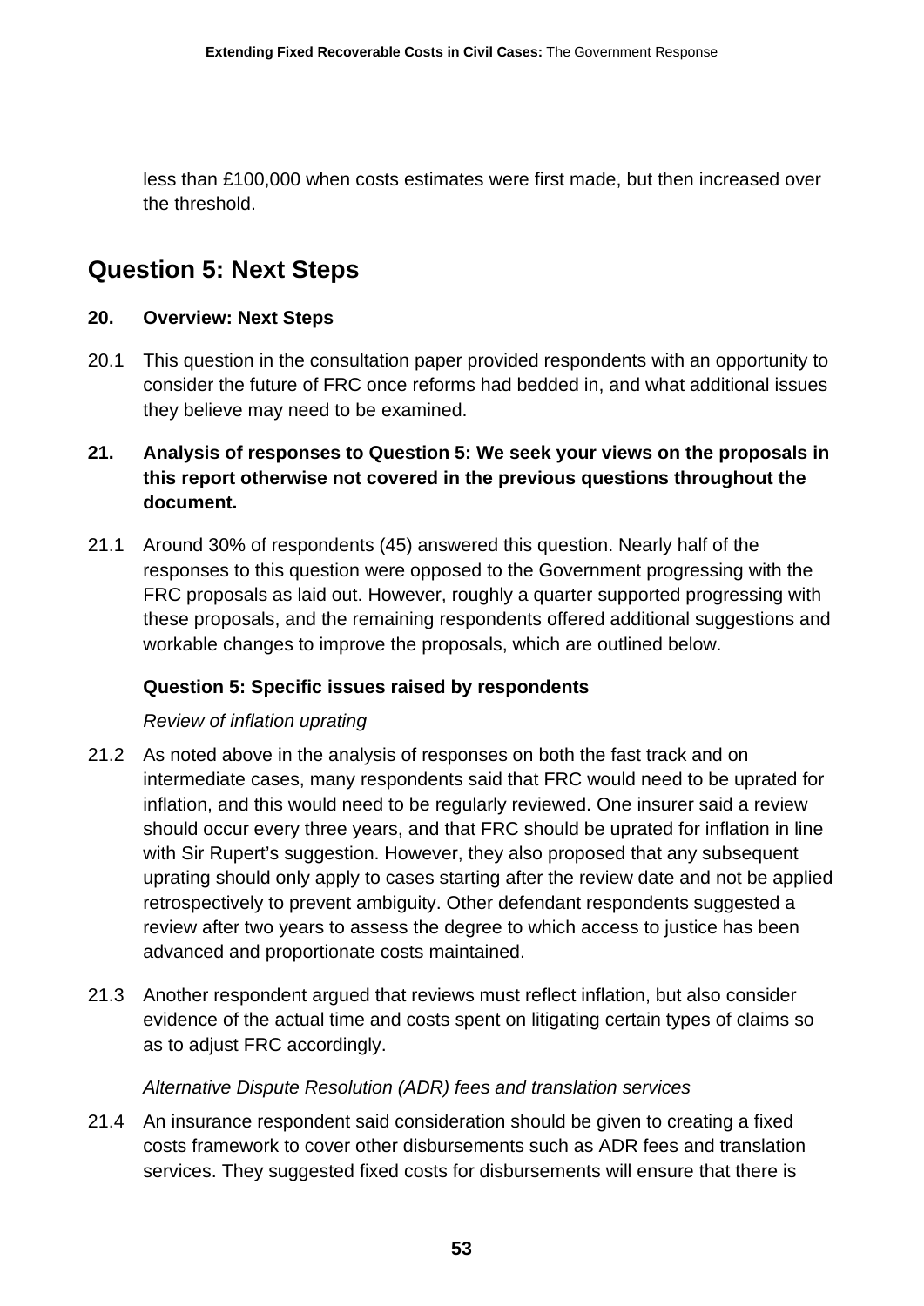less than £100,000 when costs estimates were first made, but then increased over the threshold.

## Question 5: Next Steps

**20. Overview: Next Steps**

20.1 This question in the consultation paper provided respondents with an opportunity to consider the future of FRC once reforms had bedded in, and what additional issues they believe may need to be examined.

**21. Analysis of responses to Question 5: We seek your views on the proposals in this report otherwise not covered in the previous questions throughout the document.**

21.1 Around 30% of respondents (45) answered this question. Nearly half of the responses to this question were opposed to the Government progressing with the FRC proposals as laid out. However, roughly a quarter supported progressing with these proposals, and the remaining respondents offered additional suggestions and workable changes to improve the proposals, which are outlined below.

**Question 5: Specific issues raised by respondents**

*Review of inflation uprating*

21.2 As noted above in the analysis of responses on both the fast track and on intermediate cases, many respondents said that FRC would need to be uprated for inflation, and this would need to be regularly reviewed. One insurer said a review should occur every three years, and that FRC should be uprated for inflation in line with Sir Rupert's suggestion. However, they also proposed that any subsequent uprating should only apply to cases starting after the review date and not be applied retrospectively to prevent ambiguity. Other defendant respondents suggested a review after two years to assess the degree to which access to justice has been advanced and proportionate costs maintained.

21.3 Another respondent argued that reviews must reflect inflation, but also consider evidence of the actual time and costs spent on litigating certain types of claims so as to adjust FRC accordingly.

*Alternative Dispute Resolution (ADR) fees and translation services*

21.4 An insurance respondent said consideration should be given to creating a fixed costs framework to cover other disbursements such as ADR fees and translation services. They suggested fixed costs for disbursements will ensure that there is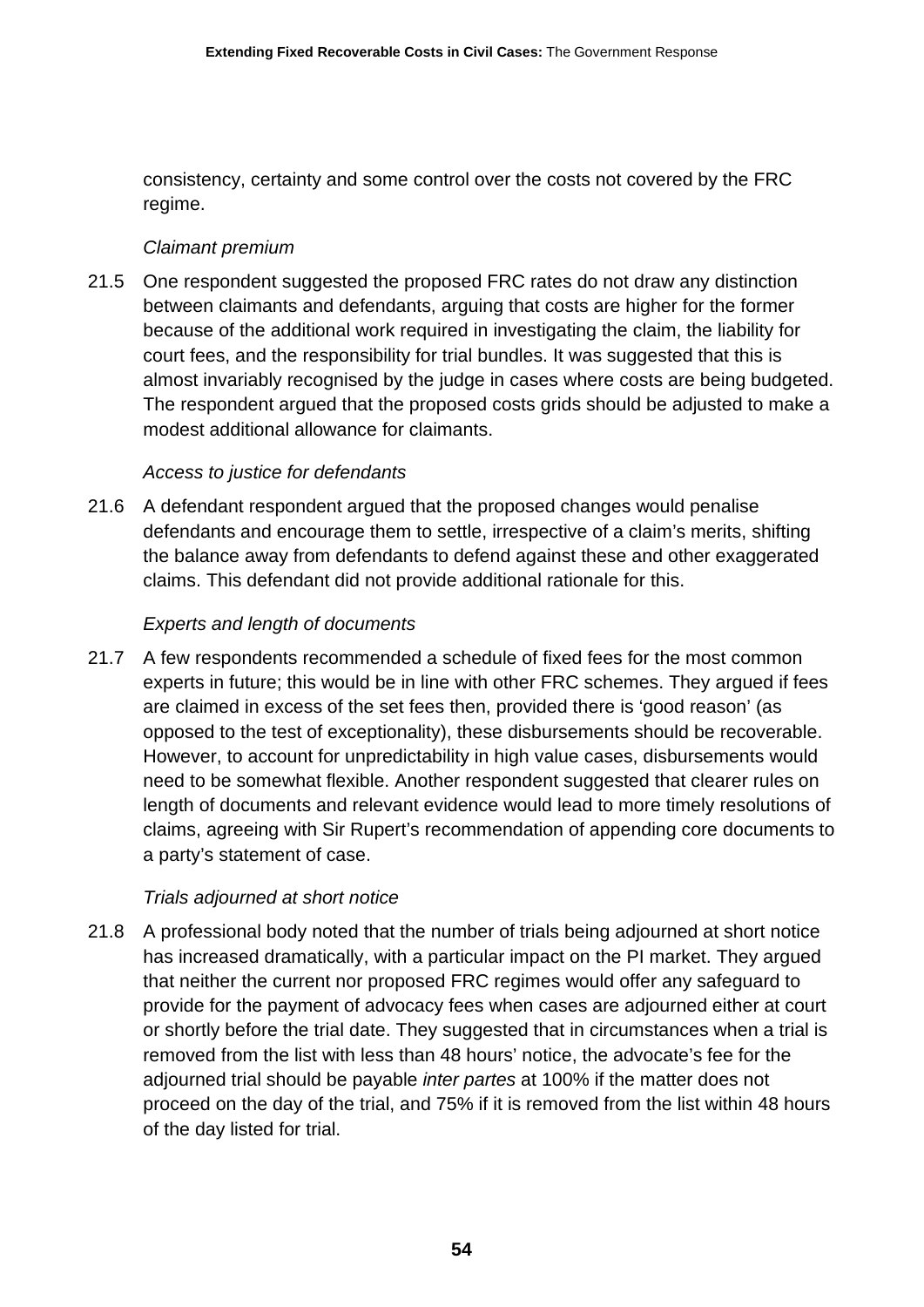consistency, certainty and some control over the costs not covered by the FRC regime.

*Claimant premium*

21.5 One respondent suggested the proposed FRC rates do not draw any distinction between claimants and defendants, arguing that costs are higher for the former because of the additional work required in investigating the claim, the liability for court fees, and the responsibility for trial bundles. It was suggested that this is almost invariably recognised by the judge in cases where costs are being budgeted. The respondent argued that the proposed costs grids should be adjusted to make a modest additional allowance for claimants.

*Access to justice for defendants*

21.6 A defendant respondent argued that the proposed changes would penalise defendants and encourage them to settle, irrespective of a claim's merits, shifting the balance away from defendants to defend against these and other exaggerated claims. This defendant did not provide additional rationale for this.

*Experts and length of documents*

21.7 A few respondents recommended a schedule of fixed fees for the most common experts in future; this would be in line with other FRC schemes. They argued if fees are claimed in excess of the set fees then, provided there is 'good reason' (as opposed to the test of exceptionality), these disbursements should be recoverable. However, to account for unpredictability in high value cases, disbursements would need to be somewhat flexible. Another respondent suggested that clearer rules on length of documents and relevant evidence would lead to more timely resolutions of claims, agreeing with Sir Rupert's recommendation of appending core documents to a party's statement of case.

*Trials adjourned at short notice*

21.8 A professional body noted that the number of trials being adjourned at short notice has increased dramatically, with a particular impact on the PI market. They argued that neither the current nor proposed FRC regimes would offer any safeguard to provide for the payment of advocacy fees when cases are adjourned either at court or shortly before the trial date. They suggested that in circumstances when a trial is removed from the list with less than 48 hours' notice, the advocate's fee for the adjourned trial should be payable *inter partes* at 100% if the matter does not proceed on the day of the trial, and 75% if it is removed from the list within 48 hours of the day listed for trial.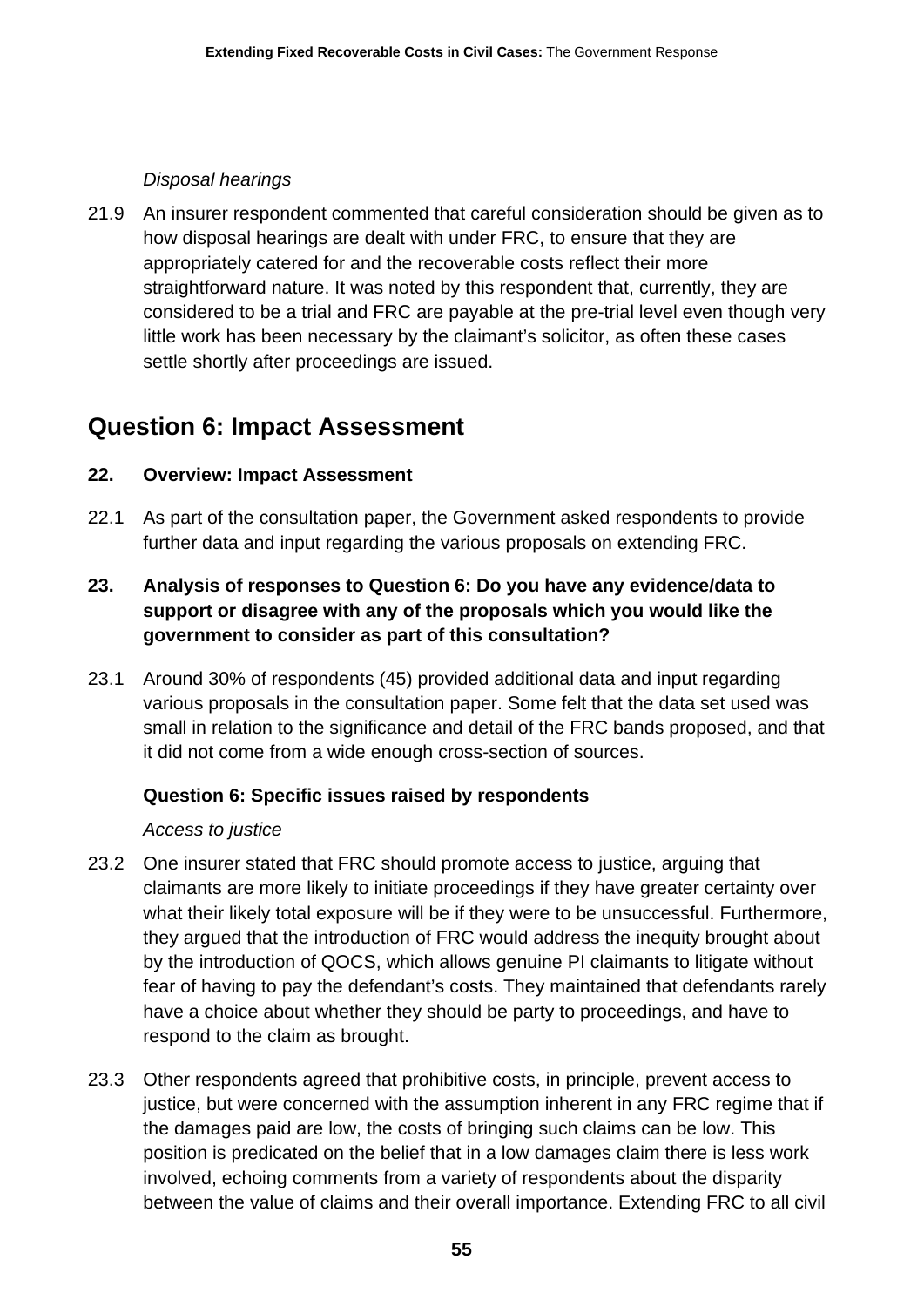*Disposal hearings*

21.9 An insurer respondent commented that careful consideration should be given as to how disposal hearings are dealt with under FRC, to ensure that they are appropriately catered for and the recoverable costs reflect their more straightforward nature. It was noted by this respondent that, currently, they are considered to be a trial and FRC are payable at the pre-trial level even though very little work has been necessary by the claimant's solicitor, as often these cases settle shortly after proceedings are issued.

## Question 6: Impact Assessment

### 22. Overview: Impact Assessment

22.1 As part of the consultation paper, the Government asked respondents to provide further data and input regarding the various proposals on extending FRC.

### 23. Analysis of responses to Question 6: Do you have any evidence/data to support or disagree with any of the proposals which you would like the government to consider as part of this consultation?

23.1 Around 30% of respondents (45) provided additional data and input regarding various proposals in the consultation paper. Some felt that the data set used was small in relation to the significance and detail of the FRC bands proposed, and that it did not come from a wide enough cross-section of sources.

**Question 6: Specific issues raised by respondents**

*Access to justice*

23.2 One insurer stated that FRC should promote access to justice, arguing that claimants are more likely to initiate proceedings if they have greater certainty over what their likely total exposure will be if they were to be unsuccessful. Furthermore, they argued that the introduction of FRC would address the inequity brought about by the introduction of QOCS, which allows genuine PI claimants to litigate without fear of having to pay the defendant's costs. They maintained that defendants rarely have a choice about whether they should be party to proceedings, and have to respond to the claim as brought.

23.3 Other respondents agreed that prohibitive costs, in principle, prevent access to justice, but were concerned with the assumption inherent in any FRC regime that if the damages paid are low, the costs of bringing such claims can be low. This position is predicated on the belief that in a low damages claim there is less work involved, echoing comments from a variety of respondents about the disparity between the value of claims and their overall importance. Extending FRC to all civil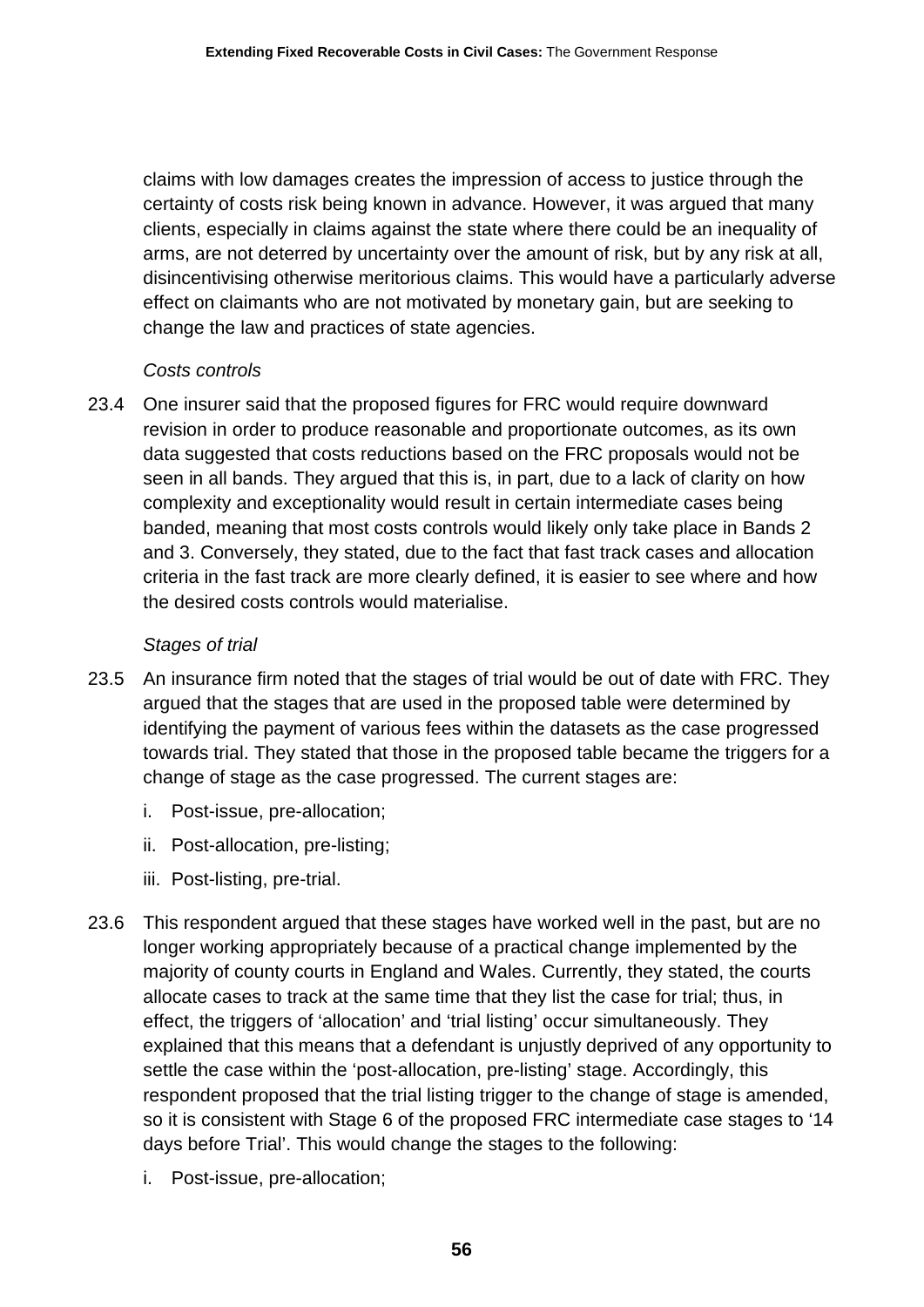claims with low damages creates the impression of access to justice through the certainty of costs risk being known in advance. However, it was argued that many clients, especially in claims against the state where there could be an inequality of arms, are not deterred by uncertainty over the amount of risk, but by any risk at all, disincentivising otherwise meritorious claims. This would have a particularly adverse effect on claimants who are not motivated by monetary gain, but are seeking to change the law and practices of state agencies.

*Costs controls*

23.4 One insurer said that the proposed figures for FRC would require downward revision in order to produce reasonable and proportionate outcomes, as its own data suggested that costs reductions based on the FRC proposals would not be seen in all bands. They argued that this is, in part, due to a lack of clarity on how complexity and exceptionality would result in certain intermediate cases being banded, meaning that most costs controls would likely only take place in Bands 2 and 3. Conversely, they stated, due to the fact that fast track cases and allocation criteria in the fast track are more clearly defined, it is easier to see where and how the desired costs controls would materialise.

*Stages of trial*

23.5 An insurance firm noted that the stages of trial would be out of date with FRC. They argued that the stages that are used in the proposed table were determined by identifying the payment of various fees within the datasets as the case progressed towards trial. They stated that those in the proposed table became the triggers for a change of stage as the case progressed. The current stages are:

i. Post-issue, pre-allocation;

ii. Post-allocation, pre-listing;

iii. Post-listing, pre-trial.

23.6 This respondent argued that these stages have worked well in the past, but are no longer working appropriately because of a practical change implemented by the majority of county courts in England and Wales. Currently, they stated, the courts allocate cases to track at the same time that they list the case for trial; thus, in effect, the triggers of 'allocation' and 'trial listing' occur simultaneously. They explained that this means that a defendant is unjustly deprived of any opportunity to settle the case within the 'post-allocation, pre-listing' stage. Accordingly, this respondent proposed that the trial listing trigger to the change of stage is amended, so it is consistent with Stage 6 of the proposed FRC intermediate case stages to '14 days before Trial'. This would change the stages to the following:

i. Post-issue, pre-allocation;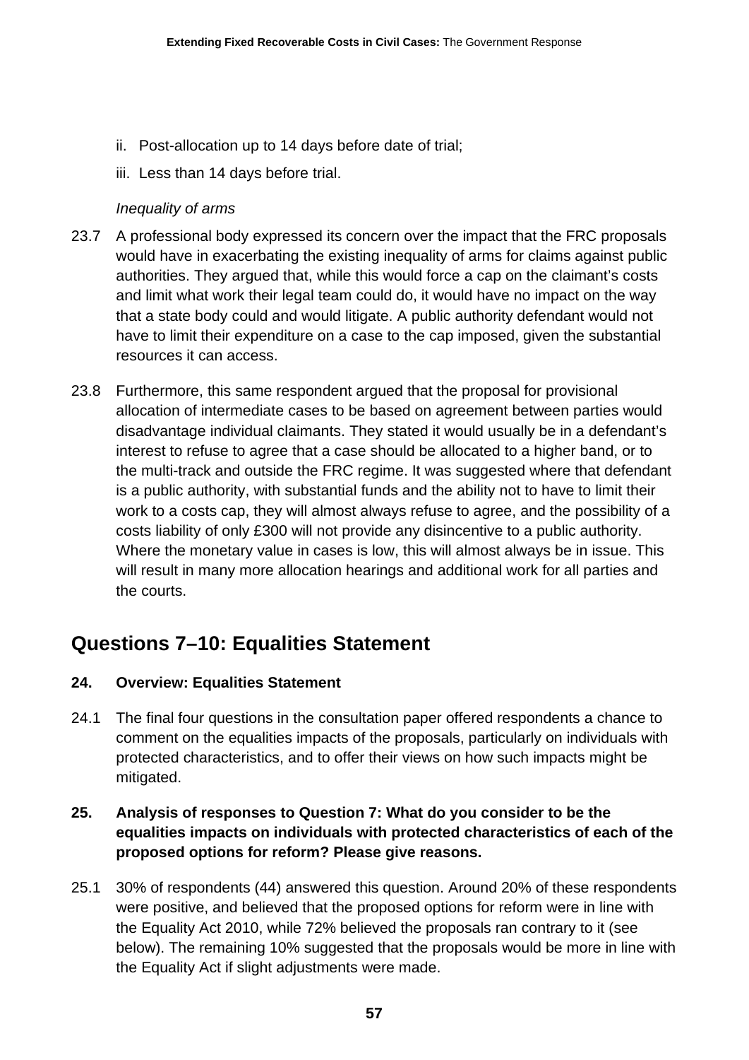ii. Post-allocation up to 14 days before date of trial;

iii. Less than 14 days before trial.

*Inequality of arms*

23.7 A professional body expressed its concern over the impact that the FRC proposals would have in exacerbating the existing inequality of arms for claims against public authorities. They argued that, while this would force a cap on the claimant's costs and limit what work their legal team could do, it would have no impact on the way that a state body could and would litigate. A public authority defendant would not have to limit their expenditure on a case to the cap imposed, given the substantial resources it can access.

23.8 Furthermore, this same respondent argued that the proposal for provisional allocation of intermediate cases to be based on agreement between parties would disadvantage individual claimants. They stated it would usually be in a defendant's interest to refuse to agree that a case should be allocated to a higher band, or to the multi-track and outside the FRC regime. It was suggested where that defendant is a public authority, with substantial funds and the ability not to have to limit their work to a costs cap, they will almost always refuse to agree, and the possibility of a costs liability of only £300 will not provide any disincentive to a public authority. Where the monetary value in cases is low, this will almost always be in issue. This will result in many more allocation hearings and additional work for all parties and the courts.

## Questions 7–10: Equalities Statement

### 24. Overview: Equalities Statement

24.1 The final four questions in the consultation paper offered respondents a chance to comment on the equalities impacts of the proposals, particularly on individuals with protected characteristics, and to offer their views on how such impacts might be mitigated.

### 25. Analysis of responses to Question 7: What do you consider to be the equalities impacts on individuals with protected characteristics of each of the proposed options for reform? Please give reasons.

25.1 30% of respondents (44) answered this question. Around 20% of these respondents were positive, and believed that the proposed options for reform were in line with the Equality Act 2010, while 72% believed the proposals ran contrary to it (see below). The remaining 10% suggested that the proposals would be more in line with the Equality Act if slight adjustments were made.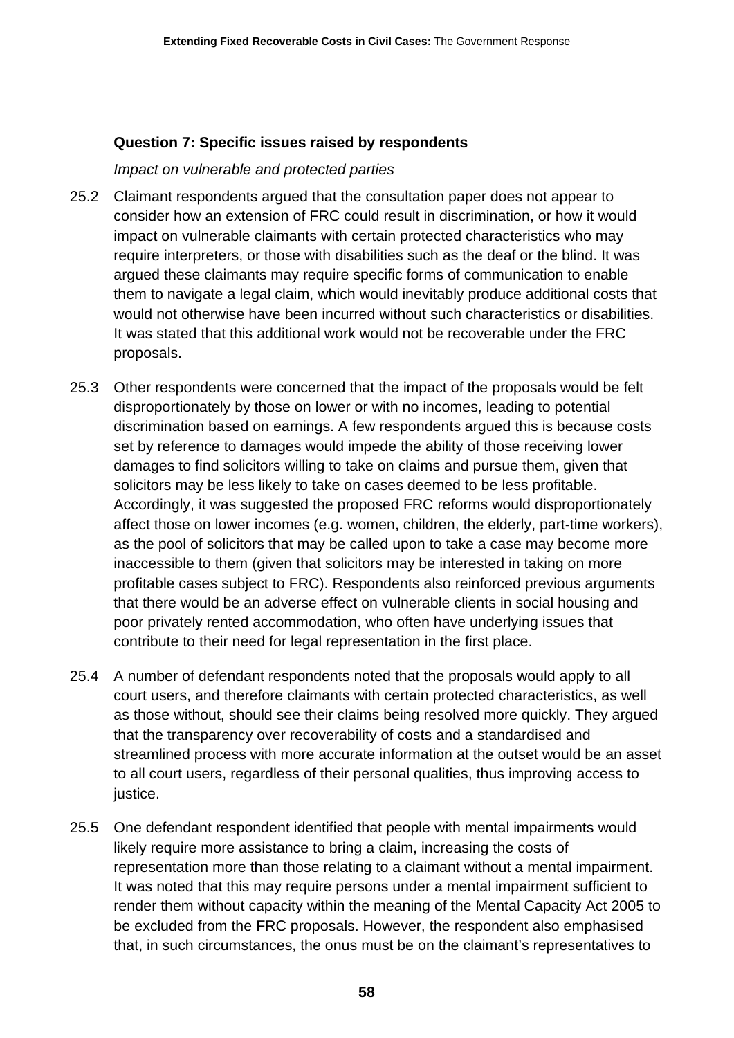**Question 7: Specific issues raised by respondents**

*Impact on vulnerable and protected parties*

25.2 Claimant respondents argued that the consultation paper does not appear to consider how an extension of FRC could result in discrimination, or how it would impact on vulnerable claimants with certain protected characteristics who may require interpreters, or those with disabilities such as the deaf or the blind. It was argued these claimants may require specific forms of communication to enable them to navigate a legal claim, which would inevitably produce additional costs that would not otherwise have been incurred without such characteristics or disabilities. It was stated that this additional work would not be recoverable under the FRC proposals.

25.3 Other respondents were concerned that the impact of the proposals would be felt disproportionately by those on lower or with no incomes, leading to potential discrimination based on earnings. A few respondents argued this is because costs set by reference to damages would impede the ability of those receiving lower damages to find solicitors willing to take on claims and pursue them, given that solicitors may be less likely to take on cases deemed to be less profitable. Accordingly, it was suggested the proposed FRC reforms would disproportionately affect those on lower incomes (e.g. women, children, the elderly, part-time workers), as the pool of solicitors that may be called upon to take a case may become more inaccessible to them (given that solicitors may be interested in taking on more profitable cases subject to FRC). Respondents also reinforced previous arguments that there would be an adverse effect on vulnerable clients in social housing and poor privately rented accommodation, who often have underlying issues that contribute to their need for legal representation in the first place.

25.4 A number of defendant respondents noted that the proposals would apply to all court users, and therefore claimants with certain protected characteristics, as well as those without, should see their claims being resolved more quickly. They argued that the transparency over recoverability of costs and a standardised and streamlined process with more accurate information at the outset would be an asset to all court users, regardless of their personal qualities, thus improving access to justice.

25.5 One defendant respondent identified that people with mental impairments would likely require more assistance to bring a claim, increasing the costs of representation more than those relating to a claimant without a mental impairment. It was noted that this may require persons under a mental impairment sufficient to render them without capacity within the meaning of the Mental Capacity Act 2005 to be excluded from the FRC proposals. However, the respondent also emphasised that, in such circumstances, the onus must be on the claimant's representatives to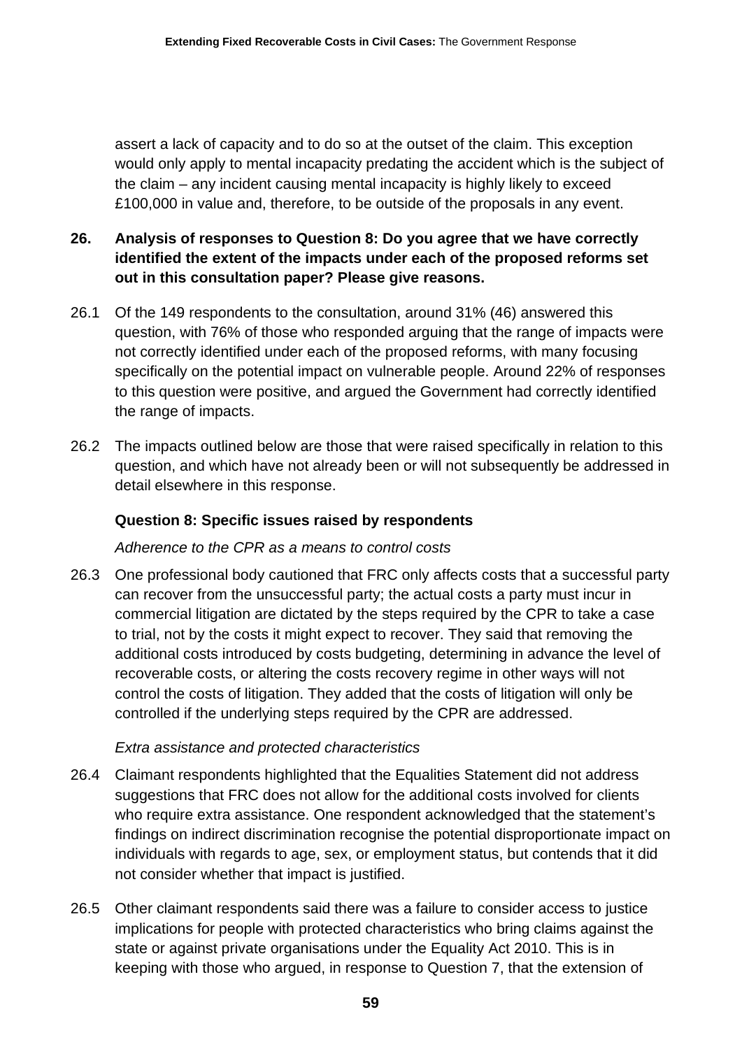assert a lack of capacity and to do so at the outset of the claim. This exception would only apply to mental incapacity predating the accident which is the subject of the claim – any incident causing mental incapacity is highly likely to exceed £100,000 in value and, therefore, to be outside of the proposals in any event.

## 26. Analysis of responses to Question 8: Do you agree that we have correctly identified the extent of the impacts under each of the proposed reforms set out in this consultation paper? Please give reasons.

26.1 Of the 149 respondents to the consultation, around 31% (46) answered this question, with 76% of those who responded arguing that the range of impacts were not correctly identified under each of the proposed reforms, with many focusing specifically on the potential impact on vulnerable people. Around 22% of responses to this question were positive, and argued the Government had correctly identified the range of impacts.

26.2 The impacts outlined below are those that were raised specifically in relation to this question, and which have not already been or will not subsequently be addressed in detail elsewhere in this response.

### Question 8: Specific issues raised by respondents

*Adherence to the CPR as a means to control costs*

26.3 One professional body cautioned that FRC only affects costs that a successful party can recover from the unsuccessful party; the actual costs a party must incur in commercial litigation are dictated by the steps required by the CPR to take a case to trial, not by the costs it might expect to recover. They said that removing the additional costs introduced by costs budgeting, determining in advance the level of recoverable costs, or altering the costs recovery regime in other ways will not control the costs of litigation. They added that the costs of litigation will only be controlled if the underlying steps required by the CPR are addressed.

*Extra assistance and protected characteristics*

26.4 Claimant respondents highlighted that the Equalities Statement did not address suggestions that FRC does not allow for the additional costs involved for clients who require extra assistance. One respondent acknowledged that the statement's findings on indirect discrimination recognise the potential disproportionate impact on individuals with regards to age, sex, or employment status, but contends that it did not consider whether that impact is justified.

26.5 Other claimant respondents said there was a failure to consider access to justice implications for people with protected characteristics who bring claims against the state or against private organisations under the Equality Act 2010. This is in keeping with those who argued, in response to Question 7, that the extension of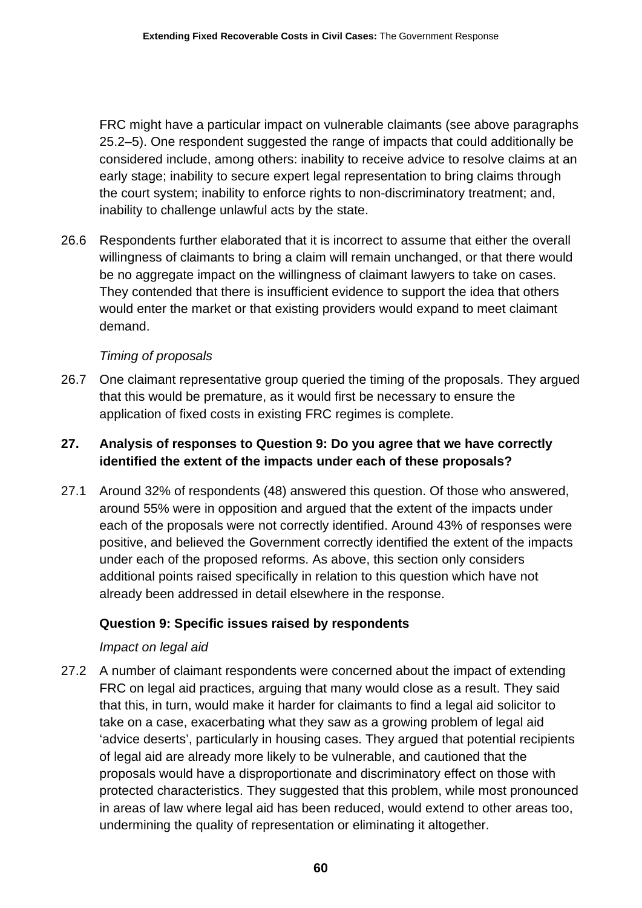FRC might have a particular impact on vulnerable claimants (see above paragraphs 25.2–5). One respondent suggested the range of impacts that could additionally be considered include, among others: inability to receive advice to resolve claims at an early stage; inability to secure expert legal representation to bring claims through the court system; inability to enforce rights to non-discriminatory treatment; and, inability to challenge unlawful acts by the state.

26.6 Respondents further elaborated that it is incorrect to assume that either the overall willingness of claimants to bring a claim will remain unchanged, or that there would be no aggregate impact on the willingness of claimant lawyers to take on cases. They contended that there is insufficient evidence to support the idea that others would enter the market or that existing providers would expand to meet claimant demand.

*Timing of proposals*

26.7 One claimant representative group queried the timing of the proposals. They argued that this would be premature, as it would first be necessary to ensure the application of fixed costs in existing FRC regimes is complete.

## 27. Analysis of responses to Question 9: Do you agree that we have correctly identified the extent of the impacts under each of these proposals?

27.1 Around 32% of respondents (48) answered this question. Of those who answered, around 55% were in opposition and argued that the extent of the impacts under each of the proposals were not correctly identified. Around 43% of responses were positive, and believed the Government correctly identified the extent of the impacts under each of the proposed reforms. As above, this section only considers additional points raised specifically in relation to this question which have not already been addressed in detail elsewhere in the response.

### Question 9: Specific issues raised by respondents

*Impact on legal aid*

27.2 A number of claimant respondents were concerned about the impact of extending FRC on legal aid practices, arguing that many would close as a result. They said that this, in turn, would make it harder for claimants to find a legal aid solicitor to take on a case, exacerbating what they saw as a growing problem of legal aid 'advice deserts', particularly in housing cases. They argued that potential recipients of legal aid are already more likely to be vulnerable, and cautioned that the proposals would have a disproportionate and discriminatory effect on those with protected characteristics. They suggested that this problem, while most pronounced in areas of law where legal aid has been reduced, would extend to other areas too, undermining the quality of representation or eliminating it altogether.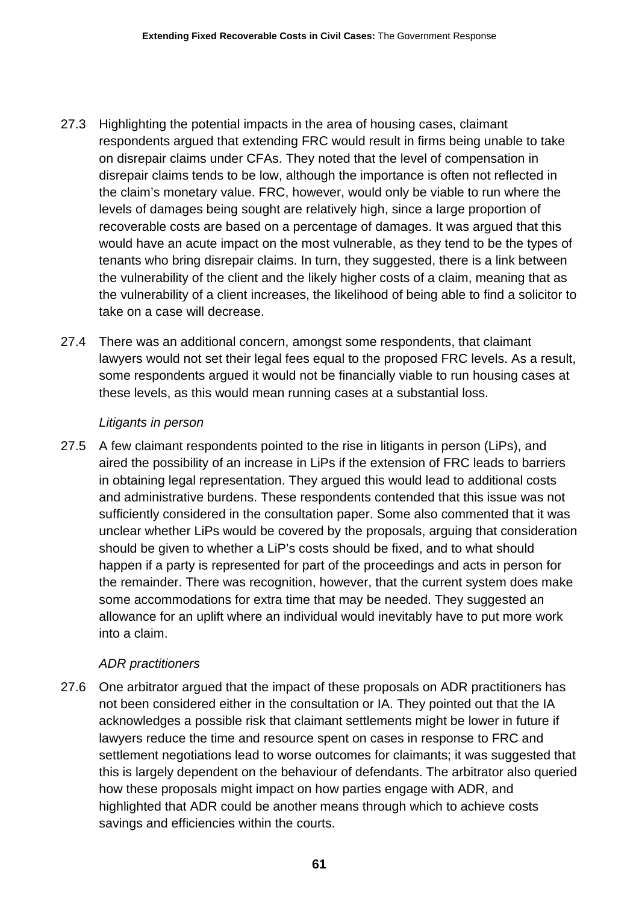27.3 Highlighting the potential impacts in the area of housing cases, claimant respondents argued that extending FRC would result in firms being unable to take on disrepair claims under CFAs. They noted that the level of compensation in disrepair claims tends to be low, although the importance is often not reflected in the claim's monetary value. FRC, however, would only be viable to run where the levels of damages being sought are relatively high, since a large proportion of recoverable costs are based on a percentage of damages. It was argued that this would have an acute impact on the most vulnerable, as they tend to be the types of tenants who bring disrepair claims. In turn, they suggested, there is a link between the vulnerability of the client and the likely higher costs of a claim, meaning that as the vulnerability of a client increases, the likelihood of being able to find a solicitor to take on a case will decrease.

27.4 There was an additional concern, amongst some respondents, that claimant lawyers would not set their legal fees equal to the proposed FRC levels. As a result, some respondents argued it would not be financially viable to run housing cases at these levels, as this would mean running cases at a substantial loss.

*Litigants in person*

27.5 A few claimant respondents pointed to the rise in litigants in person (LiPs), and aired the possibility of an increase in LiPs if the extension of FRC leads to barriers in obtaining legal representation. They argued this would lead to additional costs and administrative burdens. These respondents contended that this issue was not sufficiently considered in the consultation paper. Some also commented that it was unclear whether LiPs would be covered by the proposals, arguing that consideration should be given to whether a LiP's costs should be fixed, and to what should happen if a party is represented for part of the proceedings and acts in person for the remainder. There was recognition, however, that the current system does make some accommodations for extra time that may be needed. They suggested an allowance for an uplift where an individual would inevitably have to put more work into a claim.

*ADR practitioners*

27.6 One arbitrator argued that the impact of these proposals on ADR practitioners has not been considered either in the consultation or IA. They pointed out that the IA acknowledges a possible risk that claimant settlements might be lower in future if lawyers reduce the time and resource spent on cases in response to FRC and settlement negotiations lead to worse outcomes for claimants; it was suggested that this is largely dependent on the behaviour of defendants. The arbitrator also queried how these proposals might impact on how parties engage with ADR, and highlighted that ADR could be another means through which to achieve costs savings and efficiencies within the courts.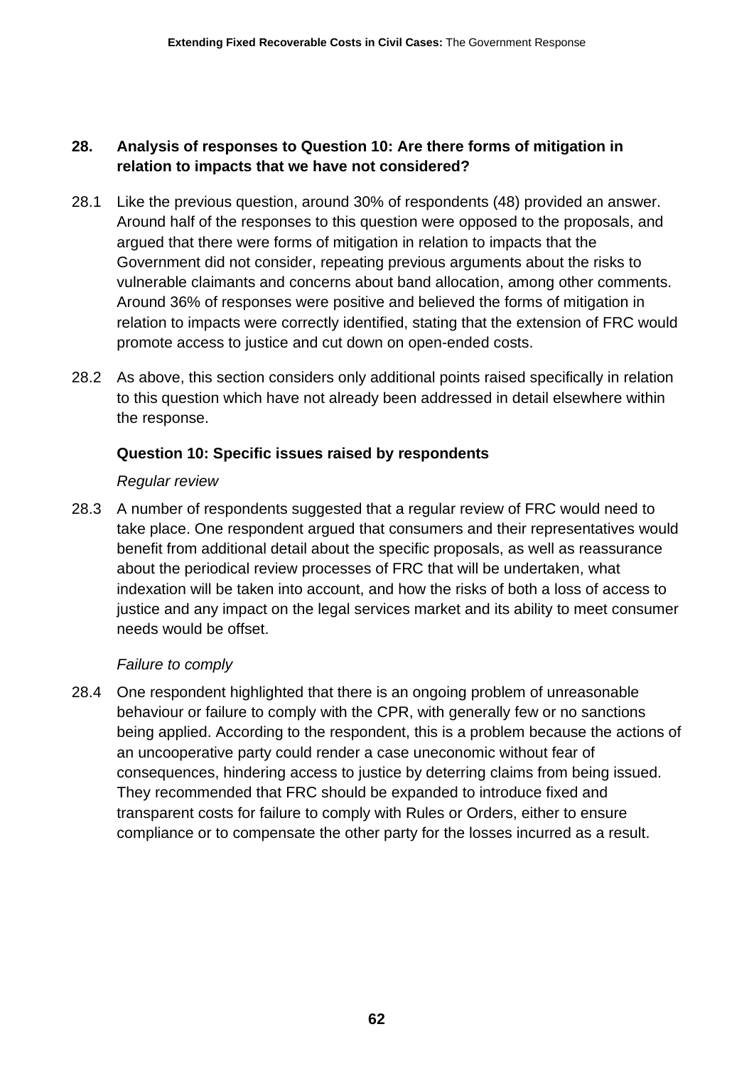## 28. Analysis of responses to Question 10: Are there forms of mitigation in relation to impacts that we have not considered?

28.1 Like the previous question, around 30% of respondents (48) provided an answer. Around half of the responses to this question were opposed to the proposals, and argued that there were forms of mitigation in relation to impacts that the Government did not consider, repeating previous arguments about the risks to vulnerable claimants and concerns about band allocation, among other comments. Around 36% of responses were positive and believed the forms of mitigation in relation to impacts were correctly identified, stating that the extension of FRC would promote access to justice and cut down on open-ended costs.

28.2 As above, this section considers only additional points raised specifically in relation to this question which have not already been addressed in detail elsewhere within the response.

### Question 10: Specific issues raised by respondents

*Regular review*

28.3 A number of respondents suggested that a regular review of FRC would need to take place. One respondent argued that consumers and their representatives would benefit from additional detail about the specific proposals, as well as reassurance about the periodical review processes of FRC that will be undertaken, what indexation will be taken into account, and how the risks of both a loss of access to justice and any impact on the legal services market and its ability to meet consumer needs would be offset.

*Failure to comply*

28.4 One respondent highlighted that there is an ongoing problem of unreasonable behaviour or failure to comply with the CPR, with generally few or no sanctions being applied. According to the respondent, this is a problem because the actions of an uncooperative party could render a case uneconomic without fear of consequences, hindering access to justice by deterring claims from being issued. They recommended that FRC should be expanded to introduce fixed and transparent costs for failure to comply with Rules or Orders, either to ensure compliance or to compensate the other party for the losses incurred as a result.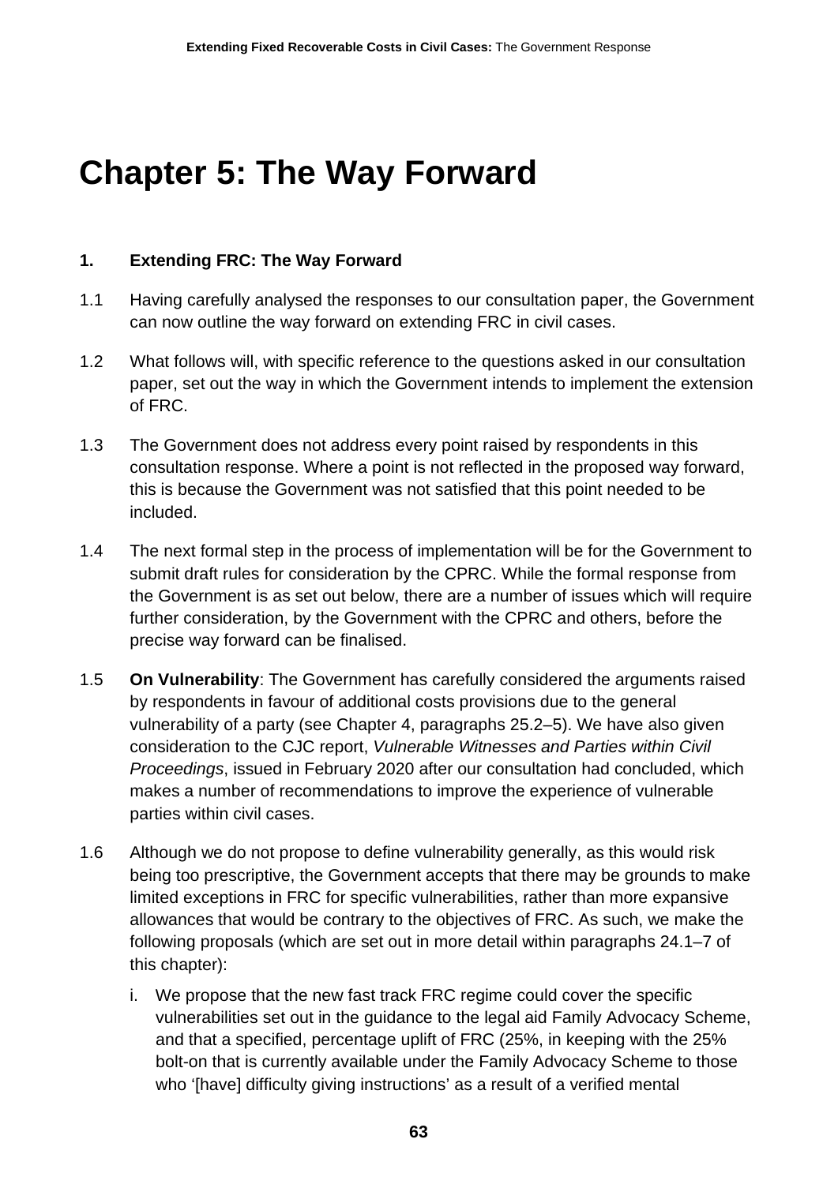# Chapter 5: The Way Forward

**1. Extending FRC: The Way Forward**

1.1 Having carefully analysed the responses to our consultation paper, the Government can now outline the way forward on extending FRC in civil cases.

1.2 What follows will, with specific reference to the questions asked in our consultation paper, set out the way in which the Government intends to implement the extension of FRC.

1.3 The Government does not address every point raised by respondents in this consultation response. Where a point is not reflected in the proposed way forward, this is because the Government was not satisfied that this point needed to be included.

1.4 The next formal step in the process of implementation will be for the Government to submit draft rules for consideration by the CPRC. While the formal response from the Government is as set out below, there are a number of issues which will require further consideration, by the Government with the CPRC and others, before the precise way forward can be finalised.

1.5 **On Vulnerability**: The Government has carefully considered the arguments raised by respondents in favour of additional costs provisions due to the general vulnerability of a party (see Chapter 4, paragraphs 25.2–5). We have also given consideration to the CJC report, *Vulnerable Witnesses and Parties within Civil Proceedings*, issued in February 2020 after our consultation had concluded, which makes a number of recommendations to improve the experience of vulnerable parties within civil cases.

1.6 Although we do not propose to define vulnerability generally, as this would risk being too prescriptive, the Government accepts that there may be grounds to make limited exceptions in FRC for specific vulnerabilities, rather than more expansive allowances that would be contrary to the objectives of FRC. As such, we make the following proposals (which are set out in more detail within paragraphs 24.1–7 of this chapter):

i. We propose that the new fast track FRC regime could cover the specific vulnerabilities set out in the guidance to the legal aid Family Advocacy Scheme, and that a specified, percentage uplift of FRC (25%, in keeping with the 25% bolt-on that is currently available under the Family Advocacy Scheme to those who '[have] difficulty giving instructions' as a result of a verified mental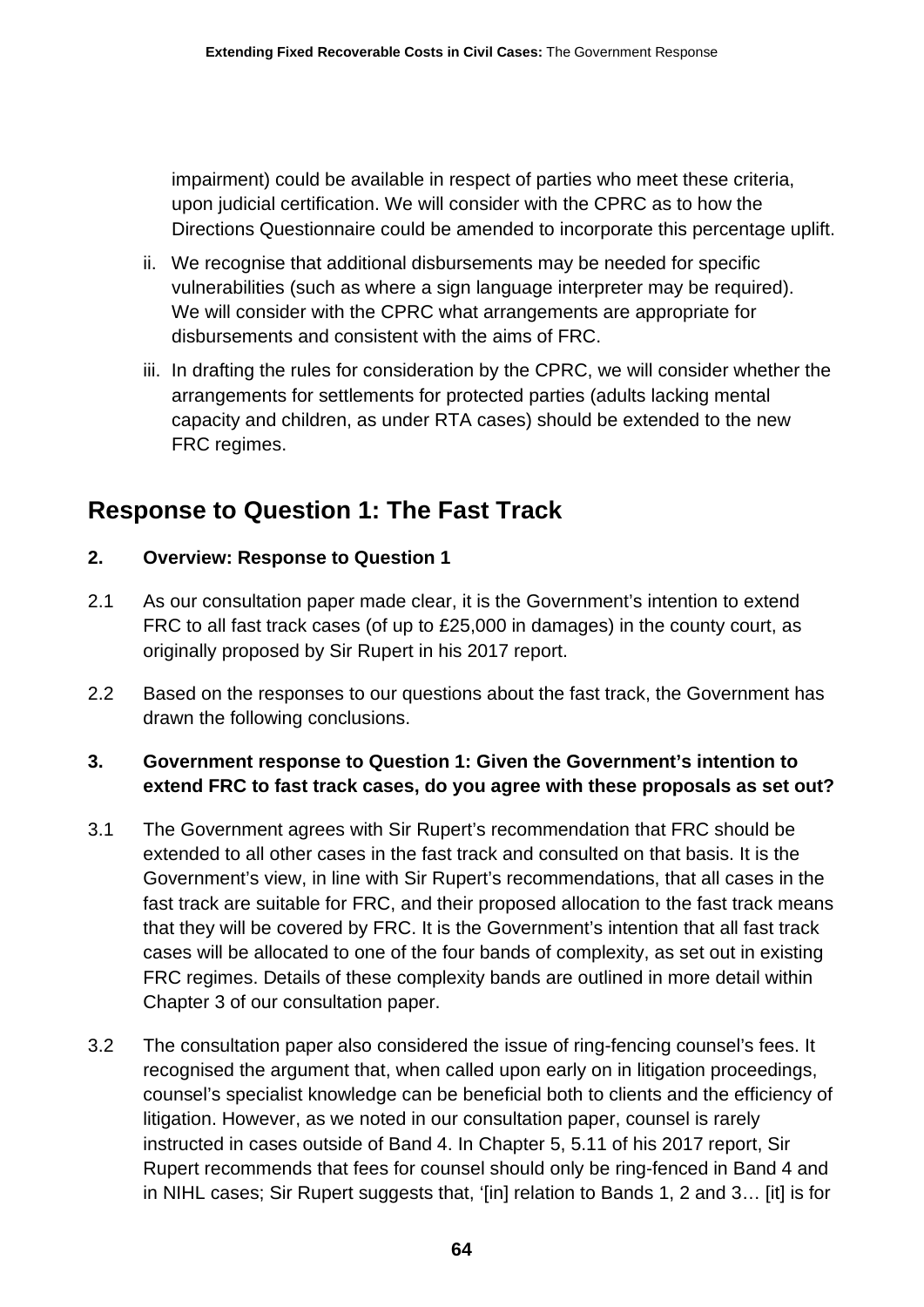impairment) could be available in respect of parties who meet these criteria, upon judicial certification. We will consider with the CPRC as to how the Directions Questionnaire could be amended to incorporate this percentage uplift.

ii. We recognise that additional disbursements may be needed for specific vulnerabilities (such as where a sign language interpreter may be required). We will consider with the CPRC what arrangements are appropriate for disbursements and consistent with the aims of FRC.

iii. In drafting the rules for consideration by the CPRC, we will consider whether the arrangements for settlements for protected parties (adults lacking mental capacity and children, as under RTA cases) should be extended to the new FRC regimes.

## Response to Question 1: The Fast Track

**2. Overview: Response to Question 1**

2.1 As our consultation paper made clear, it is the Government's intention to extend FRC to all fast track cases (of up to £25,000 in damages) in the county court, as originally proposed by Sir Rupert in his 2017 report.

2.2 Based on the responses to our questions about the fast track, the Government has drawn the following conclusions.

**3. Government response to Question 1: Given the Government's intention to extend FRC to fast track cases, do you agree with these proposals as set out?**

3.1 The Government agrees with Sir Rupert's recommendation that FRC should be extended to all other cases in the fast track and consulted on that basis. It is the Government's view, in line with Sir Rupert's recommendations, that all cases in the fast track are suitable for FRC, and their proposed allocation to the fast track means that they will be covered by FRC. It is the Government's intention that all fast track cases will be allocated to one of the four bands of complexity, as set out in existing FRC regimes. Details of these complexity bands are outlined in more detail within Chapter 3 of our consultation paper.

3.2 The consultation paper also considered the issue of ring-fencing counsel's fees. It recognised the argument that, when called upon early on in litigation proceedings, counsel's specialist knowledge can be beneficial both to clients and the efficiency of litigation. However, as we noted in our consultation paper, counsel is rarely instructed in cases outside of Band 4. In Chapter 5, 5.11 of his 2017 report, Sir Rupert recommends that fees for counsel should only be ring-fenced in Band 4 and in NIHL cases; Sir Rupert suggests that, '[in] relation to Bands 1, 2 and 3… [it] is for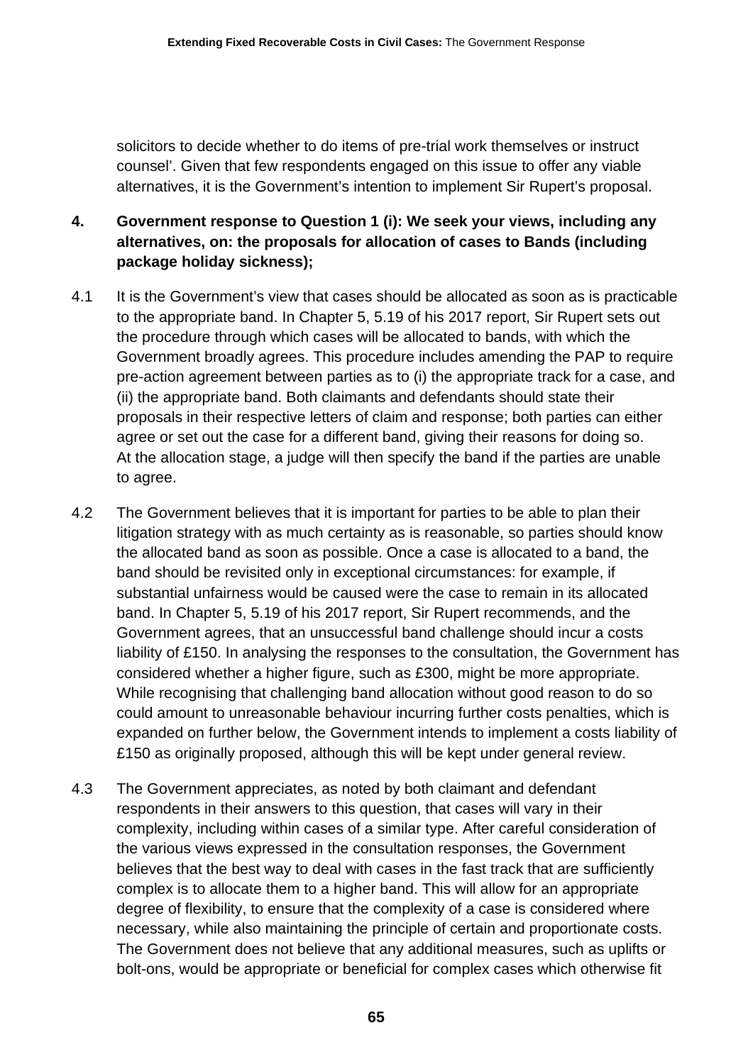solicitors to decide whether to do items of pre-trial work themselves or instruct counsel'. Given that few respondents engaged on this issue to offer any viable alternatives, it is the Government's intention to implement Sir Rupert's proposal.

## 4. Government response to Question 1 (i): We seek your views, including any alternatives, on: the proposals for allocation of cases to Bands (including package holiday sickness);

4.1 It is the Government's view that cases should be allocated as soon as is practicable to the appropriate band. In Chapter 5, 5.19 of his 2017 report, Sir Rupert sets out the procedure through which cases will be allocated to bands, with which the Government broadly agrees. This procedure includes amending the PAP to require pre-action agreement between parties as to (i) the appropriate track for a case, and (ii) the appropriate band. Both claimants and defendants should state their proposals in their respective letters of claim and response; both parties can either agree or set out the case for a different band, giving their reasons for doing so. At the allocation stage, a judge will then specify the band if the parties are unable to agree.

4.2 The Government believes that it is important for parties to be able to plan their litigation strategy with as much certainty as is reasonable, so parties should know the allocated band as soon as possible. Once a case is allocated to a band, the band should be revisited only in exceptional circumstances: for example, if substantial unfairness would be caused were the case to remain in its allocated band. In Chapter 5, 5.19 of his 2017 report, Sir Rupert recommends, and the Government agrees, that an unsuccessful band challenge should incur a costs liability of £150. In analysing the responses to the consultation, the Government has considered whether a higher figure, such as £300, might be more appropriate. While recognising that challenging band allocation without good reason to do so could amount to unreasonable behaviour incurring further costs penalties, which is expanded on further below, the Government intends to implement a costs liability of £150 as originally proposed, although this will be kept under general review.

4.3 The Government appreciates, as noted by both claimant and defendant respondents in their answers to this question, that cases will vary in their complexity, including within cases of a similar type. After careful consideration of the various views expressed in the consultation responses, the Government believes that the best way to deal with cases in the fast track that are sufficiently complex is to allocate them to a higher band. This will allow for an appropriate degree of flexibility, to ensure that the complexity of a case is considered where necessary, while also maintaining the principle of certain and proportionate costs. The Government does not believe that any additional measures, such as uplifts or bolt-ons, would be appropriate or beneficial for complex cases which otherwise fit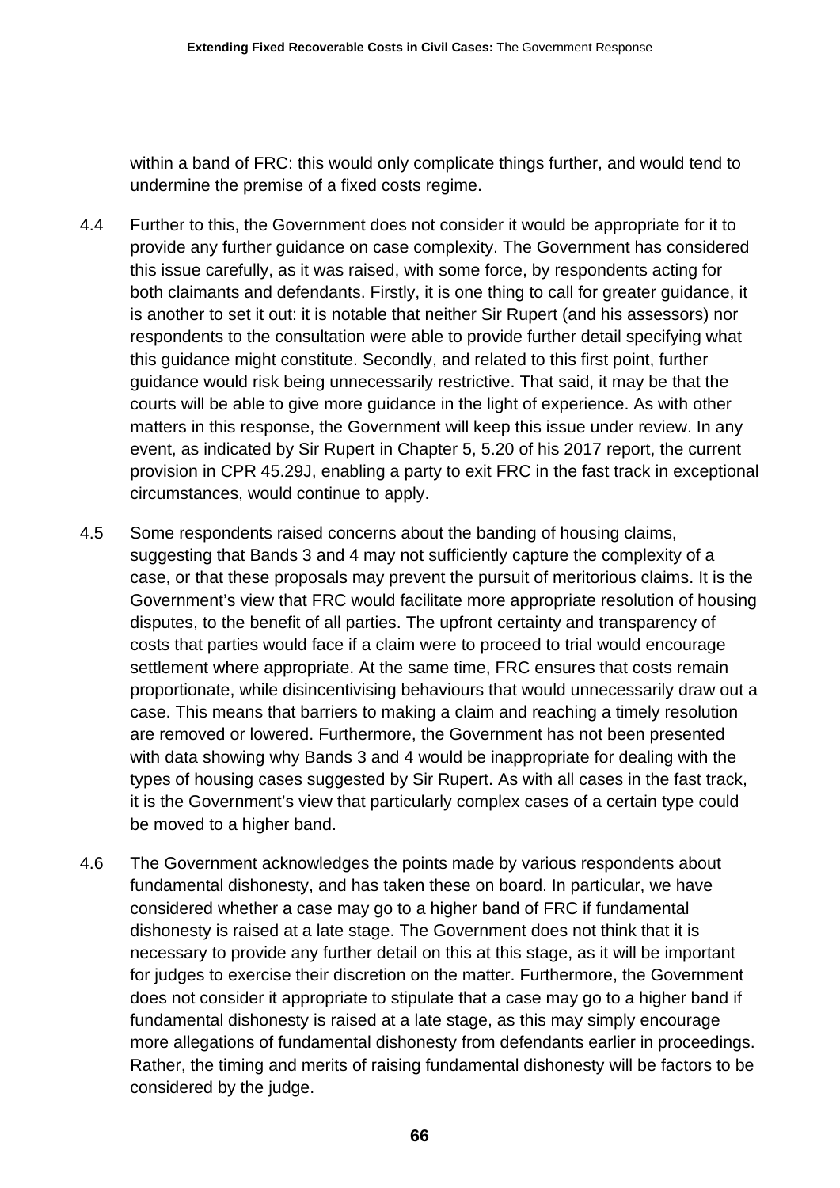within a band of FRC: this would only complicate things further, and would tend to undermine the premise of a fixed costs regime.

4.4 Further to this, the Government does not consider it would be appropriate for it to provide any further guidance on case complexity. The Government has considered this issue carefully, as it was raised, with some force, by respondents acting for both claimants and defendants. Firstly, it is one thing to call for greater guidance, it is another to set it out: it is notable that neither Sir Rupert (and his assessors) nor respondents to the consultation were able to provide further detail specifying what this guidance might constitute. Secondly, and related to this first point, further guidance would risk being unnecessarily restrictive. That said, it may be that the courts will be able to give more guidance in the light of experience. As with other matters in this response, the Government will keep this issue under review. In any event, as indicated by Sir Rupert in Chapter 5, 5.20 of his 2017 report, the current provision in CPR 45.29J, enabling a party to exit FRC in the fast track in exceptional circumstances, would continue to apply.

4.5 Some respondents raised concerns about the banding of housing claims, suggesting that Bands 3 and 4 may not sufficiently capture the complexity of a case, or that these proposals may prevent the pursuit of meritorious claims. It is the Government's view that FRC would facilitate more appropriate resolution of housing disputes, to the benefit of all parties. The upfront certainty and transparency of costs that parties would face if a claim were to proceed to trial would encourage settlement where appropriate. At the same time, FRC ensures that costs remain proportionate, while disincentivising behaviours that would unnecessarily draw out a case. This means that barriers to making a claim and reaching a timely resolution are removed or lowered. Furthermore, the Government has not been presented with data showing why Bands 3 and 4 would be inappropriate for dealing with the types of housing cases suggested by Sir Rupert. As with all cases in the fast track, it is the Government's view that particularly complex cases of a certain type could be moved to a higher band.

4.6 The Government acknowledges the points made by various respondents about fundamental dishonesty, and has taken these on board. In particular, we have considered whether a case may go to a higher band of FRC if fundamental dishonesty is raised at a late stage. The Government does not think that it is necessary to provide any further detail on this at this stage, as it will be important for judges to exercise their discretion on the matter. Furthermore, the Government does not consider it appropriate to stipulate that a case may go to a higher band if fundamental dishonesty is raised at a late stage, as this may simply encourage more allegations of fundamental dishonesty from defendants earlier in proceedings. Rather, the timing and merits of raising fundamental dishonesty will be factors to be considered by the judge.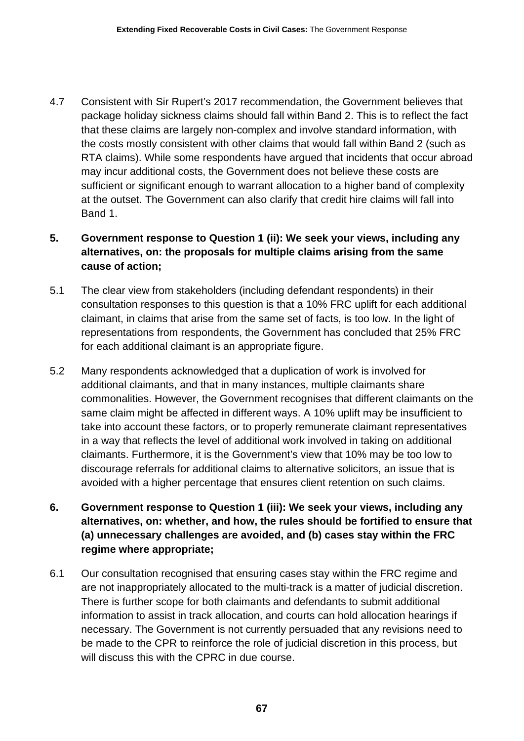4.7 Consistent with Sir Rupert's 2017 recommendation, the Government believes that package holiday sickness claims should fall within Band 2. This is to reflect the fact that these claims are largely non-complex and involve standard information, with the costs mostly consistent with other claims that would fall within Band 2 (such as RTA claims). While some respondents have argued that incidents that occur abroad may incur additional costs, the Government does not believe these costs are sufficient or significant enough to warrant allocation to a higher band of complexity at the outset. The Government can also clarify that credit hire claims will fall into Band 1.

## 5. Government response to Question 1 (ii): We seek your views, including any alternatives, on: the proposals for multiple claims arising from the same cause of action;

5.1 The clear view from stakeholders (including defendant respondents) in their consultation responses to this question is that a 10% FRC uplift for each additional claimant, in claims that arise from the same set of facts, is too low. In the light of representations from respondents, the Government has concluded that 25% FRC for each additional claimant is an appropriate figure.

5.2 Many respondents acknowledged that a duplication of work is involved for additional claimants, and that in many instances, multiple claimants share commonalities. However, the Government recognises that different claimants on the same claim might be affected in different ways. A 10% uplift may be insufficient to take into account these factors, or to properly remunerate claimant representatives in a way that reflects the level of additional work involved in taking on additional claimants. Furthermore, it is the Government's view that 10% may be too low to discourage referrals for additional claims to alternative solicitors, an issue that is avoided with a higher percentage that ensures client retention on such claims.

## 6. Government response to Question 1 (iii): We seek your views, including any alternatives, on: whether, and how, the rules should be fortified to ensure that (a) unnecessary challenges are avoided, and (b) cases stay within the FRC regime where appropriate;

6.1 Our consultation recognised that ensuring cases stay within the FRC regime and are not inappropriately allocated to the multi-track is a matter of judicial discretion. There is further scope for both claimants and defendants to submit additional information to assist in track allocation, and courts can hold allocation hearings if necessary. The Government is not currently persuaded that any revisions need to be made to the CPR to reinforce the role of judicial discretion in this process, but will discuss this with the CPRC in due course.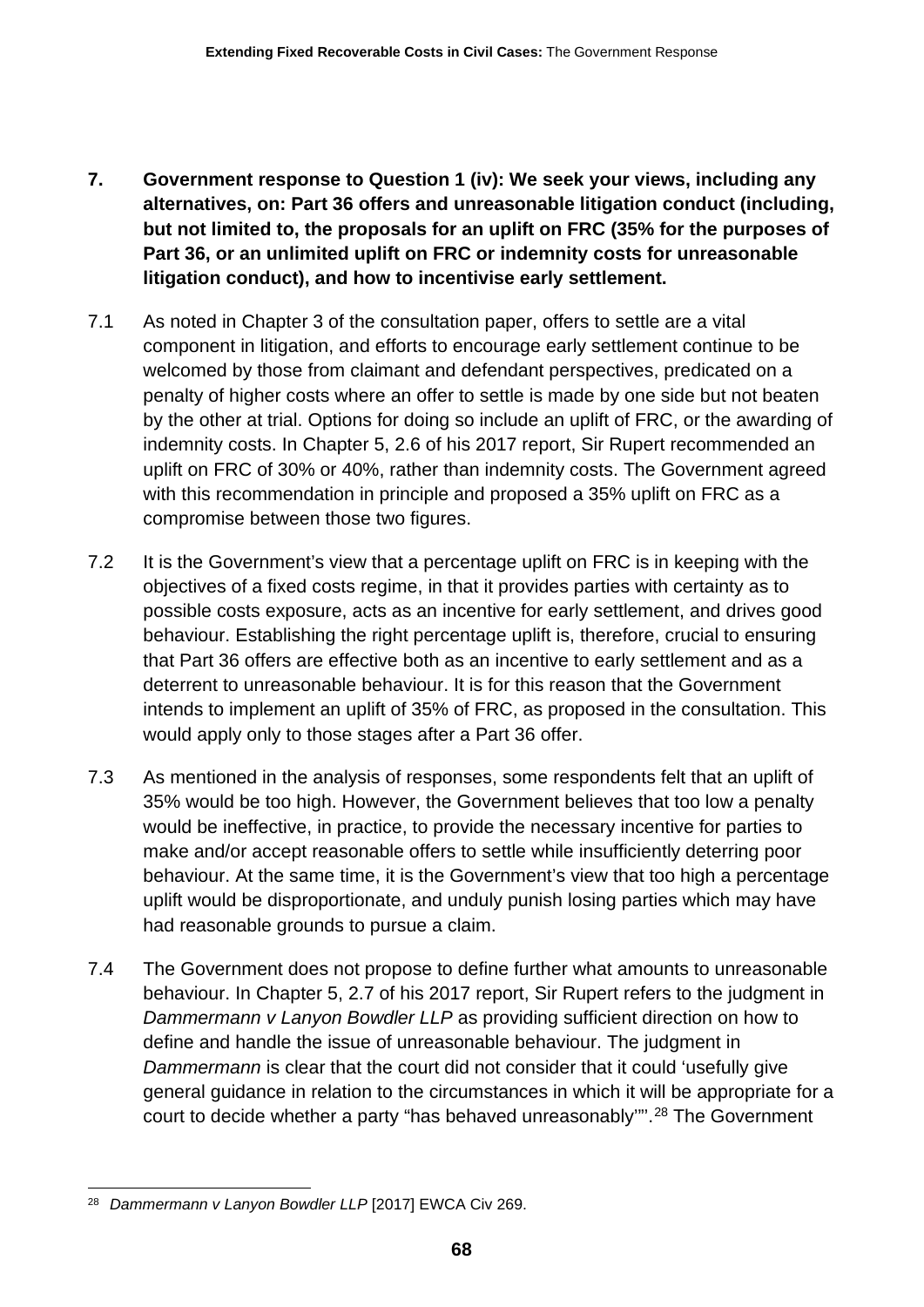## 7. Government response to Question 1 (iv): We seek your views, including any alternatives, on: Part 36 offers and unreasonable litigation conduct (including, but not limited to, the proposals for an uplift on FRC (35% for the purposes of Part 36, or an unlimited uplift on FRC or indemnity costs for unreasonable litigation conduct), and how to incentivise early settlement.

7.1 As noted in Chapter 3 of the consultation paper, offers to settle are a vital component in litigation, and efforts to encourage early settlement continue to be welcomed by those from claimant and defendant perspectives, predicated on a penalty of higher costs where an offer to settle is made by one side but not beaten by the other at trial. Options for doing so include an uplift of FRC, or the awarding of indemnity costs. In Chapter 5, 2.6 of his 2017 report, Sir Rupert recommended an uplift on FRC of 30% or 40%, rather than indemnity costs. The Government agreed with this recommendation in principle and proposed a 35% uplift on FRC as a compromise between those two figures.

7.2 It is the Government's view that a percentage uplift on FRC is in keeping with the objectives of a fixed costs regime, in that it provides parties with certainty as to possible costs exposure, acts as an incentive for early settlement, and drives good behaviour. Establishing the right percentage uplift is, therefore, crucial to ensuring that Part 36 offers are effective both as an incentive to early settlement and as a deterrent to unreasonable behaviour. It is for this reason that the Government intends to implement an uplift of 35% of FRC, as proposed in the consultation. This would apply only to those stages after a Part 36 offer.

7.3 As mentioned in the analysis of responses, some respondents felt that an uplift of 35% would be too high. However, the Government believes that too low a penalty would be ineffective, in practice, to provide the necessary incentive for parties to make and/or accept reasonable offers to settle while insufficiently deterring poor behaviour. At the same time, it is the Government's view that too high a percentage uplift would be disproportionate, and unduly punish losing parties which may have had reasonable grounds to pursue a claim.

7.4 The Government does not propose to define further what amounts to unreasonable behaviour. In Chapter 5, 2.7 of his 2017 report, Sir Rupert refers to the judgment in *Dammermann v Lanyon Bowdler LLP* as providing sufficient direction on how to define and handle the issue of unreasonable behaviour. The judgment in *Dammermann* is clear that the court did not consider that it could 'usefully give general guidance in relation to the circumstances in which it will be appropriate for a court to decide whether a party "has behaved unreasonably"'.[28] The Government

[28] *Dammermann v Lanyon Bowdler LLP* [2017] EWCA Civ 269.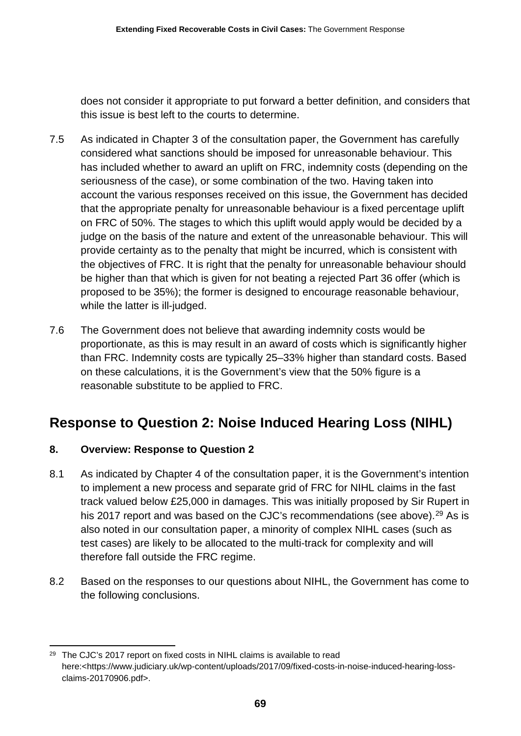does not consider it appropriate to put forward a better definition, and considers that this issue is best left to the courts to determine.

7.5 As indicated in Chapter 3 of the consultation paper, the Government has carefully considered what sanctions should be imposed for unreasonable behaviour. This has included whether to award an uplift on FRC, indemnity costs (depending on the seriousness of the case), or some combination of the two. Having taken into account the various responses received on this issue, the Government has decided that the appropriate penalty for unreasonable behaviour is a fixed percentage uplift on FRC of 50%. The stages to which this uplift would apply would be decided by a judge on the basis of the nature and extent of the unreasonable behaviour. This will provide certainty as to the penalty that might be incurred, which is consistent with the objectives of FRC. It is right that the penalty for unreasonable behaviour should be higher than that which is given for not beating a rejected Part 36 offer (which is proposed to be 35%); the former is designed to encourage reasonable behaviour, while the latter is ill-judged.

7.6 The Government does not believe that awarding indemnity costs would be proportionate, as this is may result in an award of costs which is significantly higher than FRC. Indemnity costs are typically 25–33% higher than standard costs. Based on these calculations, it is the Government's view that the 50% figure is a reasonable substitute to be applied to FRC.

## Response to Question 2: Noise Induced Hearing Loss (NIHL)

### 8. Overview: Response to Question 2

8.1 As indicated by Chapter 4 of the consultation paper, it is the Government's intention to implement a new process and separate grid of FRC for NIHL claims in the fast track valued below £25,000 in damages. This was initially proposed by Sir Rupert in his 2017 report and was based on the CJC's recommendations (see above).[29] As is also noted in our consultation paper, a minority of complex NIHL cases (such as test cases) are likely to be allocated to the multi-track for complexity and will therefore fall outside the FRC regime.

8.2 Based on the responses to our questions about NIHL, the Government has come to the following conclusions.

---

[29] The CJC's 2017 report on fixed costs in NIHL claims is available to read here:<https://www.judiciary.uk/wp-content/uploads/2017/09/fixed-costs-in-noise-induced-hearing-loss-claims-20170906.pdf>.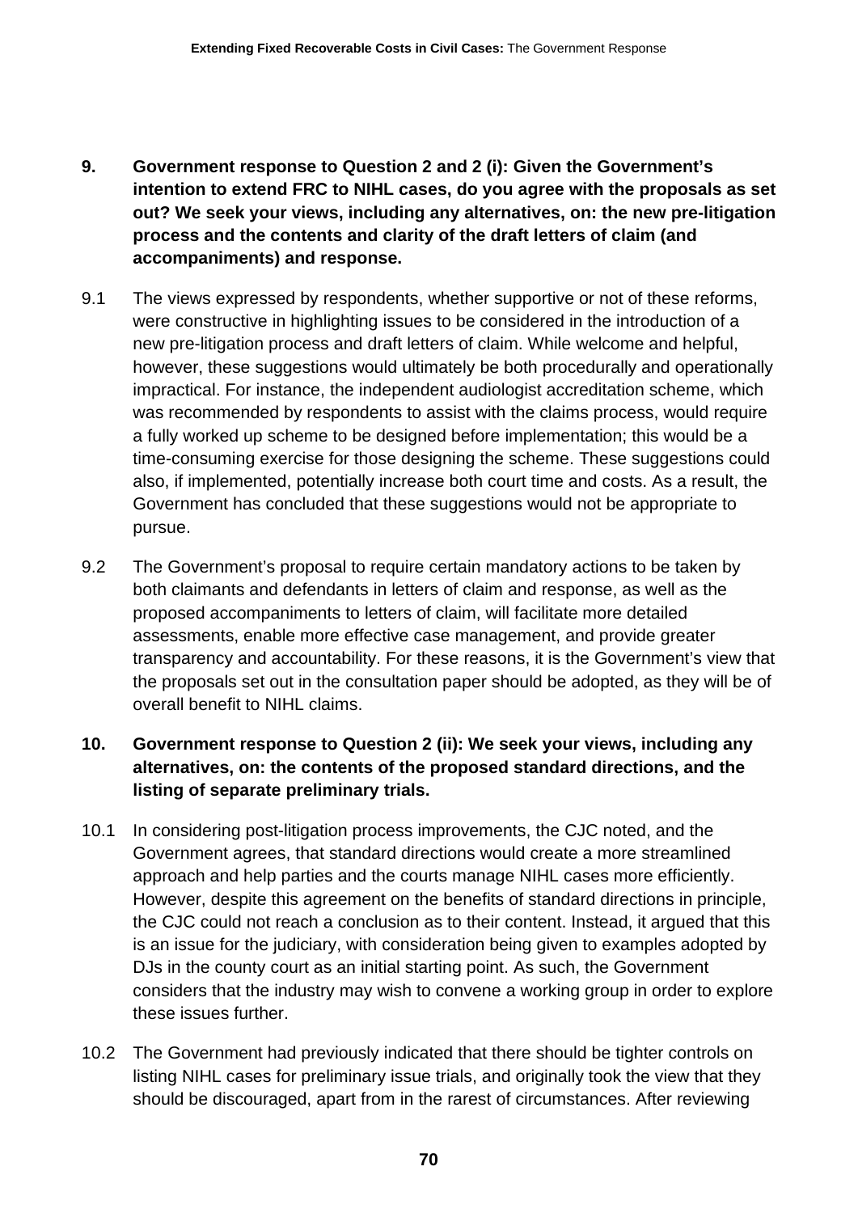## 9. Government response to Question 2 and 2 (i): Given the Government's intention to extend FRC to NIHL cases, do you agree with the proposals as set out? We seek your views, including any alternatives, on: the new pre-litigation process and the contents and clarity of the draft letters of claim (and accompaniments) and response.

9.1 The views expressed by respondents, whether supportive or not of these reforms, were constructive in highlighting issues to be considered in the introduction of a new pre-litigation process and draft letters of claim. While welcome and helpful, however, these suggestions would ultimately be both procedurally and operationally impractical. For instance, the independent audiologist accreditation scheme, which was recommended by respondents to assist with the claims process, would require a fully worked up scheme to be designed before implementation; this would be a time-consuming exercise for those designing the scheme. These suggestions could also, if implemented, potentially increase both court time and costs. As a result, the Government has concluded that these suggestions would not be appropriate to pursue.

9.2 The Government's proposal to require certain mandatory actions to be taken by both claimants and defendants in letters of claim and response, as well as the proposed accompaniments to letters of claim, will facilitate more detailed assessments, enable more effective case management, and provide greater transparency and accountability. For these reasons, it is the Government's view that the proposals set out in the consultation paper should be adopted, as they will be of overall benefit to NIHL claims.

## 10. Government response to Question 2 (ii): We seek your views, including any alternatives, on: the contents of the proposed standard directions, and the listing of separate preliminary trials.

10.1 In considering post-litigation process improvements, the CJC noted, and the Government agrees, that standard directions would create a more streamlined approach and help parties and the courts manage NIHL cases more efficiently. However, despite this agreement on the benefits of standard directions in principle, the CJC could not reach a conclusion as to their content. Instead, it argued that this is an issue for the judiciary, with consideration being given to examples adopted by DJs in the county court as an initial starting point. As such, the Government considers that the industry may wish to convene a working group in order to explore these issues further.

10.2 The Government had previously indicated that there should be tighter controls on listing NIHL cases for preliminary issue trials, and originally took the view that they should be discouraged, apart from in the rarest of circumstances. After reviewing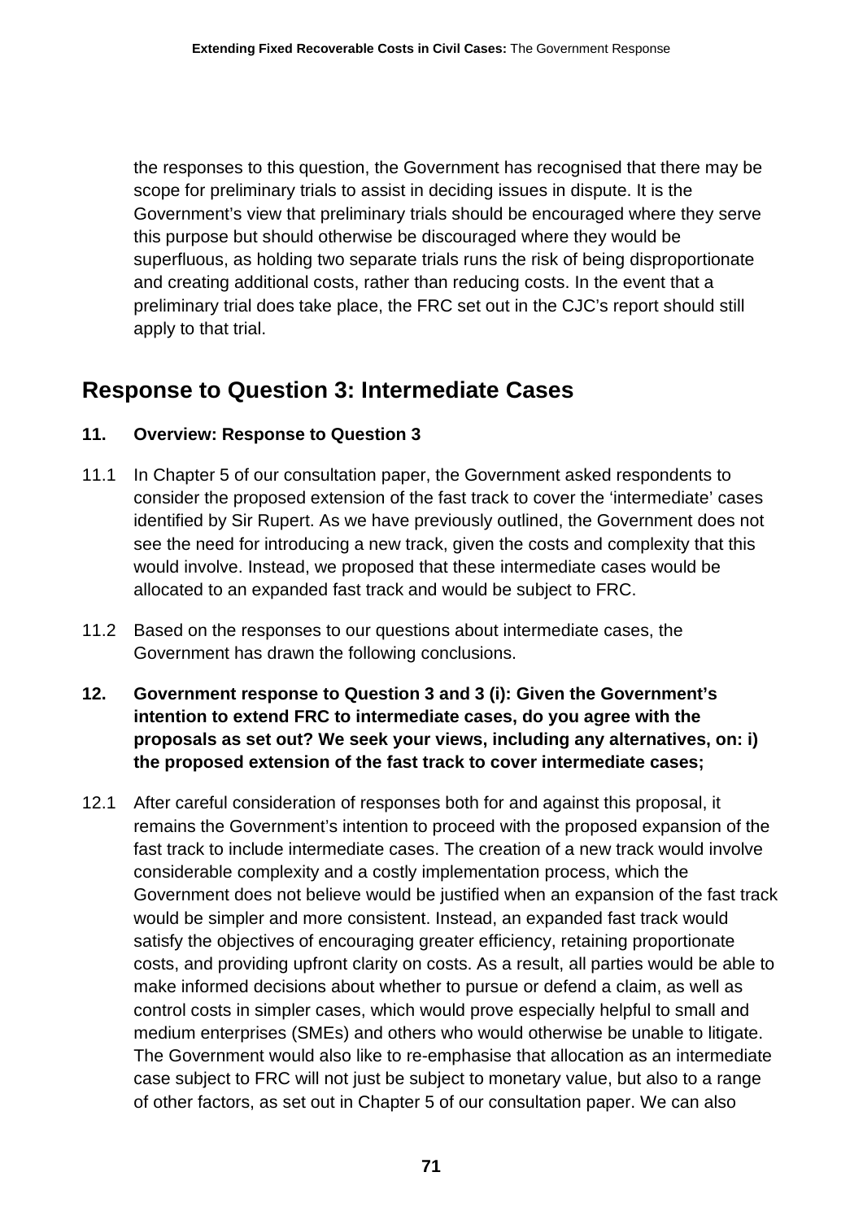the responses to this question, the Government has recognised that there may be scope for preliminary trials to assist in deciding issues in dispute. It is the Government's view that preliminary trials should be encouraged where they serve this purpose but should otherwise be discouraged where they would be superfluous, as holding two separate trials runs the risk of being disproportionate and creating additional costs, rather than reducing costs. In the event that a preliminary trial does take place, the FRC set out in the CJC's report should still apply to that trial.

## Response to Question 3: Intermediate Cases

### 11. Overview: Response to Question 3

11.1 In Chapter 5 of our consultation paper, the Government asked respondents to consider the proposed extension of the fast track to cover the 'intermediate' cases identified by Sir Rupert. As we have previously outlined, the Government does not see the need for introducing a new track, given the costs and complexity that this would involve. Instead, we proposed that these intermediate cases would be allocated to an expanded fast track and would be subject to FRC.

11.2 Based on the responses to our questions about intermediate cases, the Government has drawn the following conclusions.

### 12. Government response to Question 3 and 3 (i): Given the Government's intention to extend FRC to intermediate cases, do you agree with the proposals as set out? We seek your views, including any alternatives, on: i) the proposed extension of the fast track to cover intermediate cases;

12.1 After careful consideration of responses both for and against this proposal, it remains the Government's intention to proceed with the proposed expansion of the fast track to include intermediate cases. The creation of a new track would involve considerable complexity and a costly implementation process, which the Government does not believe would be justified when an expansion of the fast track would be simpler and more consistent. Instead, an expanded fast track would satisfy the objectives of encouraging greater efficiency, retaining proportionate costs, and providing upfront clarity on costs. As a result, all parties would be able to make informed decisions about whether to pursue or defend a claim, as well as control costs in simpler cases, which would prove especially helpful to small and medium enterprises (SMEs) and others who would otherwise be unable to litigate. The Government would also like to re-emphasise that allocation as an intermediate case subject to FRC will not just be subject to monetary value, but also to a range of other factors, as set out in Chapter 5 of our consultation paper. We can also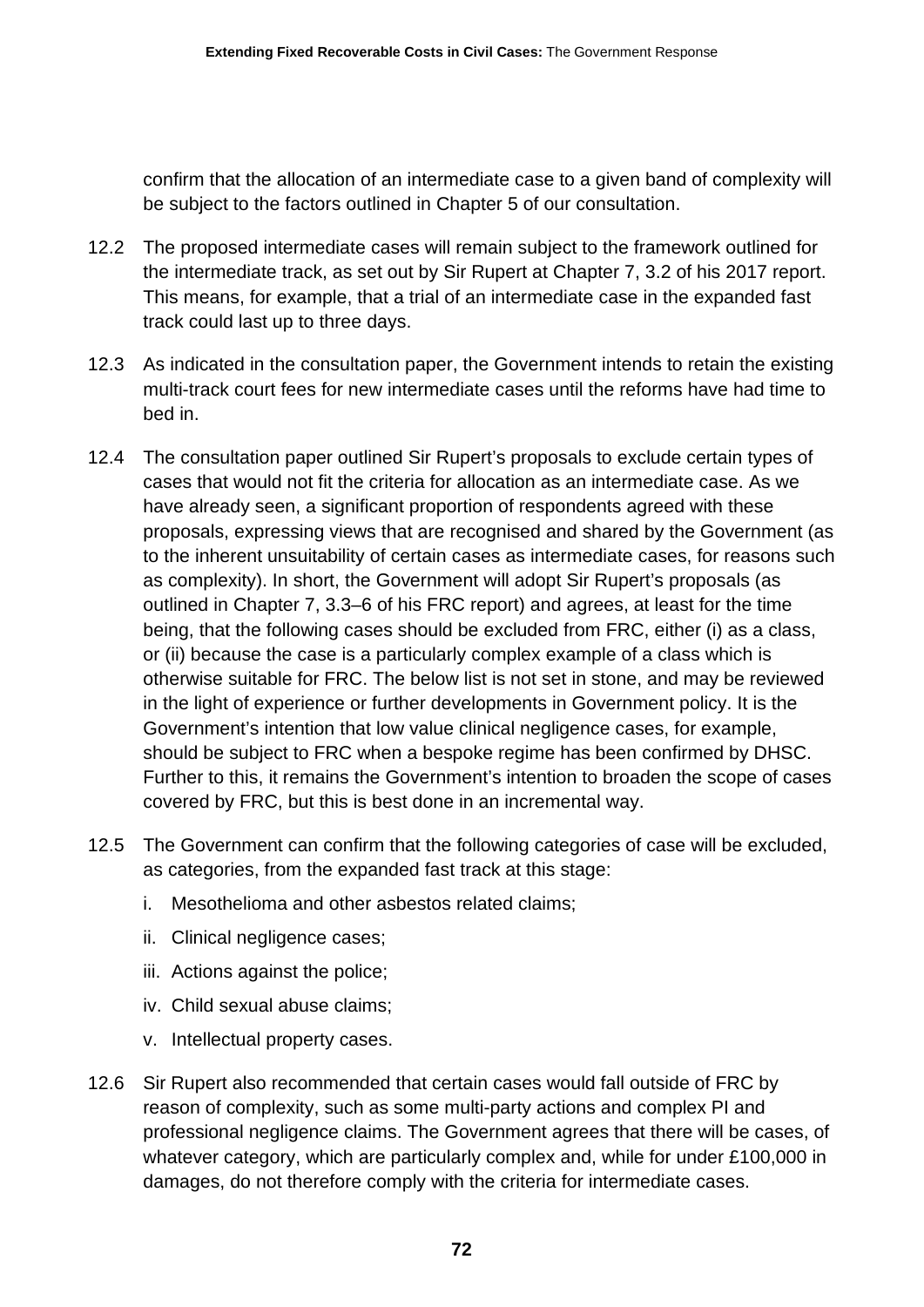confirm that the allocation of an intermediate case to a given band of complexity will be subject to the factors outlined in Chapter 5 of our consultation.

12.2 The proposed intermediate cases will remain subject to the framework outlined for the intermediate track, as set out by Sir Rupert at Chapter 7, 3.2 of his 2017 report. This means, for example, that a trial of an intermediate case in the expanded fast track could last up to three days.

12.3 As indicated in the consultation paper, the Government intends to retain the existing multi-track court fees for new intermediate cases until the reforms have had time to bed in.

12.4 The consultation paper outlined Sir Rupert's proposals to exclude certain types of cases that would not fit the criteria for allocation as an intermediate case. As we have already seen, a significant proportion of respondents agreed with these proposals, expressing views that are recognised and shared by the Government (as to the inherent unsuitability of certain cases as intermediate cases, for reasons such as complexity). In short, the Government will adopt Sir Rupert's proposals (as outlined in Chapter 7, 3.3–6 of his FRC report) and agrees, at least for the time being, that the following cases should be excluded from FRC, either (i) as a class, or (ii) because the case is a particularly complex example of a class which is otherwise suitable for FRC. The below list is not set in stone, and may be reviewed in the light of experience or further developments in Government policy. It is the Government's intention that low value clinical negligence cases, for example, should be subject to FRC when a bespoke regime has been confirmed by DHSC. Further to this, it remains the Government's intention to broaden the scope of cases covered by FRC, but this is best done in an incremental way.

12.5 The Government can confirm that the following categories of case will be excluded, as categories, from the expanded fast track at this stage:

i. Mesothelioma and other asbestos related claims;
ii. Clinical negligence cases;
iii. Actions against the police;
iv. Child sexual abuse claims;
v. Intellectual property cases.

12.6 Sir Rupert also recommended that certain cases would fall outside of FRC by reason of complexity, such as some multi-party actions and complex PI and professional negligence claims. The Government agrees that there will be cases, of whatever category, which are particularly complex and, while for under £100,000 in damages, do not therefore comply with the criteria for intermediate cases.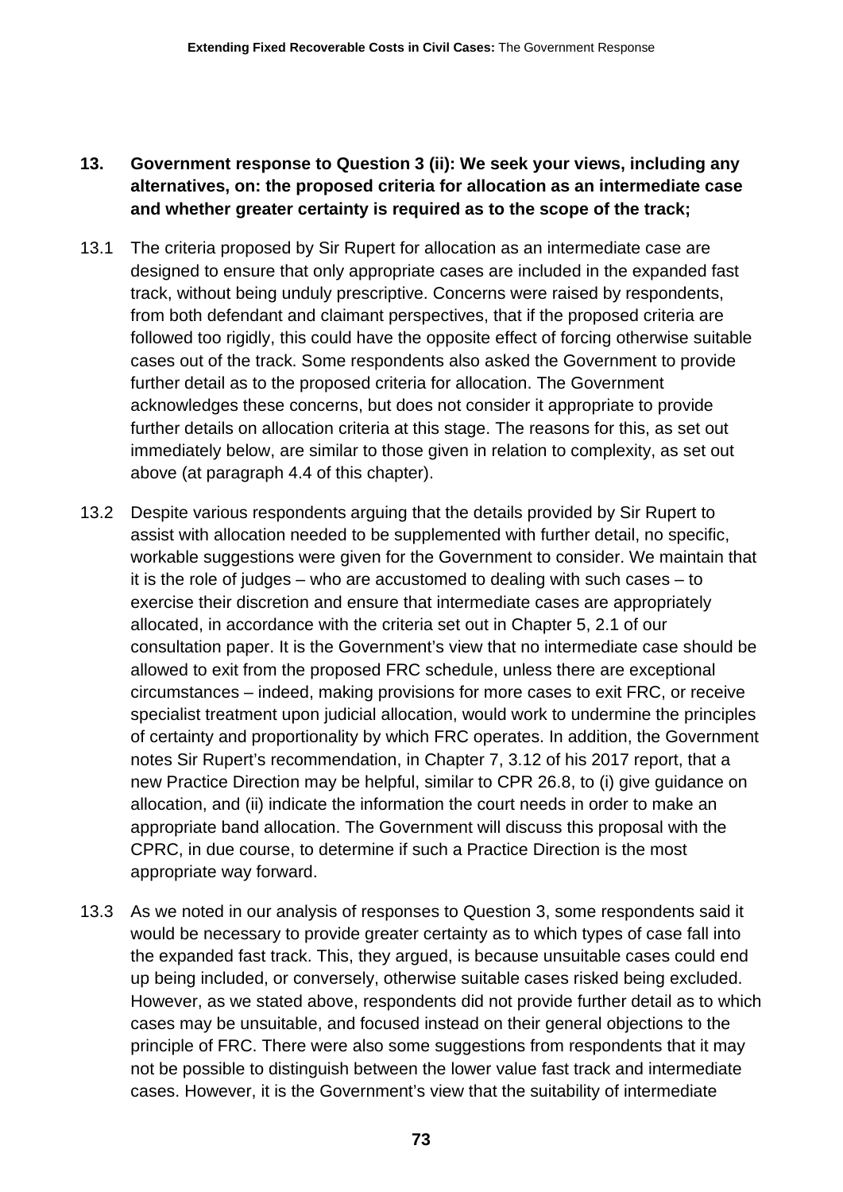## 13. Government response to Question 3 (ii): We seek your views, including any alternatives, on: the proposed criteria for allocation as an intermediate case and whether greater certainty is required as to the scope of the track;

13.1 The criteria proposed by Sir Rupert for allocation as an intermediate case are designed to ensure that only appropriate cases are included in the expanded fast track, without being unduly prescriptive. Concerns were raised by respondents, from both defendant and claimant perspectives, that if the proposed criteria are followed too rigidly, this could have the opposite effect of forcing otherwise suitable cases out of the track. Some respondents also asked the Government to provide further detail as to the proposed criteria for allocation. The Government acknowledges these concerns, but does not consider it appropriate to provide further details on allocation criteria at this stage. The reasons for this, as set out immediately below, are similar to those given in relation to complexity, as set out above (at paragraph 4.4 of this chapter).

13.2 Despite various respondents arguing that the details provided by Sir Rupert to assist with allocation needed to be supplemented with further detail, no specific, workable suggestions were given for the Government to consider. We maintain that it is the role of judges – who are accustomed to dealing with such cases – to exercise their discretion and ensure that intermediate cases are appropriately allocated, in accordance with the criteria set out in Chapter 5, 2.1 of our consultation paper. It is the Government's view that no intermediate case should be allowed to exit from the proposed FRC schedule, unless there are exceptional circumstances – indeed, making provisions for more cases to exit FRC, or receive specialist treatment upon judicial allocation, would work to undermine the principles of certainty and proportionality by which FRC operates. In addition, the Government notes Sir Rupert's recommendation, in Chapter 7, 3.12 of his 2017 report, that a new Practice Direction may be helpful, similar to CPR 26.8, to (i) give guidance on allocation, and (ii) indicate the information the court needs in order to make an appropriate band allocation. The Government will discuss this proposal with the CPRC, in due course, to determine if such a Practice Direction is the most appropriate way forward.

13.3 As we noted in our analysis of responses to Question 3, some respondents said it would be necessary to provide greater certainty as to which types of case fall into the expanded fast track. This, they argued, is because unsuitable cases could end up being included, or conversely, otherwise suitable cases risked being excluded. However, as we stated above, respondents did not provide further detail as to which cases may be unsuitable, and focused instead on their general objections to the principle of FRC. There were also some suggestions from respondents that it may not be possible to distinguish between the lower value fast track and intermediate cases. However, it is the Government's view that the suitability of intermediate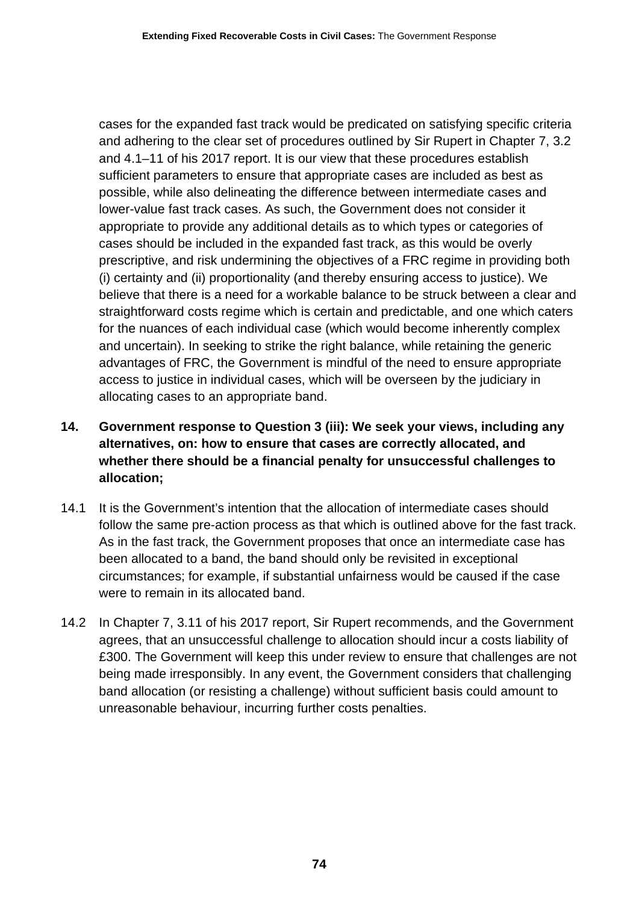cases for the expanded fast track would be predicated on satisfying specific criteria and adhering to the clear set of procedures outlined by Sir Rupert in Chapter 7, 3.2 and 4.1–11 of his 2017 report. It is our view that these procedures establish sufficient parameters to ensure that appropriate cases are included as best as possible, while also delineating the difference between intermediate cases and lower-value fast track cases. As such, the Government does not consider it appropriate to provide any additional details as to which types or categories of cases should be included in the expanded fast track, as this would be overly prescriptive, and risk undermining the objectives of a FRC regime in providing both (i) certainty and (ii) proportionality (and thereby ensuring access to justice). We believe that there is a need for a workable balance to be struck between a clear and straightforward costs regime which is certain and predictable, and one which caters for the nuances of each individual case (which would become inherently complex and uncertain). In seeking to strike the right balance, while retaining the generic advantages of FRC, the Government is mindful of the need to ensure appropriate access to justice in individual cases, which will be overseen by the judiciary in allocating cases to an appropriate band.

**14. Government response to Question 3 (iii): We seek your views, including any alternatives, on: how to ensure that cases are correctly allocated, and whether there should be a financial penalty for unsuccessful challenges to allocation;**

14.1 It is the Government's intention that the allocation of intermediate cases should follow the same pre-action process as that which is outlined above for the fast track. As in the fast track, the Government proposes that once an intermediate case has been allocated to a band, the band should only be revisited in exceptional circumstances; for example, if substantial unfairness would be caused if the case were to remain in its allocated band.

14.2 In Chapter 7, 3.11 of his 2017 report, Sir Rupert recommends, and the Government agrees, that an unsuccessful challenge to allocation should incur a costs liability of £300. The Government will keep this under review to ensure that challenges are not being made irresponsibly. In any event, the Government considers that challenging band allocation (or resisting a challenge) without sufficient basis could amount to unreasonable behaviour, incurring further costs penalties.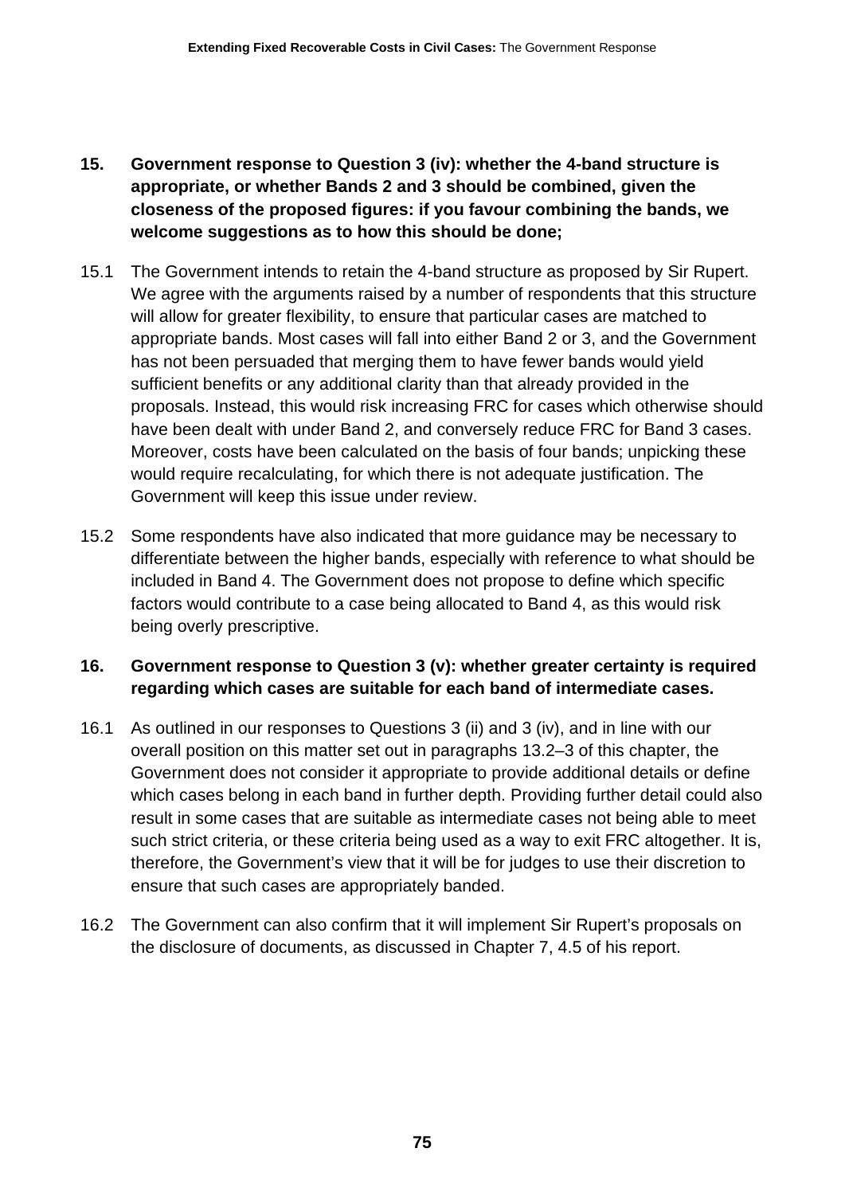**15. Government response to Question 3 (iv): whether the 4-band structure is appropriate, or whether Bands 2 and 3 should be combined, given the closeness of the proposed figures: if you favour combining the bands, we welcome suggestions as to how this should be done;**

15.1 The Government intends to retain the 4-band structure as proposed by Sir Rupert. We agree with the arguments raised by a number of respondents that this structure will allow for greater flexibility, to ensure that particular cases are matched to appropriate bands. Most cases will fall into either Band 2 or 3, and the Government has not been persuaded that merging them to have fewer bands would yield sufficient benefits or any additional clarity than that already provided in the proposals. Instead, this would risk increasing FRC for cases which otherwise should have been dealt with under Band 2, and conversely reduce FRC for Band 3 cases. Moreover, costs have been calculated on the basis of four bands; unpicking these would require recalculating, for which there is not adequate justification. The Government will keep this issue under review.

15.2 Some respondents have also indicated that more guidance may be necessary to differentiate between the higher bands, especially with reference to what should be included in Band 4. The Government does not propose to define which specific factors would contribute to a case being allocated to Band 4, as this would risk being overly prescriptive.

**16. Government response to Question 3 (v): whether greater certainty is required regarding which cases are suitable for each band of intermediate cases.**

16.1 As outlined in our responses to Questions 3 (ii) and 3 (iv), and in line with our overall position on this matter set out in paragraphs 13.2–3 of this chapter, the Government does not consider it appropriate to provide additional details or define which cases belong in each band in further depth. Providing further detail could also result in some cases that are suitable as intermediate cases not being able to meet such strict criteria, or these criteria being used as a way to exit FRC altogether. It is, therefore, the Government's view that it will be for judges to use their discretion to ensure that such cases are appropriately banded.

16.2 The Government can also confirm that it will implement Sir Rupert's proposals on the disclosure of documents, as discussed in Chapter 7, 4.5 of his report.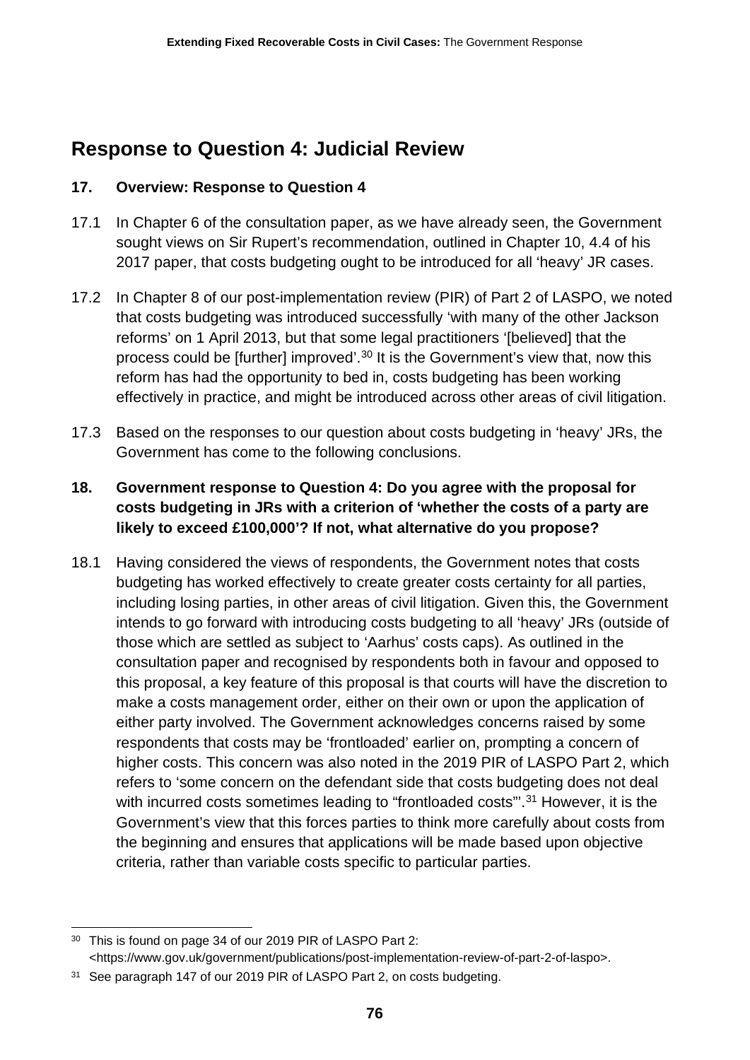## Response to Question 4: Judicial Review

### 17. Overview: Response to Question 4

17.1 In Chapter 6 of the consultation paper, as we have already seen, the Government sought views on Sir Rupert's recommendation, outlined in Chapter 10, 4.4 of his 2017 paper, that costs budgeting ought to be introduced for all 'heavy' JR cases.

17.2 In Chapter 8 of our post-implementation review (PIR) of Part 2 of LASPO, we noted that costs budgeting was introduced successfully 'with many of the other Jackson reforms' on 1 April 2013, but that some legal practitioners '[believed] that the process could be [further] improved'.[30] It is the Government's view that, now this reform has had the opportunity to bed in, costs budgeting has been working effectively in practice, and might be introduced across other areas of civil litigation.

17.3 Based on the responses to our question about costs budgeting in 'heavy' JRs, the Government has come to the following conclusions.

### 18. Government response to Question 4: Do you agree with the proposal for costs budgeting in JRs with a criterion of 'whether the costs of a party are likely to exceed £100,000'? If not, what alternative do you propose?

18.1 Having considered the views of respondents, the Government notes that costs budgeting has worked effectively to create greater costs certainty for all parties, including losing parties, in other areas of civil litigation. Given this, the Government intends to go forward with introducing costs budgeting to all 'heavy' JRs (outside of those which are settled as subject to 'Aarhus' costs caps). As outlined in the consultation paper and recognised by respondents both in favour and opposed to this proposal, a key feature of this proposal is that courts will have the discretion to make a costs management order, either on their own or upon the application of either party involved. The Government acknowledges concerns raised by some respondents that costs may be 'frontloaded' earlier on, prompting a concern of higher costs. This concern was also noted in the 2019 PIR of LASPO Part 2, which refers to 'some concern on the defendant side that costs budgeting does not deal with incurred costs sometimes leading to "frontloaded costs"'.[31] However, it is the Government's view that this forces parties to think more carefully about costs from the beginning and ensures that applications will be made based upon objective criteria, rather than variable costs specific to particular parties.

---

[30] This is found on page 34 of our 2019 PIR of LASPO Part 2: <https://www.gov.uk/government/publications/post-implementation-review-of-part-2-of-laspo>.

[31] See paragraph 147 of our 2019 PIR of LASPO Part 2, on costs budgeting.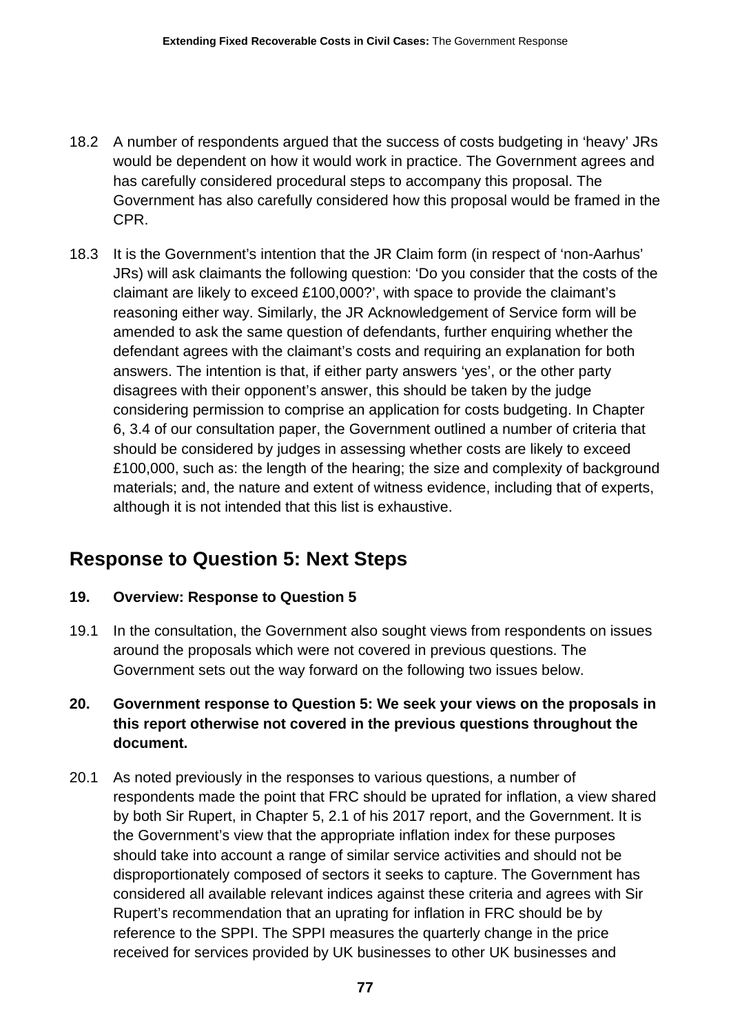18.2 A number of respondents argued that the success of costs budgeting in 'heavy' JRs would be dependent on how it would work in practice. The Government agrees and has carefully considered procedural steps to accompany this proposal. The Government has also carefully considered how this proposal would be framed in the CPR.

18.3 It is the Government's intention that the JR Claim form (in respect of 'non-Aarhus' JRs) will ask claimants the following question: 'Do you consider that the costs of the claimant are likely to exceed £100,000?', with space to provide the claimant's reasoning either way. Similarly, the JR Acknowledgement of Service form will be amended to ask the same question of defendants, further enquiring whether the defendant agrees with the claimant's costs and requiring an explanation for both answers. The intention is that, if either party answers 'yes', or the other party disagrees with their opponent's answer, this should be taken by the judge considering permission to comprise an application for costs budgeting. In Chapter 6, 3.4 of our consultation paper, the Government outlined a number of criteria that should be considered by judges in assessing whether costs are likely to exceed £100,000, such as: the length of the hearing; the size and complexity of background materials; and, the nature and extent of witness evidence, including that of experts, although it is not intended that this list is exhaustive.

## Response to Question 5: Next Steps

### 19. Overview: Response to Question 5

19.1 In the consultation, the Government also sought views from respondents on issues around the proposals which were not covered in previous questions. The Government sets out the way forward on the following two issues below.

### 20. Government response to Question 5: We seek your views on the proposals in this report otherwise not covered in the previous questions throughout the document.

20.1 As noted previously in the responses to various questions, a number of respondents made the point that FRC should be uprated for inflation, a view shared by both Sir Rupert, in Chapter 5, 2.1 of his 2017 report, and the Government. It is the Government's view that the appropriate inflation index for these purposes should take into account a range of similar service activities and should not be disproportionately composed of sectors it seeks to capture. The Government has considered all available relevant indices against these criteria and agrees with Sir Rupert's recommendation that an uprating for inflation in FRC should be by reference to the SPPI. The SPPI measures the quarterly change in the price received for services provided by UK businesses to other UK businesses and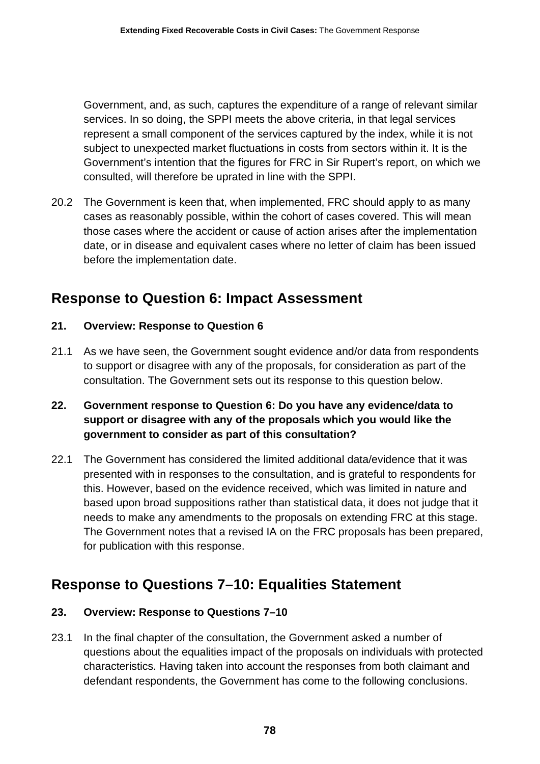Government, and, as such, captures the expenditure of a range of relevant similar services. In so doing, the SPPI meets the above criteria, in that legal services represent a small component of the services captured by the index, while it is not subject to unexpected market fluctuations in costs from sectors within it. It is the Government's intention that the figures for FRC in Sir Rupert's report, on which we consulted, will therefore be uprated in line with the SPPI.

20.2 The Government is keen that, when implemented, FRC should apply to as many cases as reasonably possible, within the cohort of cases covered. This will mean those cases where the accident or cause of action arises after the implementation date, or in disease and equivalent cases where no letter of claim has been issued before the implementation date.

## Response to Question 6: Impact Assessment

### 21. Overview: Response to Question 6

21.1 As we have seen, the Government sought evidence and/or data from respondents to support or disagree with any of the proposals, for consideration as part of the consultation. The Government sets out its response to this question below.

### 22. Government response to Question 6: Do you have any evidence/data to support or disagree with any of the proposals which you would like the government to consider as part of this consultation?

22.1 The Government has considered the limited additional data/evidence that it was presented with in responses to the consultation, and is grateful to respondents for this. However, based on the evidence received, which was limited in nature and based upon broad suppositions rather than statistical data, it does not judge that it needs to make any amendments to the proposals on extending FRC at this stage. The Government notes that a revised IA on the FRC proposals has been prepared, for publication with this response.

## Response to Questions 7–10: Equalities Statement

### 23. Overview: Response to Questions 7–10

23.1 In the final chapter of the consultation, the Government asked a number of questions about the equalities impact of the proposals on individuals with protected characteristics. Having taken into account the responses from both claimant and defendant respondents, the Government has come to the following conclusions.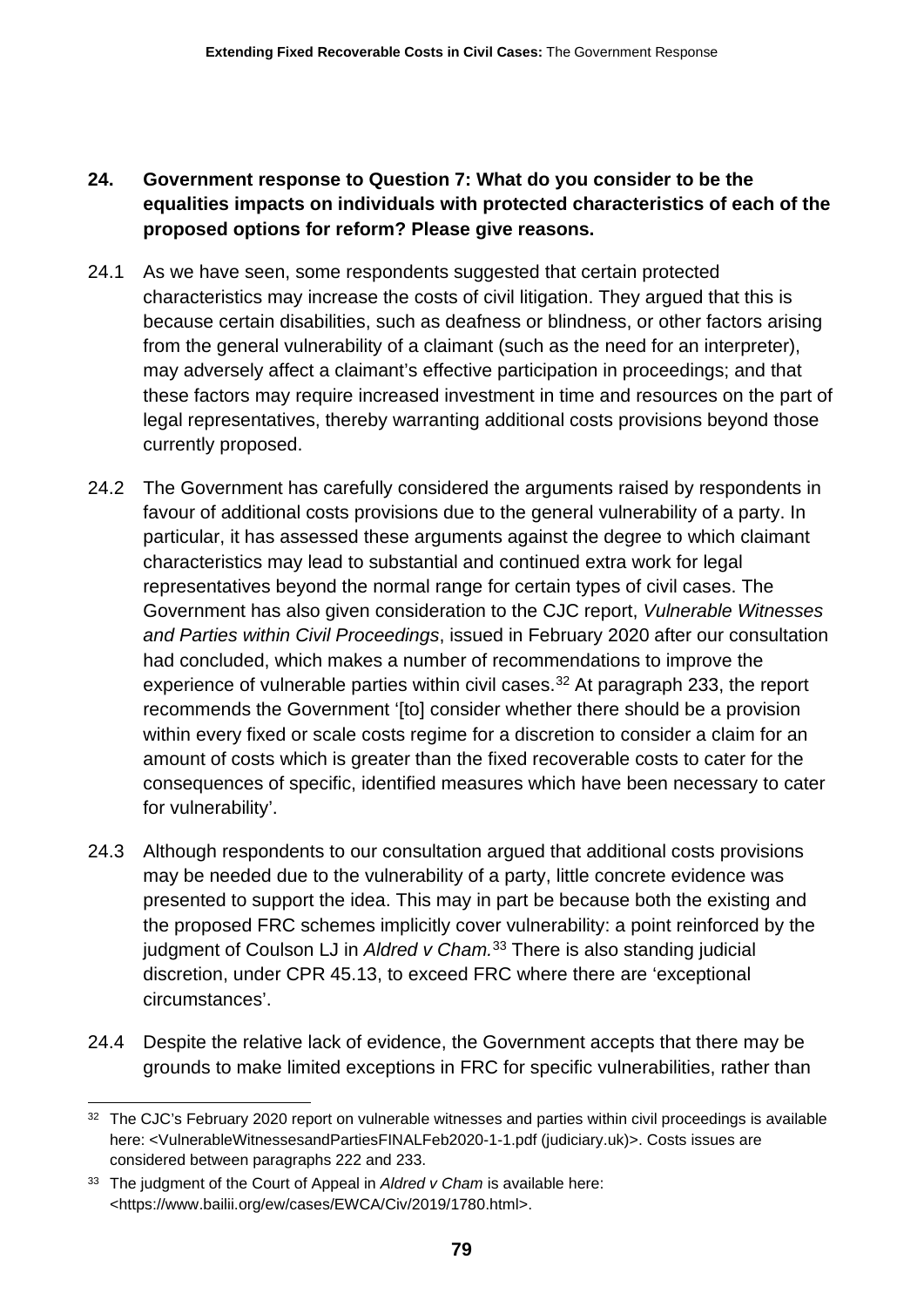## 24. Government response to Question 7: What do you consider to be the equalities impacts on individuals with protected characteristics of each of the proposed options for reform? Please give reasons.

24.1 As we have seen, some respondents suggested that certain protected characteristics may increase the costs of civil litigation. They argued that this is because certain disabilities, such as deafness or blindness, or other factors arising from the general vulnerability of a claimant (such as the need for an interpreter), may adversely affect a claimant's effective participation in proceedings; and that these factors may require increased investment in time and resources on the part of legal representatives, thereby warranting additional costs provisions beyond those currently proposed.

24.2 The Government has carefully considered the arguments raised by respondents in favour of additional costs provisions due to the general vulnerability of a party. In particular, it has assessed these arguments against the degree to which claimant characteristics may lead to substantial and continued extra work for legal representatives beyond the normal range for certain types of civil cases. The Government has also given consideration to the CJC report, *Vulnerable Witnesses and Parties within Civil Proceedings*, issued in February 2020 after our consultation had concluded, which makes a number of recommendations to improve the experience of vulnerable parties within civil cases.[32] At paragraph 233, the report recommends the Government '[to] consider whether there should be a provision within every fixed or scale costs regime for a discretion to consider a claim for an amount of costs which is greater than the fixed recoverable costs to cater for the consequences of specific, identified measures which have been necessary to cater for vulnerability'.

24.3 Although respondents to our consultation argued that additional costs provisions may be needed due to the vulnerability of a party, little concrete evidence was presented to support the idea. This may in part be because both the existing and the proposed FRC schemes implicitly cover vulnerability: a point reinforced by the judgment of Coulson LJ in *Aldred v Cham.*[33] There is also standing judicial discretion, under CPR 45.13, to exceed FRC where there are 'exceptional circumstances'.

24.4 Despite the relative lack of evidence, the Government accepts that there may be grounds to make limited exceptions in FRC for specific vulnerabilities, rather than

---

[32] The CJC's February 2020 report on vulnerable witnesses and parties within civil proceedings is available here: <VulnerableWitnessesandPartiesFINALFeb2020-1-1.pdf (judiciary.uk)>. Costs issues are considered between paragraphs 222 and 233.

[33] The judgment of the Court of Appeal in *Aldred v Cham* is available here: <https://www.bailii.org/ew/cases/EWCA/Civ/2019/1780.html>.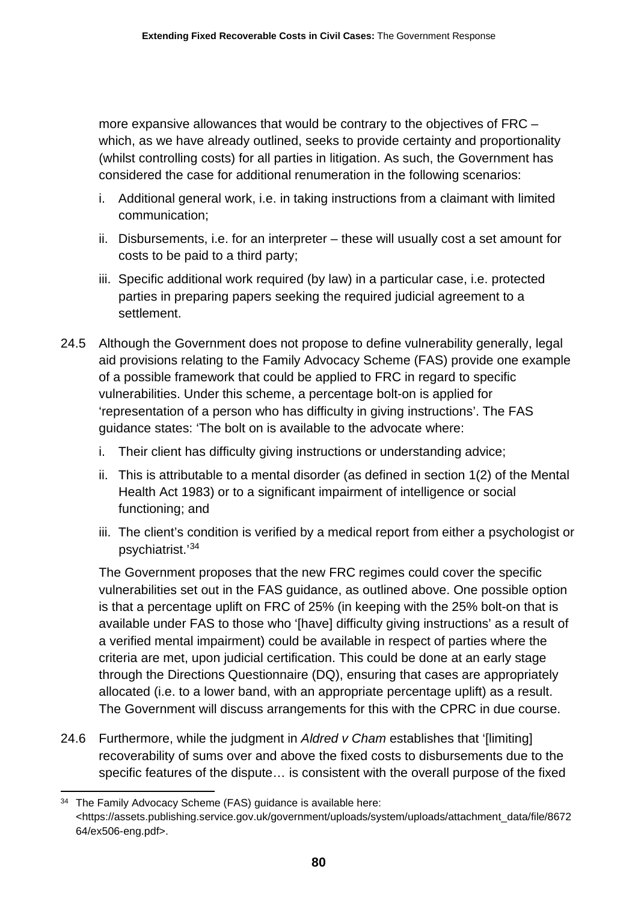more expansive allowances that would be contrary to the objectives of FRC – which, as we have already outlined, seeks to provide certainty and proportionality (whilst controlling costs) for all parties in litigation. As such, the Government has considered the case for additional renumeration in the following scenarios:

i. Additional general work, i.e. in taking instructions from a claimant with limited communication;

ii. Disbursements, i.e. for an interpreter – these will usually cost a set amount for costs to be paid to a third party;

iii. Specific additional work required (by law) in a particular case, i.e. protected parties in preparing papers seeking the required judicial agreement to a settlement.

24.5 Although the Government does not propose to define vulnerability generally, legal aid provisions relating to the Family Advocacy Scheme (FAS) provide one example of a possible framework that could be applied to FRC in regard to specific vulnerabilities. Under this scheme, a percentage bolt-on is applied for 'representation of a person who has difficulty in giving instructions'. The FAS guidance states: 'The bolt on is available to the advocate where:

i. Their client has difficulty giving instructions or understanding advice;

ii. This is attributable to a mental disorder (as defined in section 1(2) of the Mental Health Act 1983) or to a significant impairment of intelligence or social functioning; and

iii. The client's condition is verified by a medical report from either a psychologist or psychiatrist.'[34]

The Government proposes that the new FRC regimes could cover the specific vulnerabilities set out in the FAS guidance, as outlined above. One possible option is that a percentage uplift on FRC of 25% (in keeping with the 25% bolt-on that is available under FAS to those who '[have] difficulty giving instructions' as a result of a verified mental impairment) could be available in respect of parties where the criteria are met, upon judicial certification. This could be done at an early stage through the Directions Questionnaire (DQ), ensuring that cases are appropriately allocated (i.e. to a lower band, with an appropriate percentage uplift) as a result. The Government will discuss arrangements for this with the CPRC in due course.

24.6 Furthermore, while the judgment in *Aldred v Cham* establishes that '[limiting] recoverability of sums over and above the fixed costs to disbursements due to the specific features of the dispute… is consistent with the overall purpose of the fixed

---

[34] The Family Advocacy Scheme (FAS) guidance is available here: <https://assets.publishing.service.gov.uk/government/uploads/system/uploads/attachment_data/file/867264/ex506-eng.pdf>.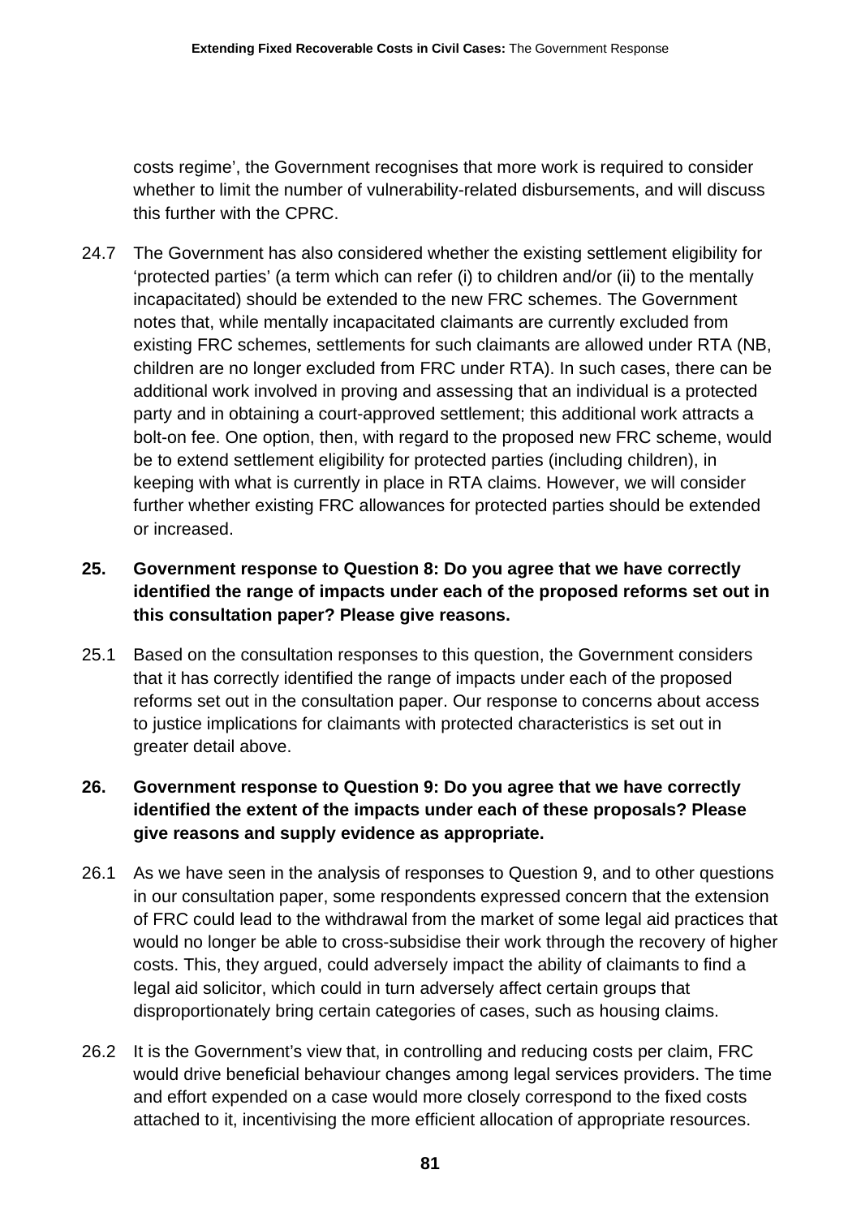costs regime', the Government recognises that more work is required to consider whether to limit the number of vulnerability-related disbursements, and will discuss this further with the CPRC.

24.7 The Government has also considered whether the existing settlement eligibility for 'protected parties' (a term which can refer (i) to children and/or (ii) to the mentally incapacitated) should be extended to the new FRC schemes. The Government notes that, while mentally incapacitated claimants are currently excluded from existing FRC schemes, settlements for such claimants are allowed under RTA (NB, children are no longer excluded from FRC under RTA). In such cases, there can be additional work involved in proving and assessing that an individual is a protected party and in obtaining a court-approved settlement; this additional work attracts a bolt-on fee. One option, then, with regard to the proposed new FRC scheme, would be to extend settlement eligibility for protected parties (including children), in keeping with what is currently in place in RTA claims. However, we will consider further whether existing FRC allowances for protected parties should be extended or increased.

## 25. Government response to Question 8: Do you agree that we have correctly identified the range of impacts under each of the proposed reforms set out in this consultation paper? Please give reasons.

25.1 Based on the consultation responses to this question, the Government considers that it has correctly identified the range of impacts under each of the proposed reforms set out in the consultation paper. Our response to concerns about access to justice implications for claimants with protected characteristics is set out in greater detail above.

## 26. Government response to Question 9: Do you agree that we have correctly identified the extent of the impacts under each of these proposals? Please give reasons and supply evidence as appropriate.

26.1 As we have seen in the analysis of responses to Question 9, and to other questions in our consultation paper, some respondents expressed concern that the extension of FRC could lead to the withdrawal from the market of some legal aid practices that would no longer be able to cross-subsidise their work through the recovery of higher costs. This, they argued, could adversely impact the ability of claimants to find a legal aid solicitor, which could in turn adversely affect certain groups that disproportionately bring certain categories of cases, such as housing claims.

26.2 It is the Government's view that, in controlling and reducing costs per claim, FRC would drive beneficial behaviour changes among legal services providers. The time and effort expended on a case would more closely correspond to the fixed costs attached to it, incentivising the more efficient allocation of appropriate resources.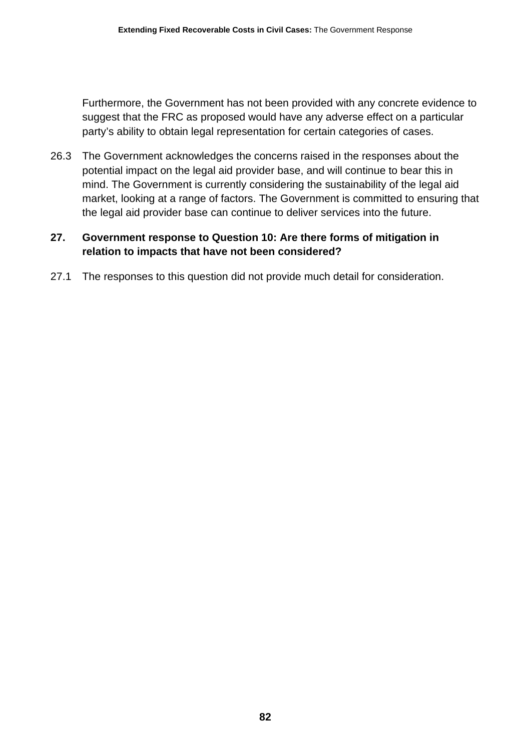Furthermore, the Government has not been provided with any concrete evidence to suggest that the FRC as proposed would have any adverse effect on a particular party's ability to obtain legal representation for certain categories of cases.

26.3 The Government acknowledges the concerns raised in the responses about the potential impact on the legal aid provider base, and will continue to bear this in mind. The Government is currently considering the sustainability of the legal aid market, looking at a range of factors. The Government is committed to ensuring that the legal aid provider base can continue to deliver services into the future.

## 27. Government response to Question 10: Are there forms of mitigation in relation to impacts that have not been considered?

27.1 The responses to this question did not provide much detail for consideration.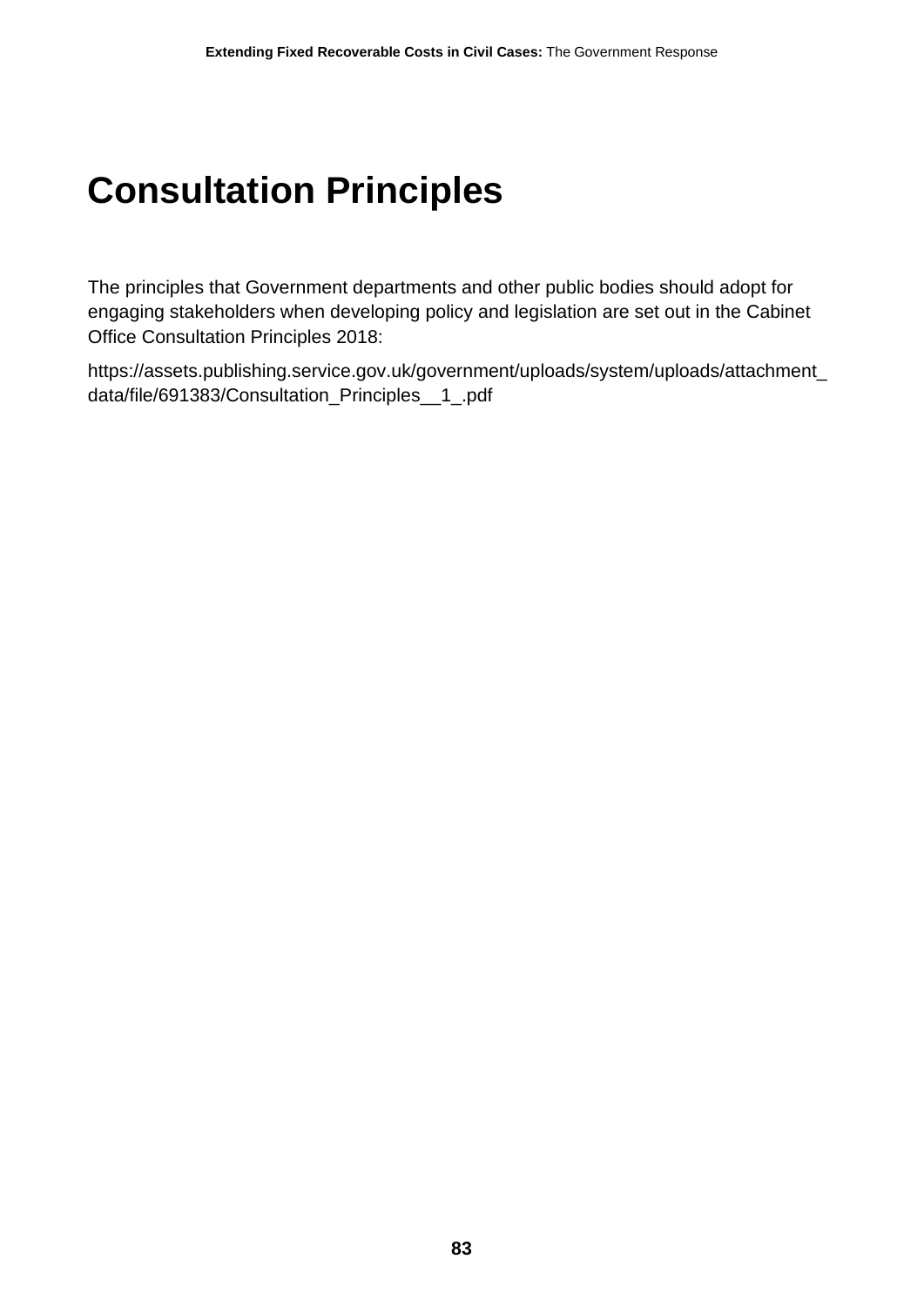# Consultation Principles

The principles that Government departments and other public bodies should adopt for engaging stakeholders when developing policy and legislation are set out in the Cabinet Office Consultation Principles 2018:

https://assets.publishing.service.gov.uk/government/uploads/system/uploads/attachment_data/file/691383/Consultation_Principles__1_.pdf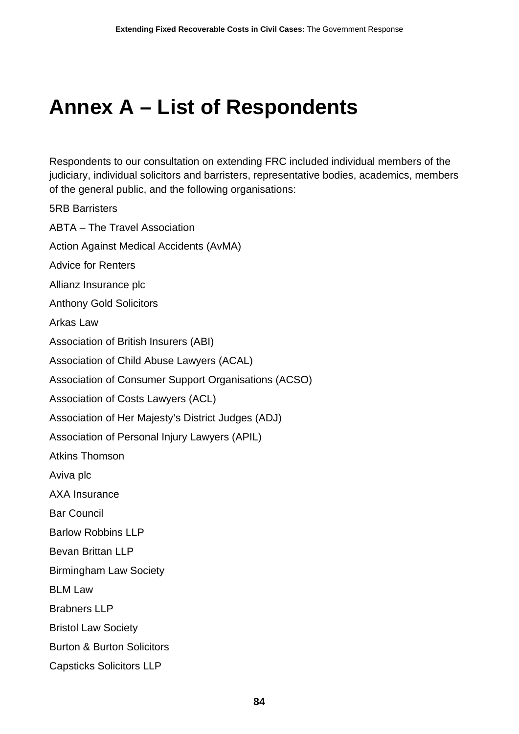# Annex A – List of Respondents

Respondents to our consultation on extending FRC included individual members of the judiciary, individual solicitors and barristers, representative bodies, academics, members of the general public, and the following organisations:

5RB Barristers

ABTA – The Travel Association

Action Against Medical Accidents (AvMA)

Advice for Renters

Allianz Insurance plc

Anthony Gold Solicitors

Arkas Law

Association of British Insurers (ABI)

Association of Child Abuse Lawyers (ACAL)

Association of Consumer Support Organisations (ACSO)

Association of Costs Lawyers (ACL)

Association of Her Majesty's District Judges (ADJ)

Association of Personal Injury Lawyers (APIL)

Atkins Thomson

Aviva plc

AXA Insurance

Bar Council

Barlow Robbins LLP

Bevan Brittan LLP

Birmingham Law Society

BLM Law

Brabners LLP

Bristol Law Society

Burton & Burton Solicitors

Capsticks Solicitors LLP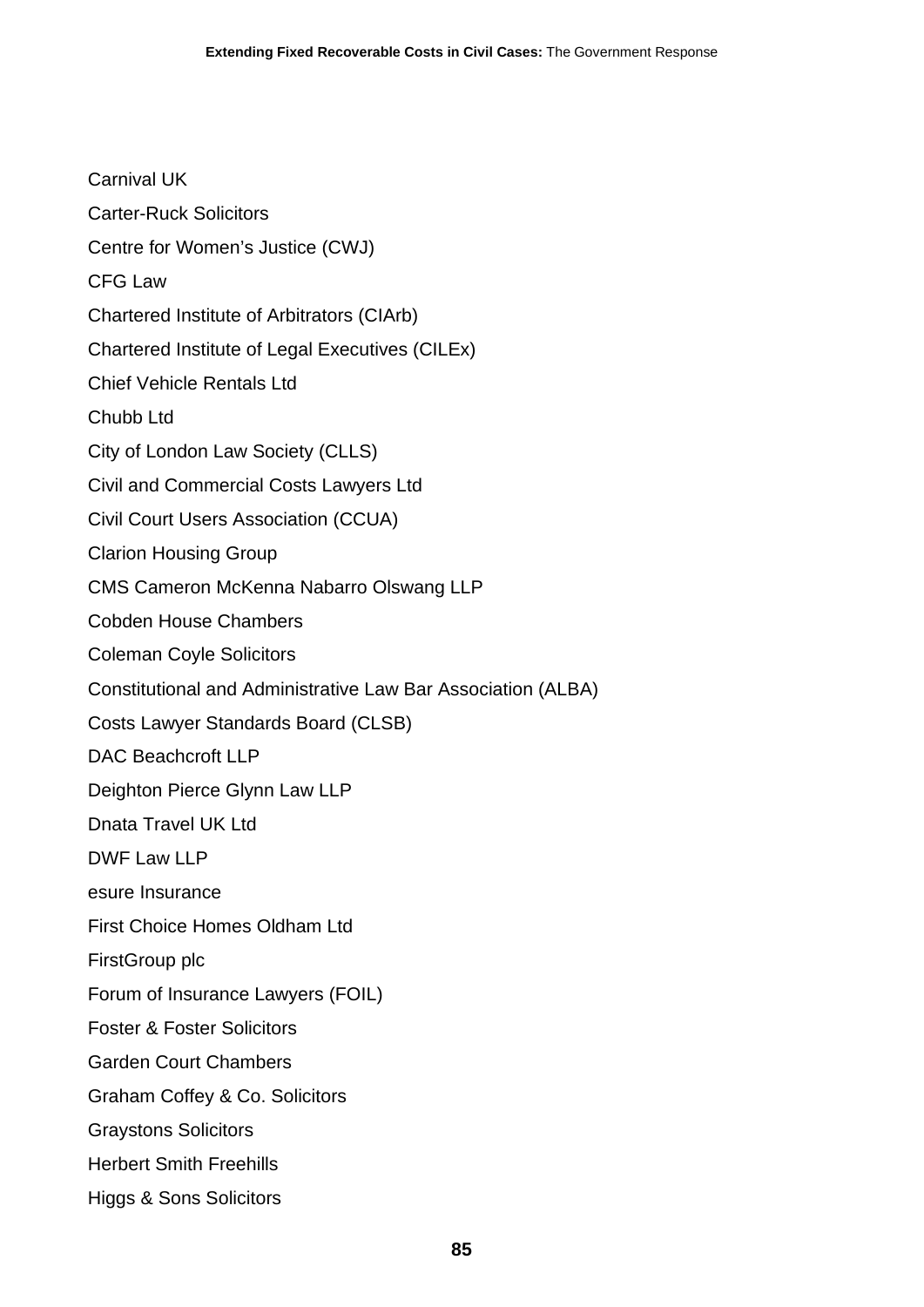Carnival UK

Carter-Ruck Solicitors

Centre for Women's Justice (CWJ)

CFG Law

Chartered Institute of Arbitrators (CIArb)

Chartered Institute of Legal Executives (CILEx)

Chief Vehicle Rentals Ltd

Chubb Ltd

City of London Law Society (CLLS)

Civil and Commercial Costs Lawyers Ltd

Civil Court Users Association (CCUA)

Clarion Housing Group

CMS Cameron McKenna Nabarro Olswang LLP

Cobden House Chambers

Coleman Coyle Solicitors

Constitutional and Administrative Law Bar Association (ALBA)

Costs Lawyer Standards Board (CLSB)

DAC Beachcroft LLP

Deighton Pierce Glynn Law LLP

Dnata Travel UK Ltd

DWF Law LLP

esure Insurance

First Choice Homes Oldham Ltd

FirstGroup plc

Forum of Insurance Lawyers (FOIL)

Foster & Foster Solicitors

Garden Court Chambers

Graham Coffey & Co. Solicitors

Graystons Solicitors

Herbert Smith Freehills

Higgs & Sons Solicitors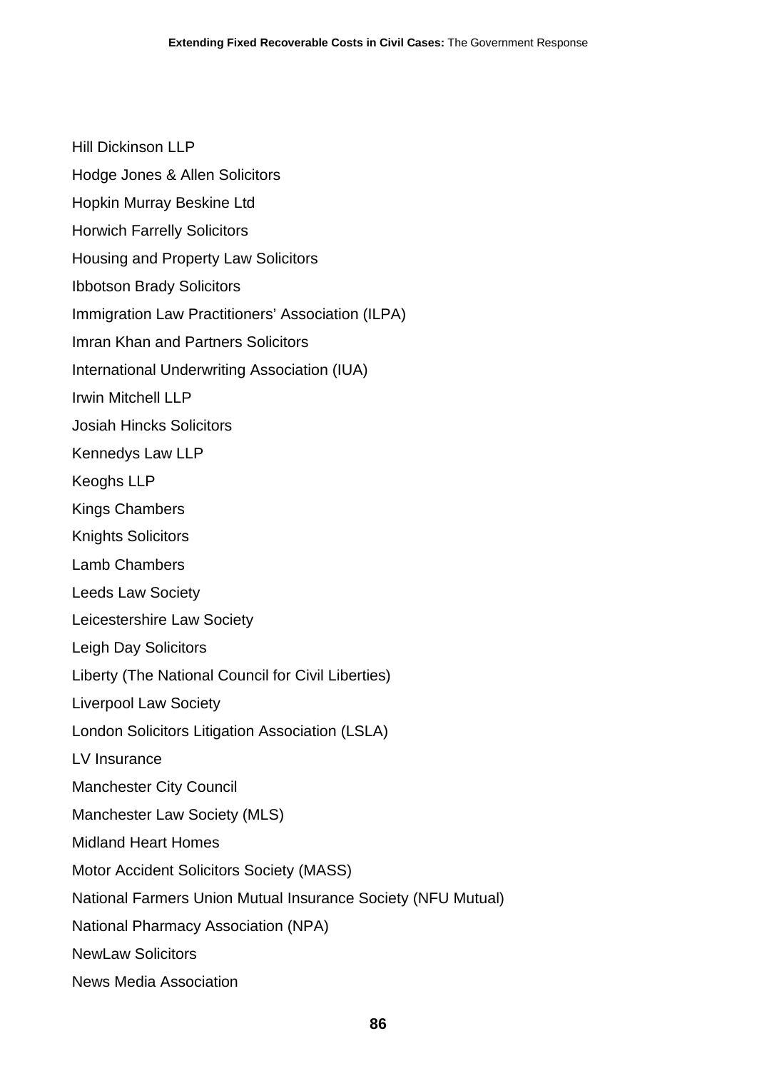Hill Dickinson LLP

Hodge Jones & Allen Solicitors

Hopkin Murray Beskine Ltd

Horwich Farrelly Solicitors

Housing and Property Law Solicitors

Ibbotson Brady Solicitors

Immigration Law Practitioners' Association (ILPA)

Imran Khan and Partners Solicitors

International Underwriting Association (IUA)

Irwin Mitchell LLP

Josiah Hincks Solicitors

Kennedys Law LLP

Keoghs LLP

Kings Chambers

Knights Solicitors

Lamb Chambers

Leeds Law Society

Leicestershire Law Society

Leigh Day Solicitors

Liberty (The National Council for Civil Liberties)

Liverpool Law Society

London Solicitors Litigation Association (LSLA)

LV Insurance

Manchester City Council

Manchester Law Society (MLS)

Midland Heart Homes

Motor Accident Solicitors Society (MASS)

National Farmers Union Mutual Insurance Society (NFU Mutual)

National Pharmacy Association (NPA)

NewLaw Solicitors

News Media Association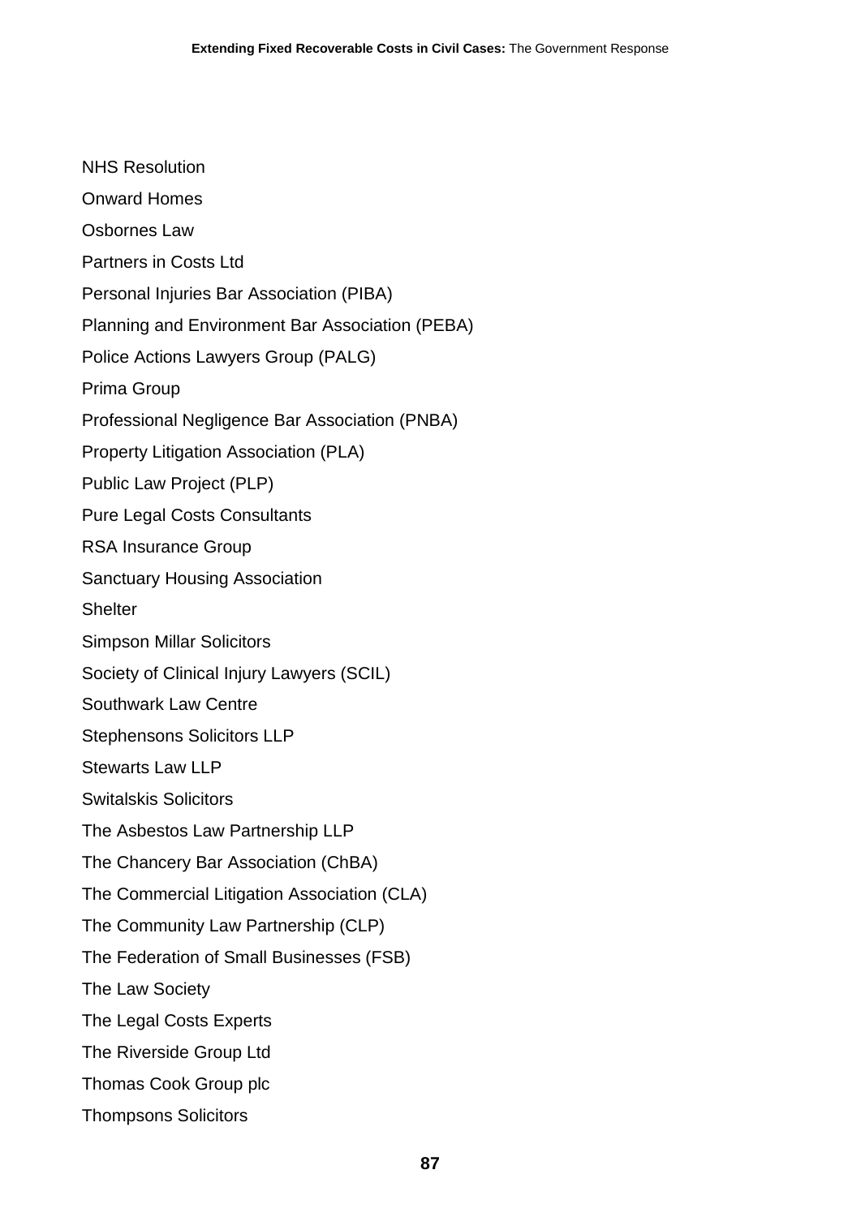NHS Resolution

Onward Homes

Osbornes Law

Partners in Costs Ltd

Personal Injuries Bar Association (PIBA)

Planning and Environment Bar Association (PEBA)

Police Actions Lawyers Group (PALG)

Prima Group

Professional Negligence Bar Association (PNBA)

Property Litigation Association (PLA)

Public Law Project (PLP)

Pure Legal Costs Consultants

RSA Insurance Group

Sanctuary Housing Association

Shelter

Simpson Millar Solicitors

Society of Clinical Injury Lawyers (SCIL)

Southwark Law Centre

Stephensons Solicitors LLP

Stewarts Law LLP

Switalskis Solicitors

The Asbestos Law Partnership LLP

The Chancery Bar Association (ChBA)

The Commercial Litigation Association (CLA)

The Community Law Partnership (CLP)

The Federation of Small Businesses (FSB)

The Law Society

The Legal Costs Experts

The Riverside Group Ltd

Thomas Cook Group plc

Thompsons Solicitors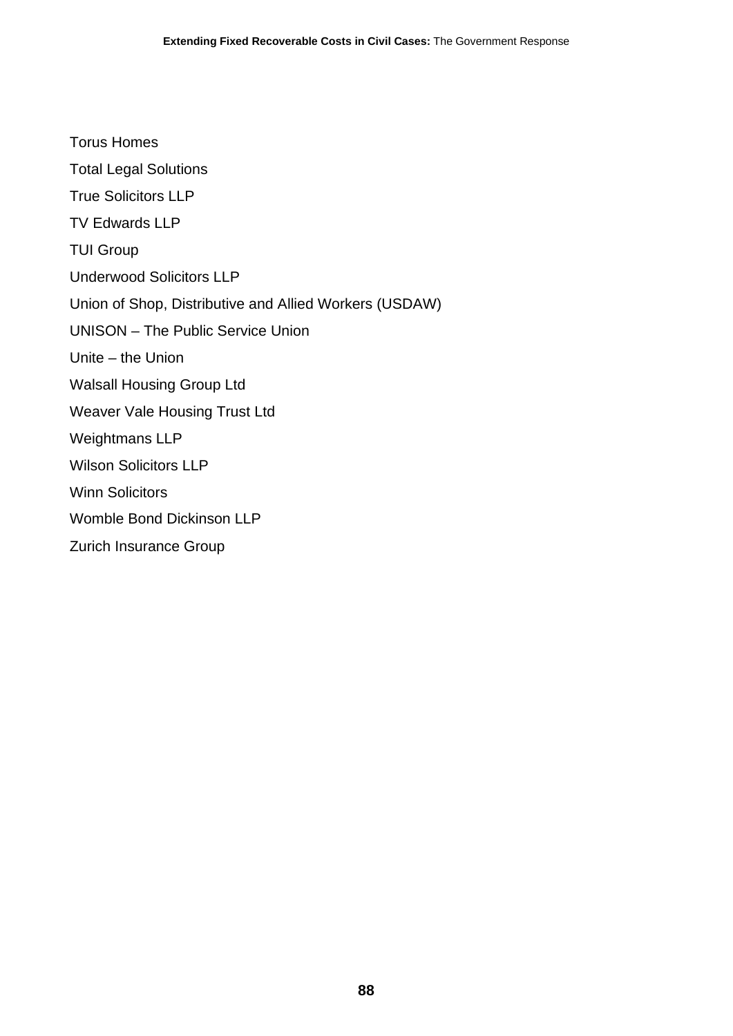Torus Homes

Total Legal Solutions

True Solicitors LLP

TV Edwards LLP

TUI Group

Underwood Solicitors LLP

Union of Shop, Distributive and Allied Workers (USDAW)

UNISON – The Public Service Union

Unite – the Union

Walsall Housing Group Ltd

Weaver Vale Housing Trust Ltd

Weightmans LLP

Wilson Solicitors LLP

Winn Solicitors

Womble Bond Dickinson LLP

Zurich Insurance Group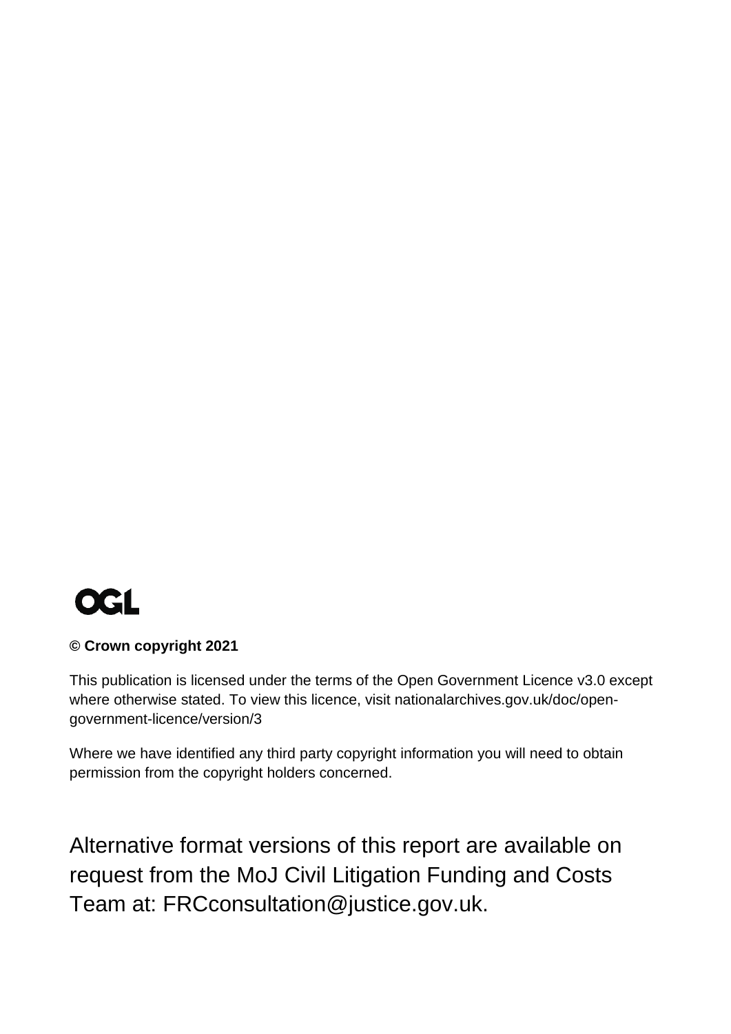OGL

**© Crown copyright 2021**

This publication is licensed under the terms of the Open Government Licence v3.0 except where otherwise stated. To view this licence, visit nationalarchives.gov.uk/doc/open-government-licence/version/3

Where we have identified any third party copyright information you will need to obtain permission from the copyright holders concerned.

Alternative format versions of this report are available on request from the MoJ Civil Litigation Funding and Costs Team at: FRCconsultation@justice.gov.uk.